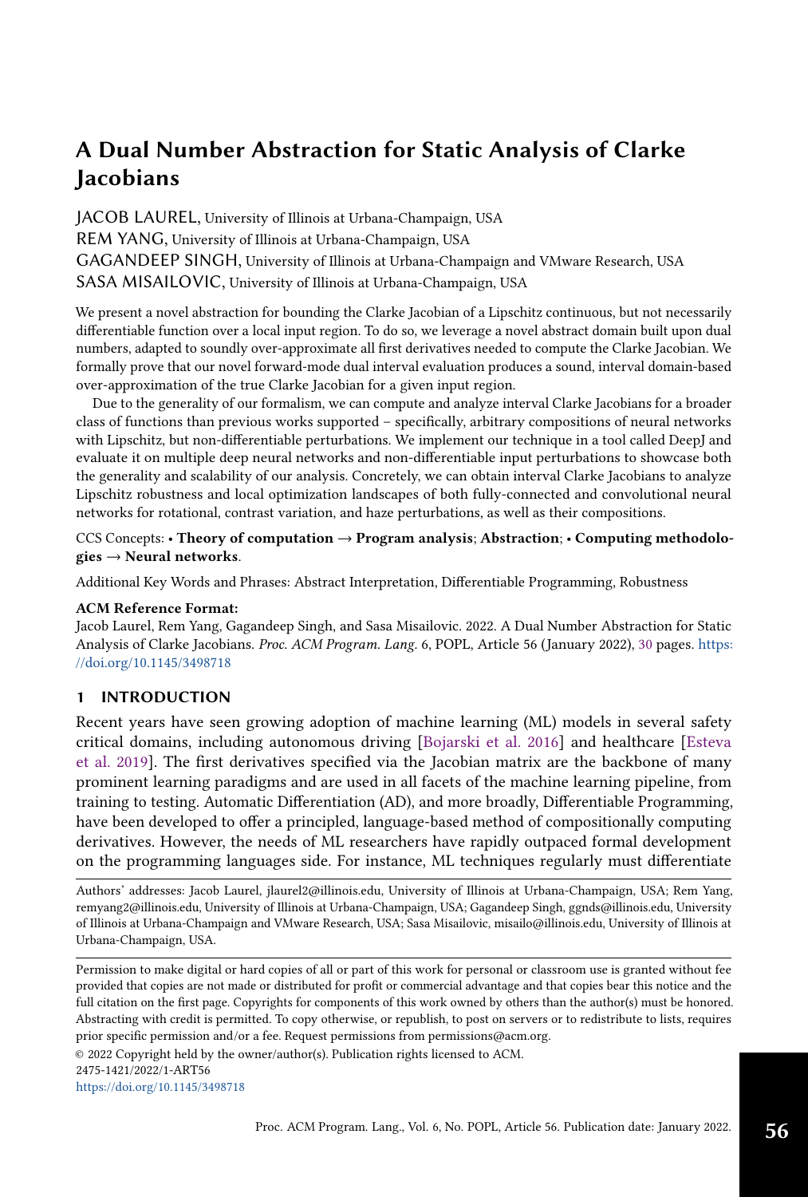# A Dual Number Abstraction for Static Analysis of Clarke Jacobians

JACOB LAUREL, University of Illinois at Urbana-Champaign, USA

REM YANG, University of Illinois at Urbana-Champaign, USA

GAGANDEEP SINGH, University of Illinois at Urbana-Champaign and VMware Research, USA

SASA MISAILOVIC, University of Illinois at Urbana-Champaign, USA

We present a novel abstraction for bounding the Clarke Jacobian of a Lipschitz continuous, but not necessarily differentiable function over a local input region. To do so, we leverage a novel abstract domain built upon dual numbers, adapted to soundly over-approximate all first derivatives needed to compute the Clarke Jacobian. We formally prove that our novel forward-mode dual interval evaluation produces a sound, interval domain-based over-approximation of the true Clarke Jacobian for a given input region.

Due to the generality of our formalism, we can compute and analyze interval Clarke Jacobians for a broader class of functions than previous works supported – specifically, arbitrary compositions of neural networks with Lipschitz, but non-differentiable perturbations. We implement our technique in a tool called DeepJ and evaluate it on multiple deep neural networks and non-differentiable input perturbations to showcase both the generality and scalability of our analysis. Concretely, we can obtain interval Clarke Jacobians to analyze Lipschitz robustness and local optimization landscapes of both fully-connected and convolutional neural networks for rotational, contrast variation, and haze perturbations, as well as their compositions.

CCS Concepts: • **Theory of computation → Program analysis**; **Abstraction**; • **Computing methodologies → Neural networks**.

Additional Key Words and Phrases: Abstract Interpretation, Differentiable Programming, Robustness

**ACM Reference Format:**

Jacob Laurel, Rem Yang, Gagandeep Singh, and Sasa Misailovic. 2022. A Dual Number Abstraction for Static Analysis of Clarke Jacobians. *Proc. ACM Program. Lang.* 6, POPL, Article 56 (January 2022), 30 pages. https://doi.org/10.1145/3498718

## 1 INTRODUCTION

Recent years have seen growing adoption of machine learning (ML) models in several safety critical domains, including autonomous driving [Bojarski et al. 2016] and healthcare [Esteva et al. 2019]. The first derivatives specified via the Jacobian matrix are the backbone of many prominent learning paradigms and are used in all facets of the machine learning pipeline, from training to testing. Automatic Differentiation (AD), and more broadly, Differentiable Programming, have been developed to offer a principled, language-based method of compositionally computing derivatives. However, the needs of ML researchers have rapidly outpaced formal development on the programming languages side. For instance, ML techniques regularly must differentiate

Authors' addresses: Jacob Laurel, jlaurel2@illinois.edu, University of Illinois at Urbana-Champaign, USA; Rem Yang, remyang2@illinois.edu, University of Illinois at Urbana-Champaign, USA; Gagandeep Singh, ggnds@illinois.edu, University of Illinois at Urbana-Champaign and VMware Research, USA; Sasa Misailovic, misailo@illinois.edu, University of Illinois at Urbana-Champaign, USA.

Permission to make digital or hard copies of all or part of this work for personal or classroom use is granted without fee provided that copies are not made or distributed for profit or commercial advantage and that copies bear this notice and the full citation on the first page. Copyrights for components of this work owned by others than the author(s) must be honored. Abstracting with credit is permitted. To copy otherwise, or republish, to post on servers or to redistribute to lists, requires prior specific permission and/or a fee. Request permissions from permissions@acm.org.

© 2022 Copyright held by the owner/author(s). Publication rights licensed to ACM.

2475-1421/2022/1-ART56

https://doi.org/10.1145/3498718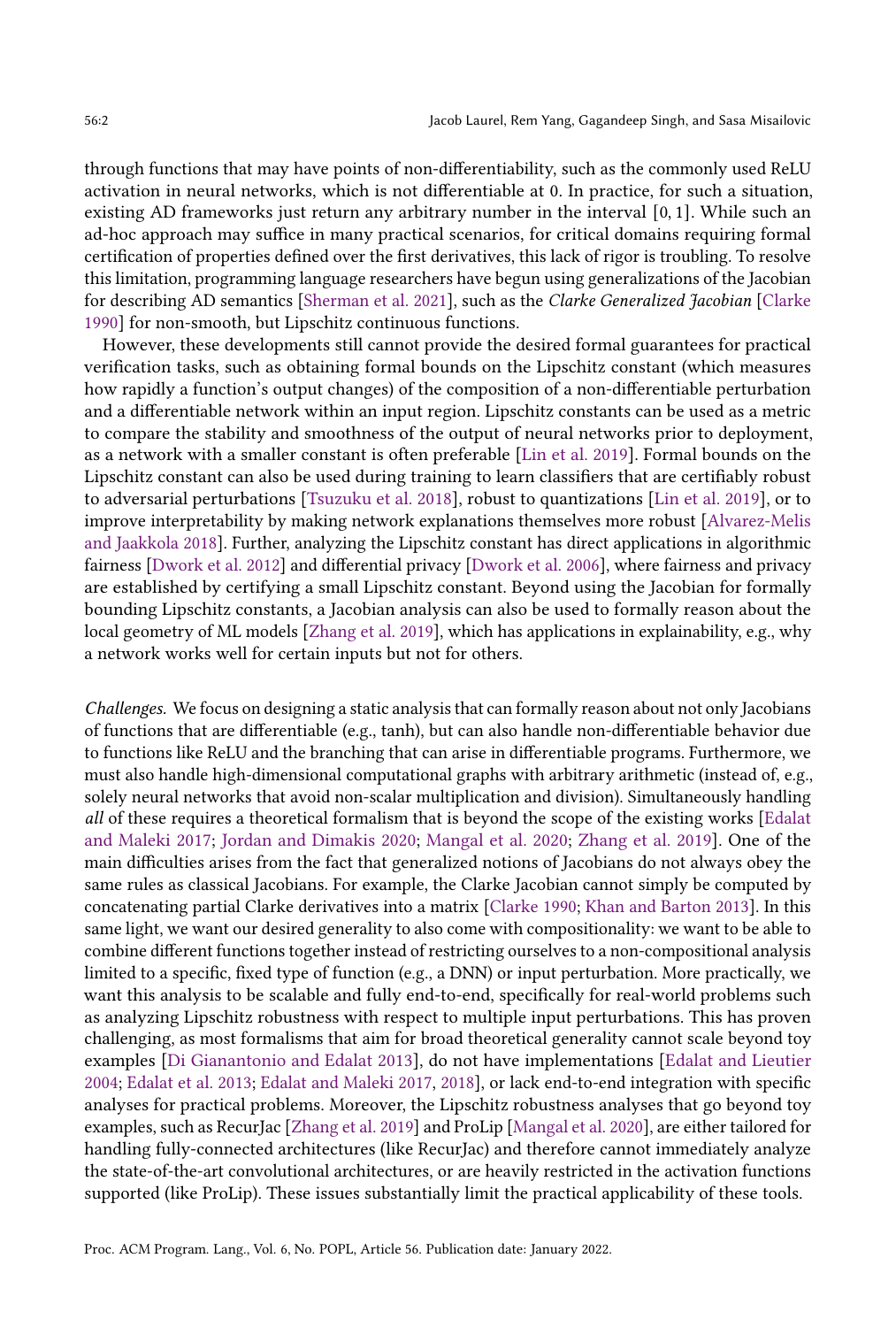through functions that may have points of non-differentiability, such as the commonly used ReLU activation in neural networks, which is not differentiable at 0. In practice, for such a situation, existing AD frameworks just return any arbitrary number in the interval $[0, 1]$. While such an ad-hoc approach may suffice in many practical scenarios, for critical domains requiring formal certification of properties defined over the first derivatives, this lack of rigor is troubling. To resolve this limitation, programming language researchers have begun using generalizations of the Jacobian for describing AD semantics [Sherman et al. 2021], such as the *Clarke Generalized Jacobian* [Clarke 1990] for non-smooth, but Lipschitz continuous functions.

However, these developments still cannot provide the desired formal guarantees for practical verification tasks, such as obtaining formal bounds on the Lipschitz constant (which measures how rapidly a function's output changes) of the composition of a non-differentiable perturbation and a differentiable network within an input region. Lipschitz constants can be used as a metric to compare the stability and smoothness of the output of neural networks prior to deployment, as a network with a smaller constant is often preferable [Lin et al. 2019]. Formal bounds on the Lipschitz constant can also be used during training to learn classifiers that are certifiably robust to adversarial perturbations [Tsuzuku et al. 2018], robust to quantizations [Lin et al. 2019], or to improve interpretability by making network explanations themselves more robust [Alvarez-Melis and Jaakkola 2018]. Further, analyzing the Lipschitz constant has direct applications in algorithmic fairness [Dwork et al. 2012] and differential privacy [Dwork et al. 2006], where fairness and privacy are established by certifying a small Lipschitz constant. Beyond using the Jacobian for formally bounding Lipschitz constants, a Jacobian analysis can also be used to formally reason about the local geometry of ML models [Zhang et al. 2019], which has applications in explainability, e.g., why a network works well for certain inputs but not for others.

*Challenges.* We focus on designing a static analysis that can formally reason about not only Jacobians of functions that are differentiable (e.g., tanh), but can also handle non-differentiable behavior due to functions like ReLU and the branching that can arise in differentiable programs. Furthermore, we must also handle high-dimensional computational graphs with arbitrary arithmetic (instead of, e.g., solely neural networks that avoid non-scalar multiplication and division). Simultaneously handling *all* of these requires a theoretical formalism that is beyond the scope of the existing works [Edalat and Maleki 2017; Jordan and Dimakis 2020; Mangal et al. 2020; Zhang et al. 2019]. One of the main difficulties arises from the fact that generalized notions of Jacobians do not always obey the same rules as classical Jacobians. For example, the Clarke Jacobian cannot simply be computed by concatenating partial Clarke derivatives into a matrix [Clarke 1990; Khan and Barton 2013]. In this same light, we want our desired generality to also come with compositionality: we want to be able to combine different functions together instead of restricting ourselves to a non-compositional analysis limited to a specific, fixed type of function (e.g., a DNN) or input perturbation. More practically, we want this analysis to be scalable and fully end-to-end, specifically for real-world problems such as analyzing Lipschitz robustness with respect to multiple input perturbations. This has proven challenging, as most formalisms that aim for broad theoretical generality cannot scale beyond toy examples [Di Gianantonio and Edalat 2013], do not have implementations [Edalat and Lieutier 2004; Edalat et al. 2013; Edalat and Maleki 2017, 2018], or lack end-to-end integration with specific analyses for practical problems. Moreover, the Lipschitz robustness analyses that go beyond toy examples, such as RecurJac [Zhang et al. 2019] and ProLip [Mangal et al. 2020], are either tailored for handling fully-connected architectures (like RecurJac) and therefore cannot immediately analyze the state-of-the-art convolutional architectures, or are heavily restricted in the activation functions supported (like ProLip). These issues substantially limit the practical applicability of these tools.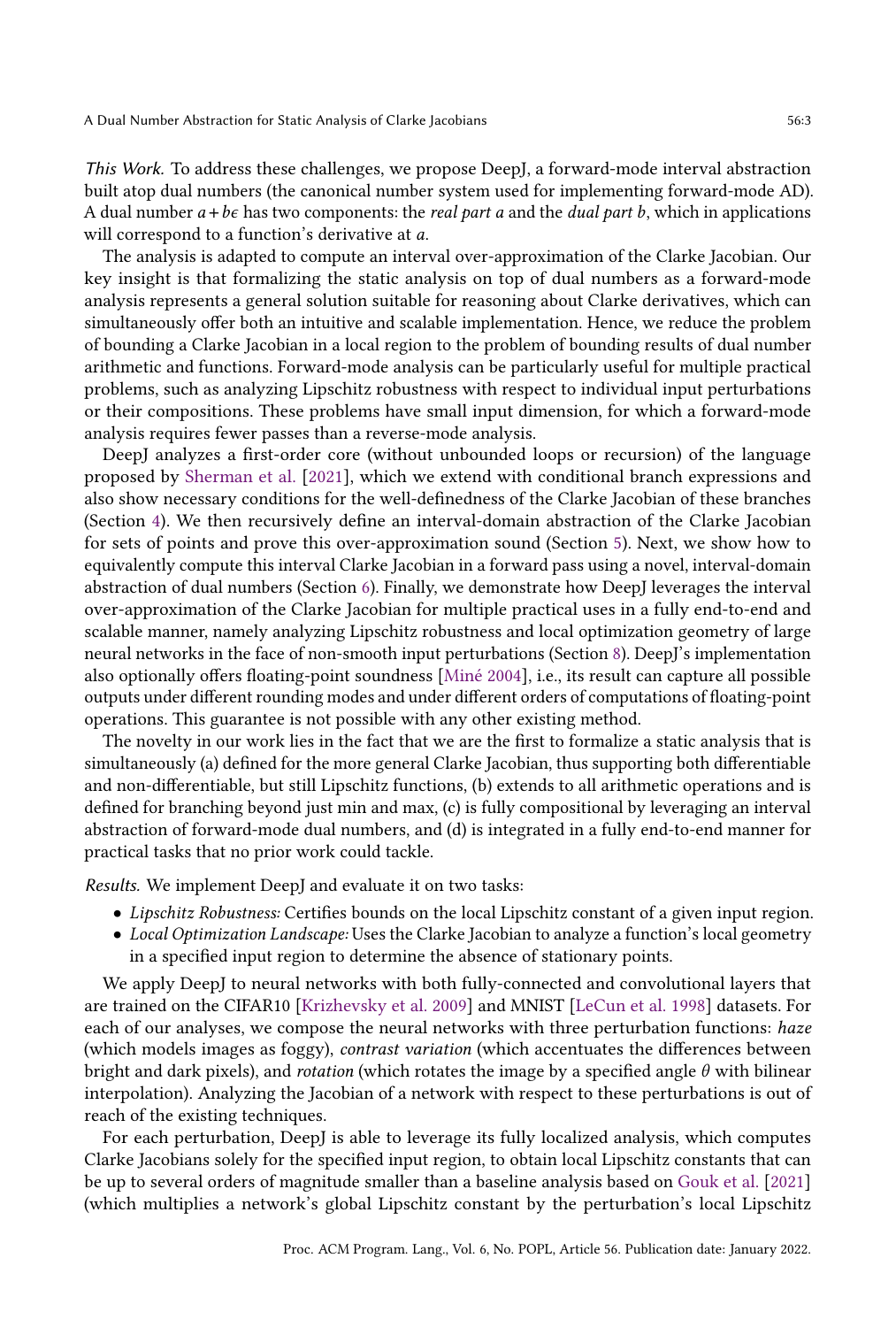*This Work.* To address these challenges, we propose DeepJ, a forward-mode interval abstraction built atop dual numbers (the canonical number system used for implementing forward-mode AD). A dual number $a + b\epsilon$ has two components: the *real part a* and the *dual part b*, which in applications will correspond to a function's derivative at $a$.

The analysis is adapted to compute an interval over-approximation of the Clarke Jacobian. Our key insight is that formalizing the static analysis on top of dual numbers as a forward-mode analysis represents a general solution suitable for reasoning about Clarke derivatives, which can simultaneously offer both an intuitive and scalable implementation. Hence, we reduce the problem of bounding a Clarke Jacobian in a local region to the problem of bounding results of dual number arithmetic and functions. Forward-mode analysis can be particularly useful for multiple practical problems, such as analyzing Lipschitz robustness with respect to individual input perturbations or their compositions. These problems have small input dimension, for which a forward-mode analysis requires fewer passes than a reverse-mode analysis.

DeepJ analyzes a first-order core (without unbounded loops or recursion) of the language proposed by Sherman et al. [2021], which we extend with conditional branch expressions and also show necessary conditions for the well-definedness of the Clarke Jacobian of these branches (Section 4). We then recursively define an interval-domain abstraction of the Clarke Jacobian for sets of points and prove this over-approximation sound (Section 5). Next, we show how to equivalently compute this interval Clarke Jacobian in a forward pass using a novel, interval-domain abstraction of dual numbers (Section 6). Finally, we demonstrate how DeepJ leverages the interval over-approximation of the Clarke Jacobian for multiple practical uses in a fully end-to-end and scalable manner, namely analyzing Lipschitz robustness and local optimization geometry of large neural networks in the face of non-smooth input perturbations (Section 8). DeepJ's implementation also optionally offers floating-point soundness [Miné 2004], i.e., its result can capture all possible outputs under different rounding modes and under different orders of computations of floating-point operations. This guarantee is not possible with any other existing method.

The novelty in our work lies in the fact that we are the first to formalize a static analysis that is simultaneously (a) defined for the more general Clarke Jacobian, thus supporting both differentiable and non-differentiable, but still Lipschitz functions, (b) extends to all arithmetic operations and is defined for branching beyond just min and max, (c) is fully compositional by leveraging an interval abstraction of forward-mode dual numbers, and (d) is integrated in a fully end-to-end manner for practical tasks that no prior work could tackle.

*Results.* We implement DeepJ and evaluate it on two tasks:

- *Lipschitz Robustness:* Certifies bounds on the local Lipschitz constant of a given input region.
- *Local Optimization Landscape:* Uses the Clarke Jacobian to analyze a function's local geometry in a specified input region to determine the absence of stationary points.

We apply DeepJ to neural networks with both fully-connected and convolutional layers that are trained on the CIFAR10 [Krizhevsky et al. 2009] and MNIST [LeCun et al. 1998] datasets. For each of our analyses, we compose the neural networks with three perturbation functions: *haze* (which models images as foggy), *contrast variation* (which accentuates the differences between bright and dark pixels), and *rotation* (which rotates the image by a specified angle $\theta$ with bilinear interpolation). Analyzing the Jacobian of a network with respect to these perturbations is out of reach of the existing techniques.

For each perturbation, DeepJ is able to leverage its fully localized analysis, which computes Clarke Jacobians solely for the specified input region, to obtain local Lipschitz constants that can be up to several orders of magnitude smaller than a baseline analysis based on Gouk et al. [2021] (which multiplies a network's global Lipschitz constant by the perturbation's local Lipschitz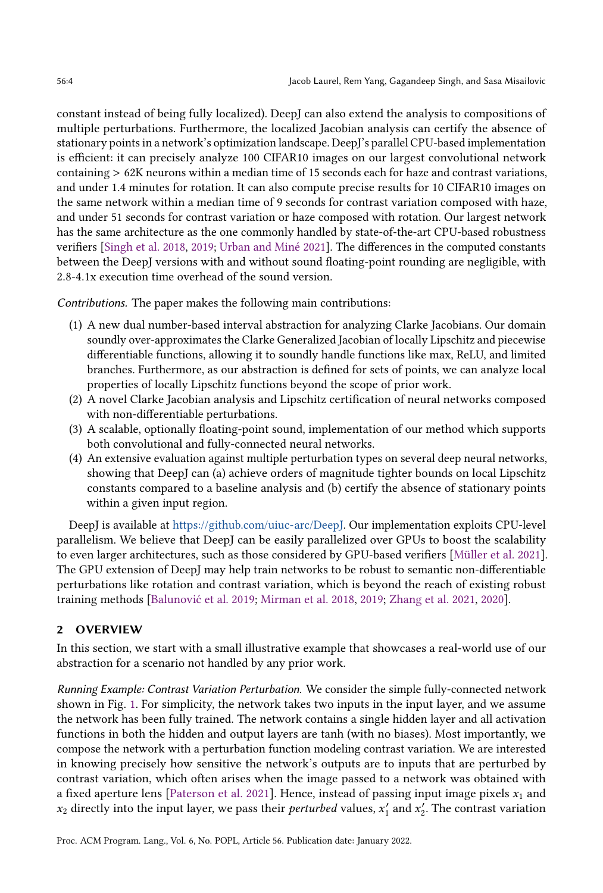constant instead of being fully localized). DeepJ can also extend the analysis to compositions of multiple perturbations. Furthermore, the localized Jacobian analysis can certify the absence of stationary points in a network's optimization landscape. DeepJ's parallel CPU-based implementation is efficient: it can precisely analyze 100 CIFAR10 images on our largest convolutional network containing > 62K neurons within a median time of 15 seconds each for haze and contrast variations, and under 1.4 minutes for rotation. It can also compute precise results for 10 CIFAR10 images on the same network within a median time of 9 seconds for contrast variation composed with haze, and under 51 seconds for contrast variation or haze composed with rotation. Our largest network has the same architecture as the one commonly handled by state-of-the-art CPU-based robustness verifiers [Singh et al. 2018, 2019; Urban and Miné 2021]. The differences in the computed constants between the DeepJ versions with and without sound floating-point rounding are negligible, with 2.8-4.1x execution time overhead of the sound version.

*Contributions.* The paper makes the following main contributions:

1. A new dual number-based interval abstraction for analyzing Clarke Jacobians. Our domain soundly over-approximates the Clarke Generalized Jacobian of locally Lipschitz and piecewise differentiable functions, allowing it to soundly handle functions like max, ReLU, and limited branches. Furthermore, as our abstraction is defined for sets of points, we can analyze local properties of locally Lipschitz functions beyond the scope of prior work.
2. A novel Clarke Jacobian analysis and Lipschitz certification of neural networks composed with non-differentiable perturbations.
3. A scalable, optionally floating-point sound, implementation of our method which supports both convolutional and fully-connected neural networks.
4. An extensive evaluation against multiple perturbation types on several deep neural networks, showing that DeepJ can (a) achieve orders of magnitude tighter bounds on local Lipschitz constants compared to a baseline analysis and (b) certify the absence of stationary points within a given input region.

DeepJ is available at https://github.com/uiuc-arc/DeepJ. Our implementation exploits CPU-level parallelism. We believe that DeepJ can be easily parallelized over GPUs to boost the scalability to even larger architectures, such as those considered by GPU-based verifiers [Müller et al. 2021]. The GPU extension of DeepJ may help train networks to be robust to semantic non-differentiable perturbations like rotation and contrast variation, which is beyond the reach of existing robust training methods [Balunović et al. 2019; Mirman et al. 2018, 2019; Zhang et al. 2021, 2020].

## 2 OVERVIEW

In this section, we start with a small illustrative example that showcases a real-world use of our abstraction for a scenario not handled by any prior work.

*Running Example: Contrast Variation Perturbation.* We consider the simple fully-connected network shown in Fig. 1. For simplicity, the network takes two inputs in the input layer, and we assume the network has been fully trained. The network contains a single hidden layer and all activation functions in both the hidden and output layers are tanh (with no biases). Most importantly, we compose the network with a perturbation function modeling contrast variation. We are interested in knowing precisely how sensitive the network's outputs are to inputs that are perturbed by contrast variation, which often arises when the image passed to a network was obtained with a fixed aperture lens [Paterson et al. 2021]. Hence, instead of passing input image pixels $x_1$ and $x_2$ directly into the input layer, we pass their *perturbed* values, $x_1'$ and $x_2'$. The contrast variation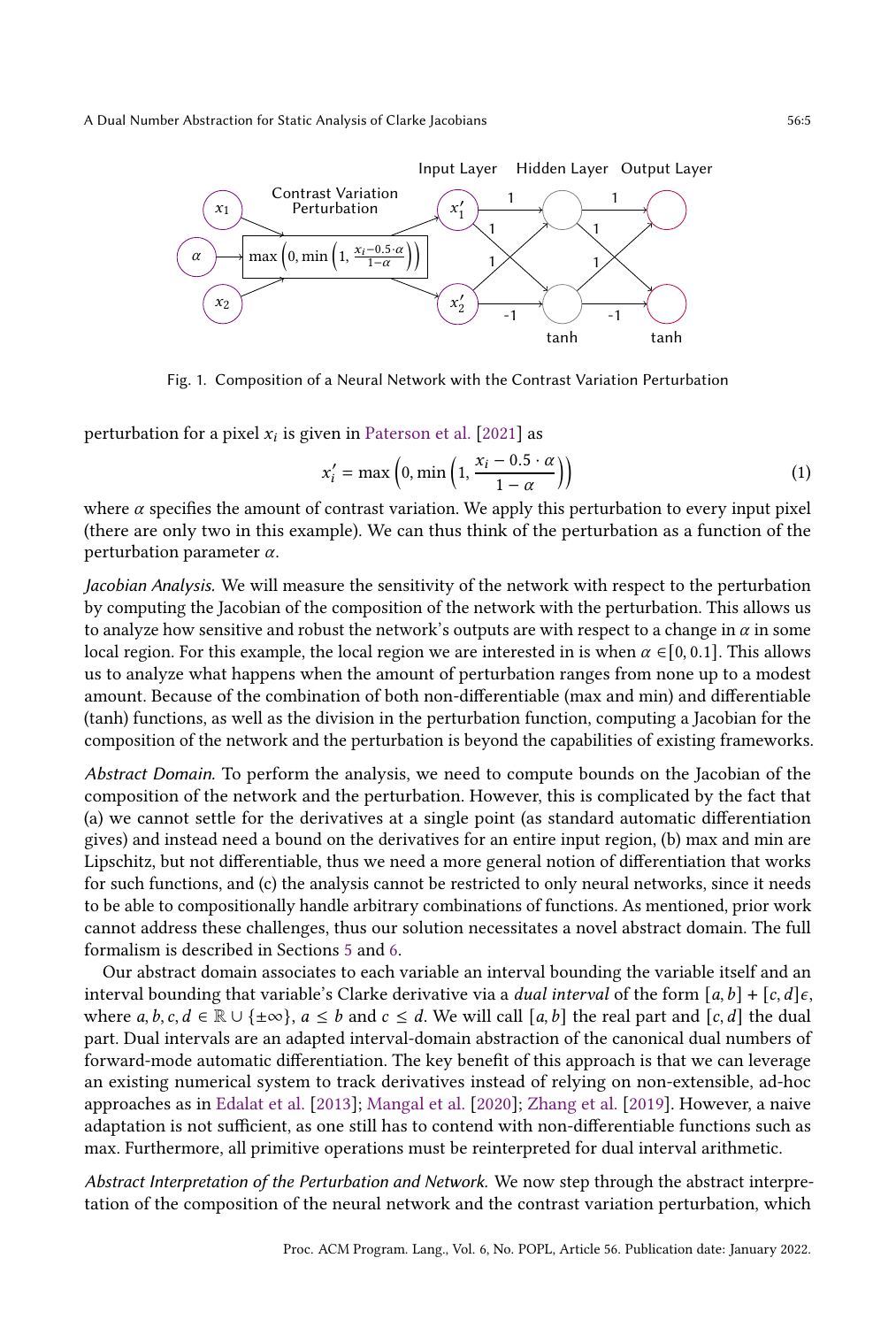Fig. 1. Composition of a Neural Network with the Contrast Variation Perturbation

perturbation for a pixel $x_i$ is given in Paterson et al. [2021] as

$$x_i' = \max\left(0, \min\left(1, \frac{x_i - 0.5 \cdot \alpha}{1 - \alpha}\right)\right) \tag{1}$$

where $\alpha$ specifies the amount of contrast variation. We apply this perturbation to every input pixel (there are only two in this example). We can thus think of the perturbation as a function of the perturbation parameter $\alpha$.

*Jacobian Analysis.* We will measure the sensitivity of the network with respect to the perturbation by computing the Jacobian of the composition of the network with the perturbation. This allows us to analyze how sensitive and robust the network's outputs are with respect to a change in $\alpha$ in some local region. For this example, the local region we are interested in is when $\alpha \in [0, 0.1]$. This allows us to analyze what happens when the amount of perturbation ranges from none up to a modest amount. Because of the combination of both non-differentiable (max and min) and differentiable (tanh) functions, as well as the division in the perturbation function, computing a Jacobian for the composition of the network and the perturbation is beyond the capabilities of existing frameworks.

*Abstract Domain.* To perform the analysis, we need to compute bounds on the Jacobian of the composition of the network and the perturbation. However, this is complicated by the fact that (a) we cannot settle for the derivatives at a single point (as standard automatic differentiation gives) and instead need a bound on the derivatives for an entire input region, (b) max and min are Lipschitz, but not differentiable, thus we need a more general notion of differentiation that works for such functions, and (c) the analysis cannot be restricted to only neural networks, since it needs to be able to compositionally handle arbitrary combinations of functions. As mentioned, prior work cannot address these challenges, thus our solution necessitates a novel abstract domain. The full formalism is described in Sections 5 and 6.

Our abstract domain associates to each variable an interval bounding the variable itself and an interval bounding that variable's Clarke derivative via a *dual interval* of the form $[a, b] + [c, d]\epsilon$, where $a, b, c, d \in \mathbb{R} \cup \{\pm\infty\}$, $a \leq b$ and $c \leq d$. We will call $[a, b]$ the real part and $[c, d]$ the dual part. Dual intervals are an adapted interval-domain abstraction of the canonical dual numbers of forward-mode automatic differentiation. The key benefit of this approach is that we can leverage an existing numerical system to track derivatives instead of relying on non-extensible, ad-hoc approaches as in Edalat et al. [2013]; Mangal et al. [2020]; Zhang et al. [2019]. However, a naive adaptation is not sufficient, as one still has to contend with non-differentiable functions such as max. Furthermore, all primitive operations must be reinterpreted for dual interval arithmetic.

*Abstract Interpretation of the Perturbation and Network.* We now step through the abstract interpretation of the composition of the neural network and the contrast variation perturbation, which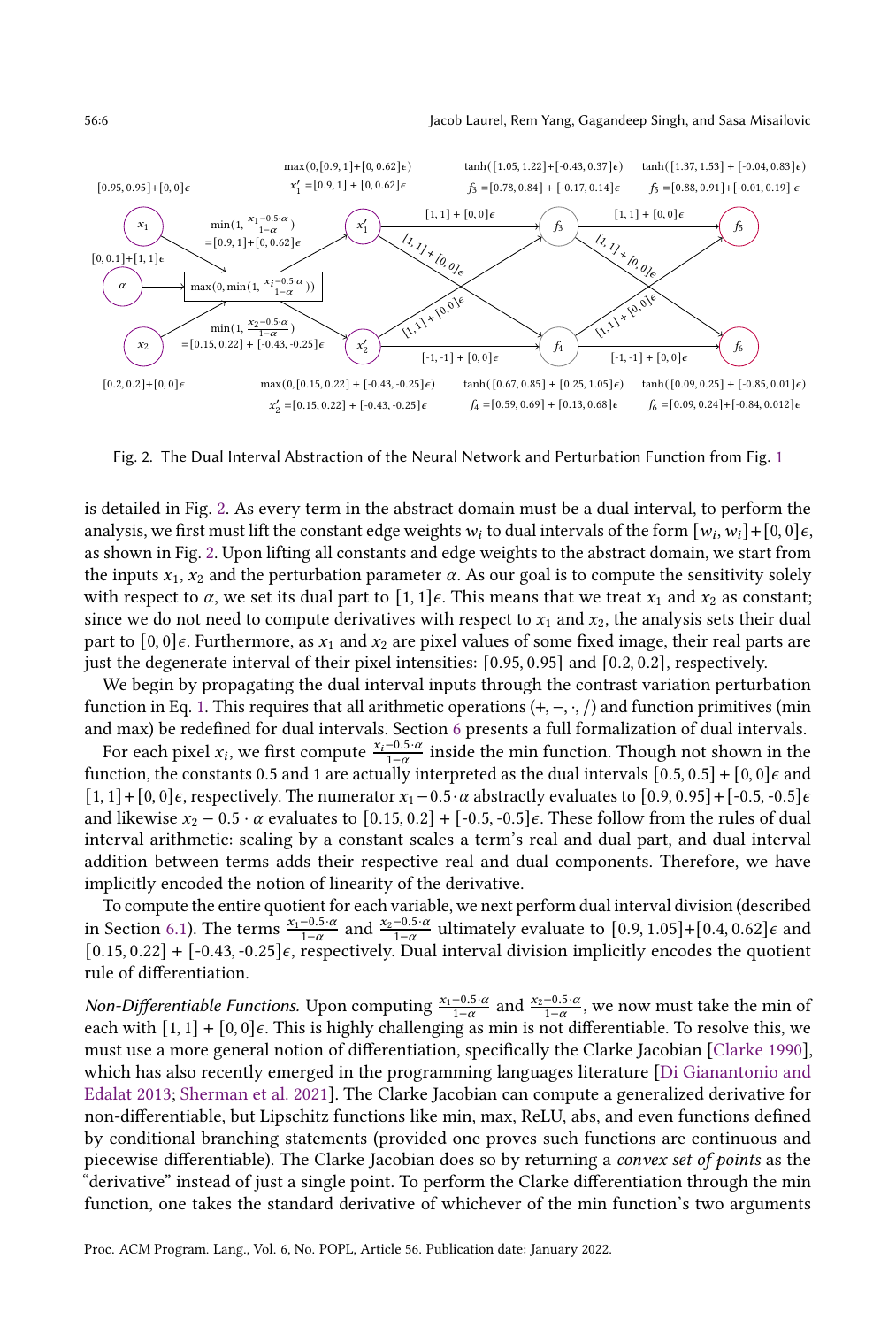Fig. 2. The Dual Interval Abstraction of the Neural Network and Perturbation Function from Fig. 1

is detailed in Fig. 2. As every term in the abstract domain must be a dual interval, to perform the analysis, we first must lift the constant edge weights $w_i$ to dual intervals of the form $[w_i, w_i]+[0, 0]\epsilon$, as shown in Fig. 2. Upon lifting all constants and edge weights to the abstract domain, we start from the inputs $x_1$, $x_2$ and the perturbation parameter $\alpha$. As our goal is to compute the sensitivity solely with respect to $\alpha$, we set its dual part to $[1, 1]\epsilon$. This means that we treat $x_1$ and $x_2$ as constant; since we do not need to compute derivatives with respect to $x_1$ and $x_2$, the analysis sets their dual part to $[0, 0]\epsilon$. Furthermore, as $x_1$ and $x_2$ are pixel values of some fixed image, their real parts are just the degenerate interval of their pixel intensities: $[0.95, 0.95]$ and $[0.2, 0.2]$, respectively.

We begin by propagating the dual interval inputs through the contrast variation perturbation function in Eq. 1. This requires that all arithmetic operations $(+, -, \cdot, /)$ and function primitives (min and max) be redefined for dual intervals. Section 6 presents a full formalization of dual intervals.

For each pixel $x_i$, we first compute $\frac{x_i - 0.5 \cdot \alpha}{1-\alpha}$ inside the min function. Though not shown in the function, the constants 0.5 and 1 are actually interpreted as the dual intervals $[0.5, 0.5] + [0, 0]\epsilon$ and $[1, 1] + [0, 0]\epsilon$, respectively. The numerator $x_1 - 0.5 \cdot \alpha$ abstractly evaluates to $[0.9, 0.95] + [\text{-}0.5, \text{-}0.5]\epsilon$ and likewise $x_2 - 0.5 \cdot \alpha$ evaluates to $[0.15, 0.2] + [\text{-}0.5, \text{-}0.5]\epsilon$. These follow from the rules of dual interval arithmetic: scaling by a constant scales a term's real and dual part, and dual interval addition between terms adds their respective real and dual components. Therefore, we have implicitly encoded the notion of linearity of the derivative.

To compute the entire quotient for each variable, we next perform dual interval division (described in Section 6.1). The terms $\frac{x_1 - 0.5 \cdot \alpha}{1-\alpha}$ and $\frac{x_2 - 0.5 \cdot \alpha}{1-\alpha}$ ultimately evaluate to $[0.9, 1.05]+[0.4, 0.62]\epsilon$ and $[0.15, 0.22] + [\text{-}0.43, \text{-}0.25]\epsilon$, respectively. Dual interval division implicitly encodes the quotient rule of differentiation.

*Non-Differentiable Functions.* Upon computing $\frac{x_1 - 0.5 \cdot \alpha}{1-\alpha}$ and $\frac{x_2 - 0.5 \cdot \alpha}{1-\alpha}$, we now must take the min of each with $[1, 1] + [0, 0]\epsilon$. This is highly challenging as min is not differentiable. To resolve this, we must use a more general notion of differentiation, specifically the Clarke Jacobian [Clarke 1990], which has also recently emerged in the programming languages literature [Di Gianantonio and Edalat 2013; Sherman et al. 2021]. The Clarke Jacobian can compute a generalized derivative for non-differentiable, but Lipschitz functions like min, max, ReLU, abs, and even functions defined by conditional branching statements (provided one proves such functions are continuous and piecewise differentiable). The Clarke Jacobian does so by returning a *convex set of points* as the "derivative" instead of just a single point. To perform the Clarke differentiation through the min function, one takes the standard derivative of whichever of the min function's two arguments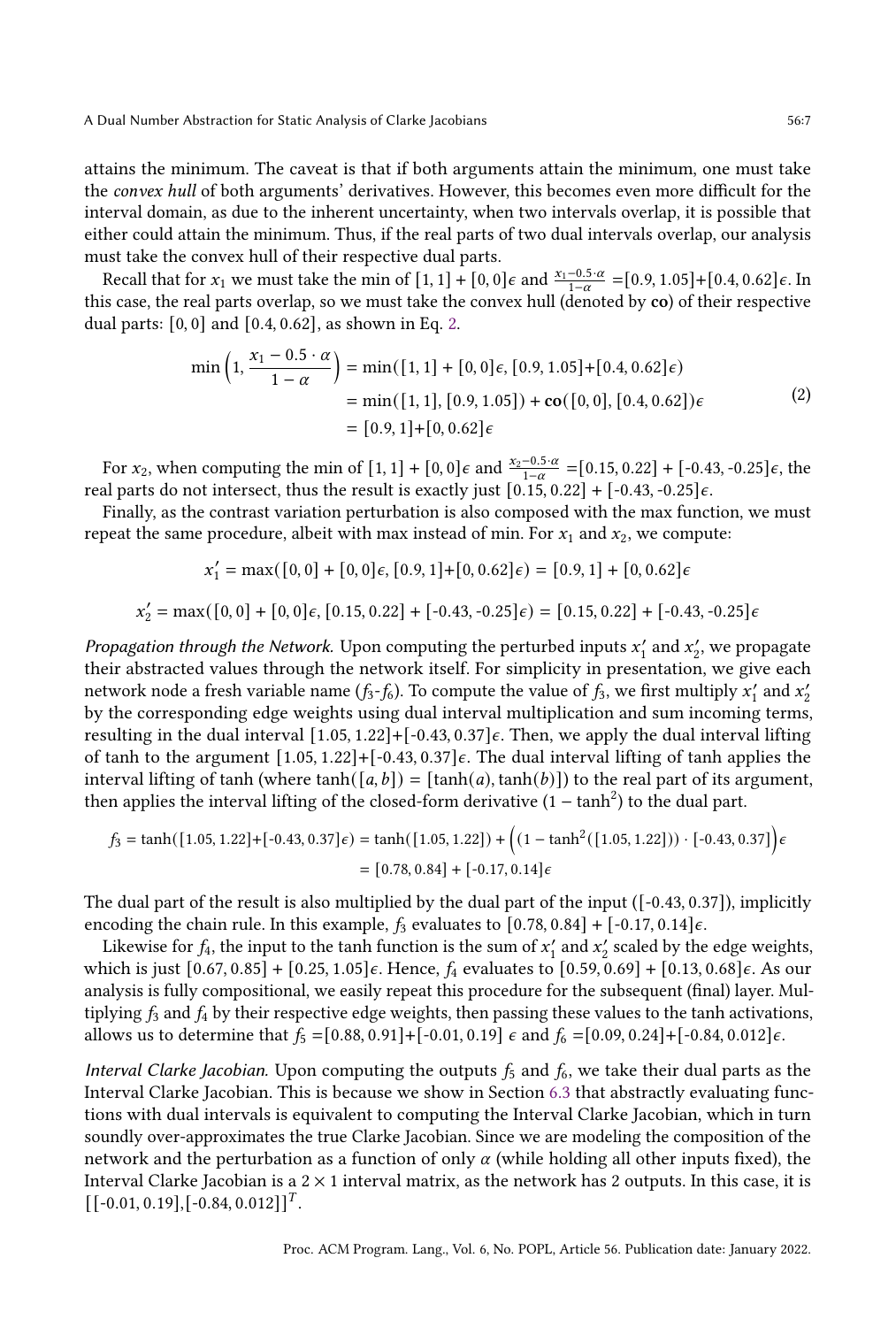attains the minimum. The caveat is that if both arguments attain the minimum, one must take the *convex hull* of both arguments' derivatives. However, this becomes even more difficult for the interval domain, as due to the inherent uncertainty, when two intervals overlap, it is possible that either could attain the minimum. Thus, if the real parts of two dual intervals overlap, our analysis must take the convex hull of their respective dual parts.

Recall that for $x_1$ we must take the min of $[1,1] + [0,0]\epsilon$ and $\frac{x_1 - 0.5\cdot\alpha}{1-\alpha} = [0.9, 1.05]+[0.4, 0.62]\epsilon$. In this case, the real parts overlap, so we must take the convex hull (denoted by **co**) of their respective dual parts: $[0,0]$ and $[0.4, 0.62]$, as shown in Eq. 2.

$$
\begin{aligned}
\min\left(1, \frac{x_1 - 0.5\cdot\alpha}{1-\alpha}\right) &= \min([1,1] + [0,0]\epsilon, [0.9, 1.05]+[0.4, 0.62]\epsilon) \\
&= \min([1,1], [0.9, 1.05]) + \mathbf{co}([0,0], [0.4, 0.62])\epsilon \\
&= [0.9, 1]+[0, 0.62]\epsilon
\end{aligned}
\tag{2}
$$

For $x_2$, when computing the min of $[1,1] + [0,0]\epsilon$ and $\frac{x_2 - 0.5\cdot\alpha}{1-\alpha} = [0.15, 0.22] + [\text{-}0.43, \text{-}0.25]\epsilon$, the real parts do not intersect, thus the result is exactly just $[0.15, 0.22] + [\text{-}0.43, \text{-}0.25]\epsilon$.

Finally, as the contrast variation perturbation is also composed with the max function, we must repeat the same procedure, albeit with max instead of min. For $x_1$ and $x_2$, we compute:

$$x_1' = \max([0,0] + [0,0]\epsilon, [0.9, 1]+[0, 0.62]\epsilon) = [0.9, 1] + [0, 0.62]\epsilon$$

$$x_2' = \max([0,0] + [0,0]\epsilon, [0.15, 0.22] + [\text{-}0.43, \text{-}0.25]\epsilon) = [0.15, 0.22] + [\text{-}0.43, \text{-}0.25]\epsilon$$

*Propagation through the Network.* Upon computing the perturbed inputs $x_1'$ and $x_2'$, we propagate their abstracted values through the network itself. For simplicity in presentation, we give each network node a fresh variable name ($f_3$-$f_6$). To compute the value of $f_3$, we first multiply $x_1'$ and $x_2'$ by the corresponding edge weights using dual interval multiplication and sum incoming terms, resulting in the dual interval $[1.05, 1.22]+[\text{-}0.43, 0.37]\epsilon$. Then, we apply the dual interval lifting of tanh to the argument $[1.05, 1.22]+[\text{-}0.43, 0.37]\epsilon$. The dual interval lifting of tanh applies the interval lifting of tanh (where $\tanh([a,b]) = [\tanh(a), \tanh(b)]$) to the real part of its argument, then applies the interval lifting of the closed-form derivative $(1 - \tanh^2)$ to the dual part.

$$
\begin{aligned}
f_3 = \tanh([1.05, 1.22]+[\text{-}0.43, 0.37]\epsilon) &= \tanh([1.05, 1.22]) + \Big((1 - \tanh^2([1.05, 1.22]))\cdot[\text{-}0.43, 0.37]\Big)\epsilon \\
&= [0.78, 0.84] + [\text{-}0.17, 0.14]\epsilon
\end{aligned}
$$

The dual part of the result is also multiplied by the dual part of the input ([-0.43, 0.37]), implicitly encoding the chain rule. In this example, $f_3$ evaluates to $[0.78, 0.84] + [\text{-}0.17, 0.14]\epsilon$.

Likewise for $f_4$, the input to the tanh function is the sum of $x_1'$ and $x_2'$ scaled by the edge weights, which is just $[0.67, 0.85] + [0.25, 1.05]\epsilon$. Hence, $f_4$ evaluates to $[0.59, 0.69] + [0.13, 0.68]\epsilon$. As our analysis is fully compositional, we easily repeat this procedure for the subsequent (final) layer. Multiplying $f_3$ and $f_4$ by their respective edge weights, then passing these values to the tanh activations, allows us to determine that $f_5 = [0.88, 0.91]+[\text{-}0.01, 0.19]\ \epsilon$ and $f_6 = [0.09, 0.24]+[\text{-}0.84, 0.012]\epsilon$.

*Interval Clarke Jacobian.* Upon computing the outputs $f_5$ and $f_6$, we take their dual parts as the Interval Clarke Jacobian. This is because we show in Section 6.3 that abstractly evaluating functions with dual intervals is equivalent to computing the Interval Clarke Jacobian, which in turn soundly over-approximates the true Clarke Jacobian. Since we are modeling the composition of the network and the perturbation as a function of only $\alpha$ (while holding all other inputs fixed), the Interval Clarke Jacobian is a $2 \times 1$ interval matrix, as the network has 2 outputs. In this case, it is $[[\text{-}0.01, 0.19], [\text{-}0.84, 0.012]]^T$.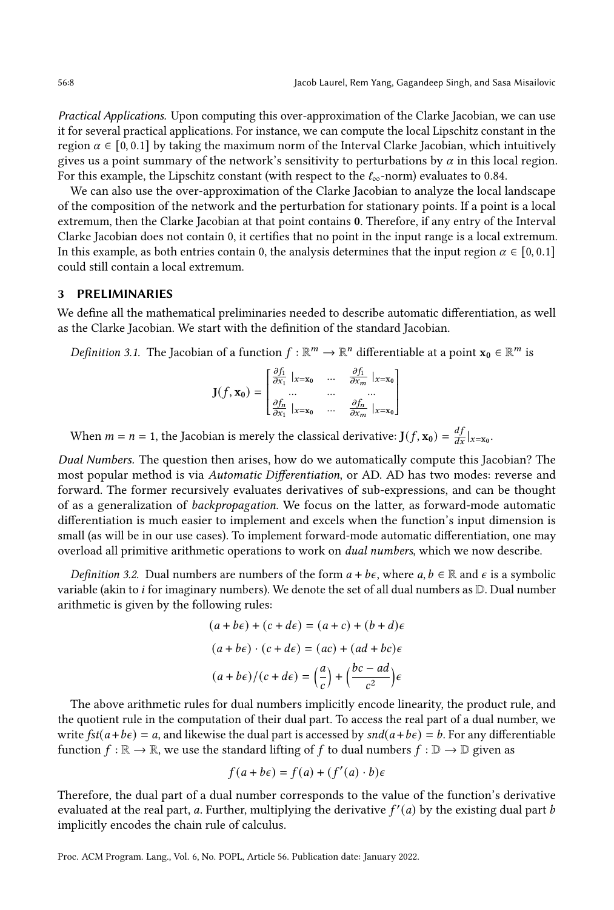*Practical Applications.* Upon computing this over-approximation of the Clarke Jacobian, we can use it for several practical applications. For instance, we can compute the local Lipschitz constant in the region $\alpha \in [0, 0.1]$ by taking the maximum norm of the Interval Clarke Jacobian, which intuitively gives us a point summary of the network's sensitivity to perturbations by $\alpha$ in this local region. For this example, the Lipschitz constant (with respect to the $\ell_\infty$-norm) evaluates to 0.84.

We can also use the over-approximation of the Clarke Jacobian to analyze the local landscape of the composition of the network and the perturbation for stationary points. If a point is a local extremum, then the Clarke Jacobian at that point contains $\mathbf{0}$. Therefore, if any entry of the Interval Clarke Jacobian does not contain 0, it certifies that no point in the input range is a local extremum. In this example, as both entries contain 0, the analysis determines that the input region $\alpha \in [0, 0.1]$ could still contain a local extremum.

## 3 PRELIMINARIES

We define all the mathematical preliminaries needed to describe automatic differentiation, as well as the Clarke Jacobian. We start with the definition of the standard Jacobian.

*Definition 3.1.* The Jacobian of a function $f : \mathbb{R}^m \to \mathbb{R}^n$ differentiable at a point $\mathbf{x_0} \in \mathbb{R}^m$ is

$$\mathbf{J}(f, \mathbf{x_0}) = \begin{bmatrix} \frac{\partial f_1}{\partial x_1}|_{x=\mathbf{x_0}} & \dots & \frac{\partial f_1}{\partial x_m}|_{x=\mathbf{x_0}} \\ \dots & \dots & \dots \\ \frac{\partial f_n}{\partial x_1}|_{x=\mathbf{x_0}} & \dots & \frac{\partial f_n}{\partial x_m}|_{x=\mathbf{x_0}} \end{bmatrix}$$

When $m = n = 1$, the Jacobian is merely the classical derivative: $\mathbf{J}(f, \mathbf{x_0}) = \frac{df}{dx}|_{x=\mathbf{x_0}}$.

*Dual Numbers.* The question then arises, how do we automatically compute this Jacobian? The most popular method is via *Automatic Differentiation*, or AD. AD has two modes: reverse and forward. The former recursively evaluates derivatives of sub-expressions, and can be thought of as a generalization of *backpropagation*. We focus on the latter, as forward-mode automatic differentiation is much easier to implement and excels when the function's input dimension is small (as will be in our use cases). To implement forward-mode automatic differentiation, one may overload all primitive arithmetic operations to work on *dual numbers*, which we now describe.

*Definition 3.2.* Dual numbers are numbers of the form $a + b\epsilon$, where $a, b \in \mathbb{R}$ and $\epsilon$ is a symbolic variable (akin to $i$ for imaginary numbers). We denote the set of all dual numbers as $\mathbb{D}$. Dual number arithmetic is given by the following rules:

$$(a + b\epsilon) + (c + d\epsilon) = (a + c) + (b + d)\epsilon$$

$$(a + b\epsilon) \cdot (c + d\epsilon) = (ac) + (ad + bc)\epsilon$$

$$(a + b\epsilon)/(c + d\epsilon) = \left(\frac{a}{c}\right) + \left(\frac{bc - ad}{c^2}\right)\epsilon$$

The above arithmetic rules for dual numbers implicitly encode linearity, the product rule, and the quotient rule in the computation of their dual part. To access the real part of a dual number, we write $fst(a + b\epsilon) = a$, and likewise the dual part is accessed by $snd(a + b\epsilon) = b$. For any differentiable function $f : \mathbb{R} \to \mathbb{R}$, we use the standard lifting of $f$ to dual numbers $f : \mathbb{D} \to \mathbb{D}$ given as

$$f(a + b\epsilon) = f(a) + (f'(a) \cdot b)\epsilon$$

Therefore, the dual part of a dual number corresponds to the value of the function's derivative evaluated at the real part, $a$. Further, multiplying the derivative $f'(a)$ by the existing dual part $b$ implicitly encodes the chain rule of calculus.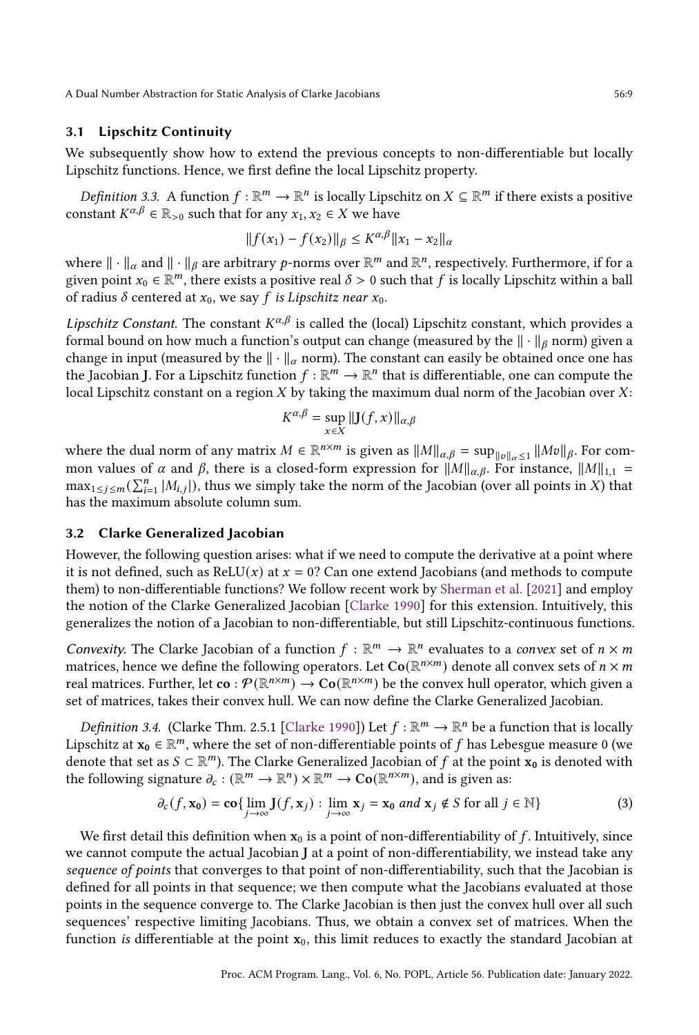### 3.1 Lipschitz Continuity

We subsequently show how to extend the previous concepts to non-differentiable but locally Lipschitz functions. Hence, we first define the local Lipschitz property.

*Definition 3.3.* A function $f : \mathbb{R}^m \to \mathbb{R}^n$ is locally Lipschitz on $X \subseteq \mathbb{R}^m$ if there exists a positive constant $K^{\alpha,\beta} \in \mathbb{R}_{>0}$ such that for any $x_1, x_2 \in X$ we have

$$\|f(x_1) - f(x_2)\|_\beta \leq K^{\alpha,\beta}\|x_1 - x_2\|_\alpha$$

where $\|\cdot\|_\alpha$ and $\|\cdot\|_\beta$ are arbitrary $p$-norms over $\mathbb{R}^m$ and $\mathbb{R}^n$, respectively. Furthermore, if for a given point $x_0 \in \mathbb{R}^m$, there exists a positive real $\delta > 0$ such that $f$ is locally Lipschitz within a ball of radius $\delta$ centered at $x_0$, we say *$f$ is Lipschitz near $x_0$*.

*Lipschitz Constant.* The constant $K^{\alpha,\beta}$ is called the (local) Lipschitz constant, which provides a formal bound on how much a function's output can change (measured by the $\|\cdot\|_\beta$ norm) given a change in input (measured by the $\|\cdot\|_\alpha$ norm). The constant can easily be obtained once one has the Jacobian $\mathbf{J}$. For a Lipschitz function $f : \mathbb{R}^m \to \mathbb{R}^n$ that is differentiable, one can compute the local Lipschitz constant on a region $X$ by taking the maximum dual norm of the Jacobian over $X$:

$$K^{\alpha,\beta} = \sup_{x \in X} \|\mathbf{J}(f, x)\|_{\alpha,\beta}$$

where the dual norm of any matrix $M \in \mathbb{R}^{n\times m}$ is given as $\|M\|_{\alpha,\beta} = \sup_{\|v\|_\alpha \leq 1} \|Mv\|_\beta$. For common values of $\alpha$ and $\beta$, there is a closed-form expression for $\|M\|_{\alpha,\beta}$. For instance, $\|M\|_{1,1} = \max_{1\leq j\leq m}(\sum_{i=1}^{n} |M_{i,j}|)$, thus we simply take the norm of the Jacobian (over all points in $X$) that has the maximum absolute column sum.

### 3.2 Clarke Generalized Jacobian

However, the following question arises: what if we need to compute the derivative at a point where it is not defined, such as $\text{ReLU}(x)$ at $x = 0$? Can one extend Jacobians (and methods to compute them) to non-differentiable functions? We follow recent work by Sherman et al. [2021] and employ the notion of the Clarke Generalized Jacobian [Clarke 1990] for this extension. Intuitively, this generalizes the notion of a Jacobian to non-differentiable, but still Lipschitz-continuous functions.

*Convexity.* The Clarke Jacobian of a function $f : \mathbb{R}^m \to \mathbb{R}^n$ evaluates to a *convex* set of $n \times m$ matrices, hence we define the following operators. Let $\mathbf{Co}(\mathbb{R}^{n\times m})$ denote all convex sets of $n \times m$ real matrices. Further, let $\mathbf{co} : \mathcal{P}(\mathbb{R}^{n\times m}) \to \mathbf{Co}(\mathbb{R}^{n\times m})$ be the convex hull operator, which given a set of matrices, takes their convex hull. We can now define the Clarke Generalized Jacobian.

*Definition 3.4.* (Clarke Thm. 2.5.1 [Clarke 1990]) Let $f : \mathbb{R}^m \to \mathbb{R}^n$ be a function that is locally Lipschitz at $\mathbf{x_0} \in \mathbb{R}^m$, where the set of non-differentiable points of $f$ has Lebesgue measure 0 (we denote that set as $S \subset \mathbb{R}^m$). The Clarke Generalized Jacobian of $f$ at the point $\mathbf{x_0}$ is denoted with the following signature $\partial_c : (\mathbb{R}^m \to \mathbb{R}^n) \times \mathbb{R}^m \to \mathbf{Co}(\mathbb{R}^{n\times m})$, and is given as:

$$\partial_c(f, \mathbf{x_0}) = \mathbf{co}\{\lim_{j\to\infty} \mathbf{J}(f, \mathbf{x}_j) : \lim_{j\to\infty} \mathbf{x}_j = \mathbf{x_0} \text{ and } \mathbf{x}_j \notin S \text{ for all } j \in \mathbb{N}\} \tag{3}$$

We first detail this definition when $\mathbf{x}_0$ is a point of non-differentiability of $f$. Intuitively, since we cannot compute the actual Jacobian $\mathbf{J}$ at a point of non-differentiability, we instead take any *sequence of points* that converges to that point of non-differentiability, such that the Jacobian is defined for all points in that sequence; we then compute what the Jacobians evaluated at those points in the sequence converge to. The Clarke Jacobian is then just the convex hull over all such sequences' respective limiting Jacobians. Thus, we obtain a convex set of matrices. When the function *is* differentiable at the point $\mathbf{x}_0$, this limit reduces to exactly the standard Jacobian at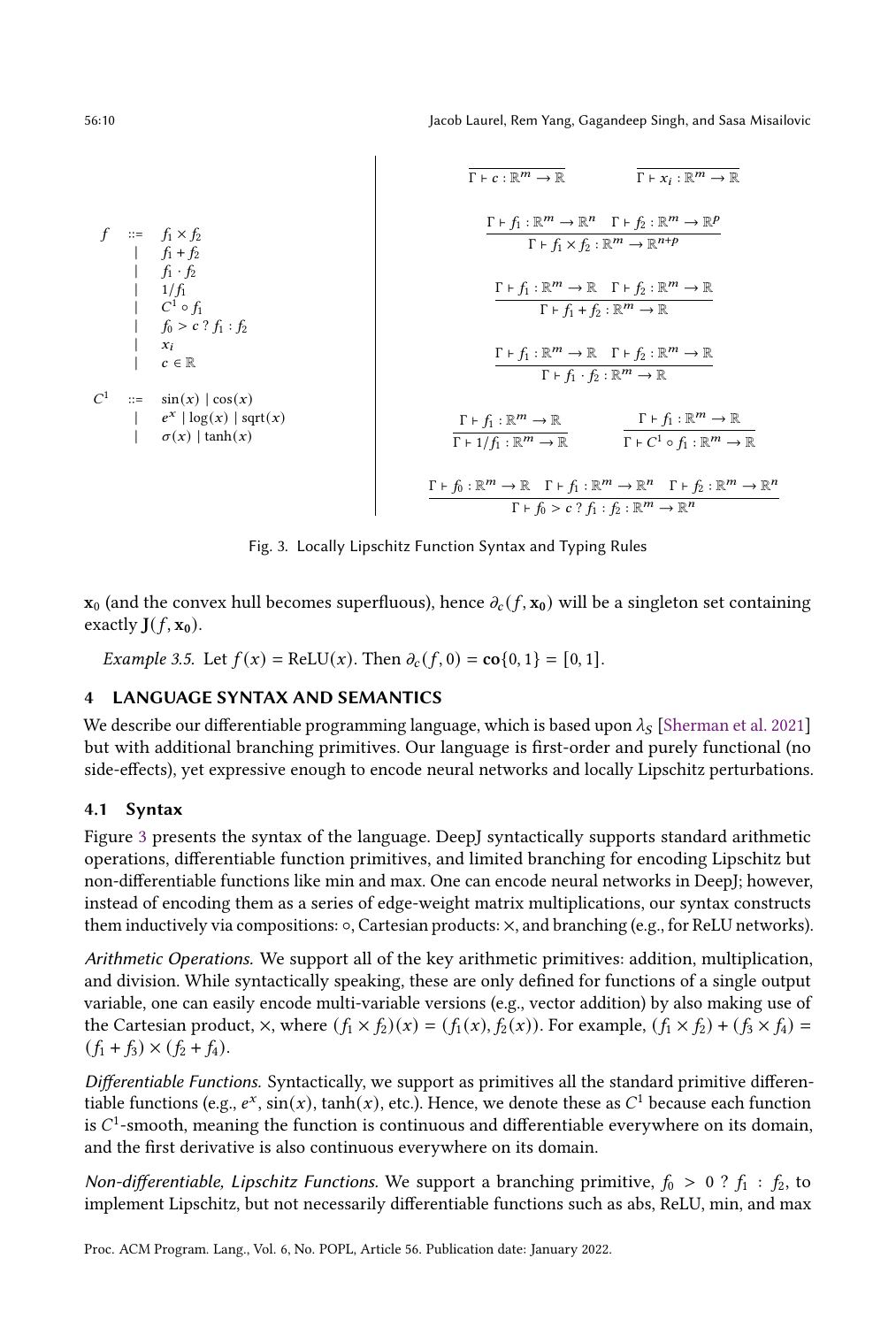$$
\begin{array}{rcl}
f & ::= & f_1 \times f_2 \\
& | & f_1 + f_2 \\
& | & f_1 \cdot f_2 \\
& | & 1/f_1 \\
& | & C^1 \circ f_1 \\
& | & f_0 > c \; ? \; f_1 : f_2 \\
& | & x_i \\
& | & c \in \mathbb{R} \\
C^1 & ::= & \sin(x) \mid \cos(x) \\
& | & e^x \mid \log(x) \mid \mathrm{sqrt}(x) \\
& | & \sigma(x) \mid \tanh(x)
\end{array}
$$

$$
\frac{}{\Gamma \vdash c : \mathbb{R}^m \to \mathbb{R}} \qquad \frac{}{\Gamma \vdash x_i : \mathbb{R}^m \to \mathbb{R}}
$$

$$
\frac{\Gamma \vdash f_1 : \mathbb{R}^m \to \mathbb{R}^n \quad \Gamma \vdash f_2 : \mathbb{R}^m \to \mathbb{R}^p}{\Gamma \vdash f_1 \times f_2 : \mathbb{R}^m \to \mathbb{R}^{n+p}}
$$

$$
\frac{\Gamma \vdash f_1 : \mathbb{R}^m \to \mathbb{R} \quad \Gamma \vdash f_2 : \mathbb{R}^m \to \mathbb{R}}{\Gamma \vdash f_1 + f_2 : \mathbb{R}^m \to \mathbb{R}}
$$

$$
\frac{\Gamma \vdash f_1 : \mathbb{R}^m \to \mathbb{R} \quad \Gamma \vdash f_2 : \mathbb{R}^m \to \mathbb{R}}{\Gamma \vdash f_1 \cdot f_2 : \mathbb{R}^m \to \mathbb{R}}
$$

$$
\frac{\Gamma \vdash f_1 : \mathbb{R}^m \to \mathbb{R}}{\Gamma \vdash 1/f_1 : \mathbb{R}^m \to \mathbb{R}} \qquad \frac{\Gamma \vdash f_1 : \mathbb{R}^m \to \mathbb{R}}{\Gamma \vdash C^1 \circ f_1 : \mathbb{R}^m \to \mathbb{R}}
$$

$$
\frac{\Gamma \vdash f_0 : \mathbb{R}^m \to \mathbb{R} \quad \Gamma \vdash f_1 : \mathbb{R}^m \to \mathbb{R}^n \quad \Gamma \vdash f_2 : \mathbb{R}^m \to \mathbb{R}^n}{\Gamma \vdash f_0 > c \; ? \; f_1 : f_2 : \mathbb{R}^m \to \mathbb{R}^n}
$$

Fig. 3. Locally Lipschitz Function Syntax and Typing Rules

$\mathbf{x}_0$ (and the convex hull becomes superfluous), hence $\partial_c(f, \mathbf{x}_0)$ will be a singleton set containing exactly $\mathbf{J}(f, \mathbf{x_0})$.

*Example 3.5.* Let $f(x) = \mathrm{ReLU}(x)$. Then $\partial_c(f, 0) = \mathbf{co}\{0, 1\} = [0, 1]$.

## 4 LANGUAGE SYNTAX AND SEMANTICS

We describe our differentiable programming language, which is based upon $\lambda_S$ [Sherman et al. 2021] but with additional branching primitives. Our language is first-order and purely functional (no side-effects), yet expressive enough to encode neural networks and locally Lipschitz perturbations.

### 4.1 Syntax

Figure 3 presents the syntax of the language. DeepJ syntactically supports standard arithmetic operations, differentiable function primitives, and limited branching for encoding Lipschitz but non-differentiable functions like min and max. One can encode neural networks in DeepJ; however, instead of encoding them as a series of edge-weight matrix multiplications, our syntax constructs them inductively via compositions: $\circ$, Cartesian products: $\times$, and branching (e.g., for ReLU networks).

*Arithmetic Operations.* We support all of the key arithmetic primitives: addition, multiplication, and division. While syntactically speaking, these are only defined for functions of a single output variable, one can easily encode multi-variable versions (e.g., vector addition) by also making use of the Cartesian product, $\times$, where $(f_1 \times f_2)(x) = (f_1(x), f_2(x))$. For example, $(f_1 \times f_2) + (f_3 \times f_4) = (f_1 + f_3) \times (f_2 + f_4)$.

*Differentiable Functions.* Syntactically, we support as primitives all the standard primitive differentiable functions (e.g., $e^x$, $\sin(x)$, $\tanh(x)$, etc.). Hence, we denote these as $C^1$ because each function is $C^1$-smooth, meaning the function is continuous and differentiable everywhere on its domain, and the first derivative is also continuous everywhere on its domain.

*Non-differentiable, Lipschitz Functions.* We support a branching primitive, $f_0 > 0 \; ? \; f_1 : f_2$, to implement Lipschitz, but not necessarily differentiable functions such as abs, ReLU, min, and max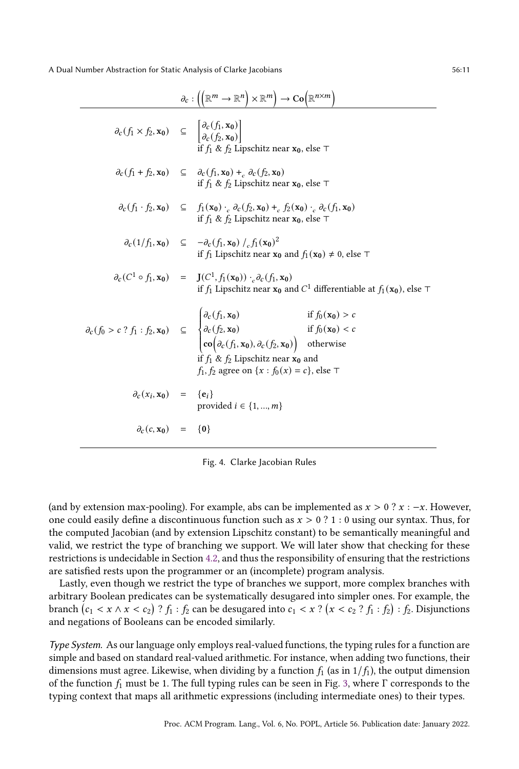$$\partial_c : \Big( \big( \mathbb{R}^m \to \mathbb{R}^n \big) \times \mathbb{R}^m \Big) \to \mathbf{Co}\Big( \mathbb{R}^{n \times m} \Big)$$

$$\partial_c(f_1 \times f_2, \mathbf{x_0}) \subseteq \begin{bmatrix} \partial_c(f_1, \mathbf{x_0}) \\ \partial_c(f_2, \mathbf{x_0}) \end{bmatrix} \quad \text{if } f_1 \text{ \& } f_2 \text{ Lipschitz near } \mathbf{x_0}\text{, else } \top$$

$$\partial_c(f_1 + f_2, \mathbf{x_0}) \subseteq \partial_c(f_1, \mathbf{x_0}) +_c \partial_c(f_2, \mathbf{x_0}) \quad \text{if } f_1 \text{ \& } f_2 \text{ Lipschitz near } \mathbf{x_0}\text{, else } \top$$

$$\partial_c(f_1 \cdot f_2, \mathbf{x_0}) \subseteq f_1(\mathbf{x_0}) \cdot_c \partial_c(f_2, \mathbf{x_0}) +_c f_2(\mathbf{x_0}) \cdot_c \partial_c(f_1, \mathbf{x_0}) \quad \text{if } f_1 \text{ \& } f_2 \text{ Lipschitz near } \mathbf{x_0}\text{, else } \top$$

$$\partial_c(1/f_1, \mathbf{x_0}) \subseteq -\partial_c(f_1, \mathbf{x_0}) \;/_c\, f_1(\mathbf{x_0})^2 \quad \text{if } f_1 \text{ Lipschitz near } \mathbf{x_0} \text{ and } f_1(\mathbf{x_0}) \neq 0\text{, else } \top$$

$$\partial_c(C^1 \circ f_1, \mathbf{x_0}) = \mathbf{J}(C^1, f_1(\mathbf{x_0})) \cdot_c \partial_c(f_1, \mathbf{x_0}) \quad \text{if } f_1 \text{ Lipschitz near } \mathbf{x_0} \text{ and } C^1 \text{ differentiable at } f_1(\mathbf{x_0})\text{, else } \top$$

$$\partial_c(f_0 > c \,?\, f_1 : f_2, \mathbf{x_0}) \subseteq \begin{cases} \partial_c(f_1, \mathbf{x_0}) & \text{if } f_0(\mathbf{x_0}) > c \\ \partial_c(f_2, \mathbf{x_0}) & \text{if } f_0(\mathbf{x_0}) < c \\ \mathbf{co}\Big(\partial_c(f_1, \mathbf{x_0}), \partial_c(f_2, \mathbf{x_0})\Big) & \text{otherwise} \end{cases}$$
$$\text{if } f_1 \text{ \& } f_2 \text{ Lipschitz near } \mathbf{x_0} \text{ and } f_1, f_2 \text{ agree on } \{x : f_0(x) = c\}\text{, else } \top$$

$$\partial_c(x_i, \mathbf{x_0}) = \{\mathbf{e}_i\} \quad \text{provided } i \in \{1, ..., m\}$$

$$\partial_c(c, \mathbf{x_0}) = \{\mathbf{0}\}$$

Fig. 4. Clarke Jacobian Rules

(and by extension max-pooling). For example, abs can be implemented as $x > 0 \,?\, x : -x$. However, one could easily define a discontinuous function such as $x > 0 \,?\, 1 : 0$ using our syntax. Thus, for the computed Jacobian (and by extension Lipschitz constant) to be semantically meaningful and valid, we restrict the type of branching we support. We will later show that checking for these restrictions is undecidable in Section 4.2, and thus the responsibility of ensuring that the restrictions are satisfied rests upon the programmer or an (incomplete) program analysis.

Lastly, even though we restrict the type of branches we support, more complex branches with arbitrary Boolean predicates can be systematically desugared into simpler ones. For example, the branch $(c_1 < x \wedge x < c_2) \,?\, f_1 : f_2$ can be desugared into $c_1 < x \,?\, (x < c_2 \,?\, f_1 : f_2) : f_2$. Disjunctions and negations of Booleans can be encoded similarly.

*Type System.* As our language only employs real-valued functions, the typing rules for a function are simple and based on standard real-valued arithmetic. For instance, when adding two functions, their dimensions must agree. Likewise, when dividing by a function $f_1$ (as in $1/f_1$), the output dimension of the function $f_1$ must be 1. The full typing rules can be seen in Fig. 3, where $\Gamma$ corresponds to the typing context that maps all arithmetic expressions (including intermediate ones) to their types.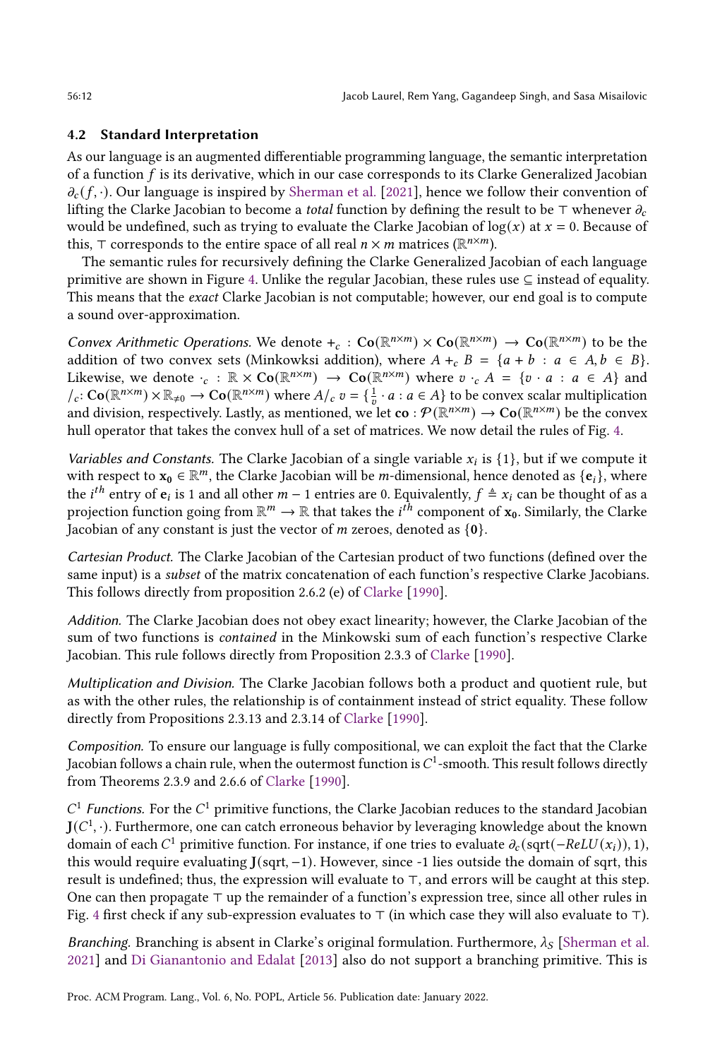### 4.2 Standard Interpretation

As our language is an augmented differentiable programming language, the semantic interpretation of a function $f$ is its derivative, which in our case corresponds to its Clarke Generalized Jacobian $\partial_c(f, \cdot)$. Our language is inspired by Sherman et al. [2021], hence we follow their convention of lifting the Clarke Jacobian to become a *total* function by defining the result to be $\top$ whenever $\partial_c$ would be undefined, such as trying to evaluate the Clarke Jacobian of $\log(x)$ at $x = 0$. Because of this, $\top$ corresponds to the entire space of all real $n \times m$ matrices ($\mathbb{R}^{n\times m}$).

The semantic rules for recursively defining the Clarke Generalized Jacobian of each language primitive are shown in Figure 4. Unlike the regular Jacobian, these rules use $\subseteq$ instead of equality. This means that the *exact* Clarke Jacobian is not computable; however, our end goal is to compute a sound over-approximation.

*Convex Arithmetic Operations.* We denote $+_c : \mathbf{Co}(\mathbb{R}^{n\times m}) \times \mathbf{Co}(\mathbb{R}^{n\times m}) \rightarrow \mathbf{Co}(\mathbb{R}^{n\times m})$ to be the addition of two convex sets (Minkowksi addition), where $A +_c B = \{a + b : a \in A, b \in B\}$. Likewise, we denote $\cdot_c : \mathbb{R} \times \mathbf{Co}(\mathbb{R}^{n\times m}) \rightarrow \mathbf{Co}(\mathbb{R}^{n\times m})$ where $v \cdot_c A = \{v \cdot a : a \in A\}$ and $/_c$: $\mathbf{Co}(\mathbb{R}^{n\times m}) \times \mathbb{R}_{\neq 0} \rightarrow \mathbf{Co}(\mathbb{R}^{n\times m})$ where $A/_c\, v = \{\frac{1}{v} \cdot a : a \in A\}$ to be convex scalar multiplication and division, respectively. Lastly, as mentioned, we let $\mathbf{co} : \mathcal{P}(\mathbb{R}^{n\times m}) \rightarrow \mathbf{Co}(\mathbb{R}^{n\times m})$ be the convex hull operator that takes the convex hull of a set of matrices. We now detail the rules of Fig. 4.

*Variables and Constants.* The Clarke Jacobian of a single variable $x_i$ is $\{1\}$, but if we compute it with respect to $\mathbf{x_0} \in \mathbb{R}^m$, the Clarke Jacobian will be $m$-dimensional, hence denoted as $\{\mathbf{e}_i\}$, where the $i^{th}$ entry of $\mathbf{e}_i$ is 1 and all other $m - 1$ entries are 0. Equivalently, $f \triangleq x_i$ can be thought of as a projection function going from $\mathbb{R}^m \rightarrow \mathbb{R}$ that takes the $i^{th}$ component of $\mathbf{x_0}$. Similarly, the Clarke Jacobian of any constant is just the vector of $m$ zeroes, denoted as $\{\mathbf{0}\}$.

*Cartesian Product.* The Clarke Jacobian of the Cartesian product of two functions (defined over the same input) is a *subset* of the matrix concatenation of each function's respective Clarke Jacobians. This follows directly from proposition 2.6.2 (e) of Clarke [1990].

*Addition.* The Clarke Jacobian does not obey exact linearity; however, the Clarke Jacobian of the sum of two functions is *contained* in the Minkowski sum of each function's respective Clarke Jacobian. This rule follows directly from Proposition 2.3.3 of Clarke [1990].

*Multiplication and Division.* The Clarke Jacobian follows both a product and quotient rule, but as with the other rules, the relationship is of containment instead of strict equality. These follow directly from Propositions 2.3.13 and 2.3.14 of Clarke [1990].

*Composition.* To ensure our language is fully compositional, we can exploit the fact that the Clarke Jacobian follows a chain rule, when the outermost function is $C^1$-smooth. This result follows directly from Theorems 2.3.9 and 2.6.6 of Clarke [1990].

*$C^1$ Functions.* For the $C^1$ primitive functions, the Clarke Jacobian reduces to the standard Jacobian $\mathbf{J}(C^1, \cdot)$. Furthermore, one can catch erroneous behavior by leveraging knowledge about the known domain of each $C^1$ primitive function. For instance, if one tries to evaluate $\partial_c(\text{sqrt}(-ReLU(x_i)), 1)$, this would require evaluating $\mathbf{J}(\text{sqrt}, -1)$. However, since -1 lies outside the domain of sqrt, this result is undefined; thus, the expression will evaluate to $\top$, and errors will be caught at this step. One can then propagate $\top$ up the remainder of a function's expression tree, since all other rules in Fig. 4 first check if any sub-expression evaluates to $\top$ (in which case they will also evaluate to $\top$).

*Branching.* Branching is absent in Clarke's original formulation. Furthermore, $\lambda_S$ [Sherman et al. 2021] and Di Gianantonio and Edalat [2013] also do not support a branching primitive. This is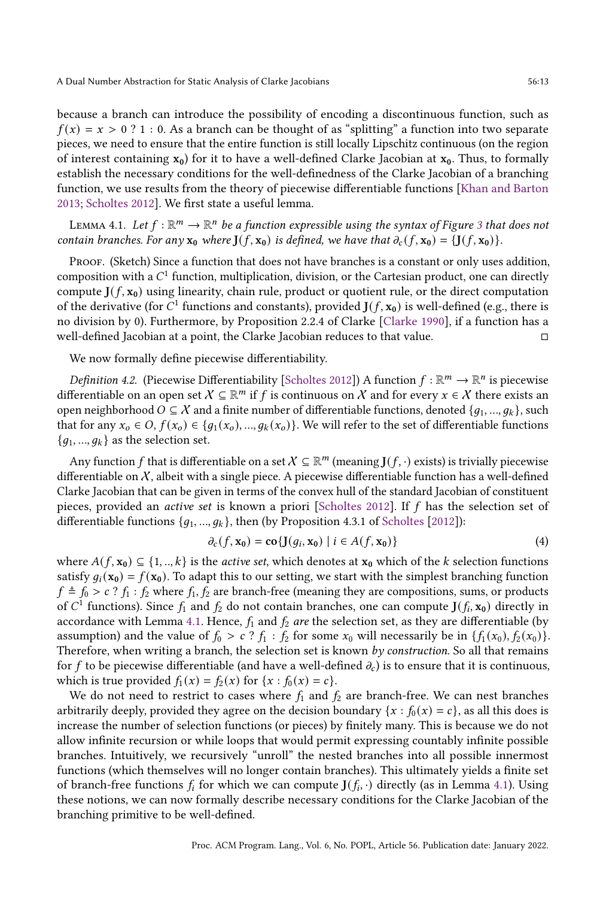because a branch can introduce the possibility of encoding a discontinuous function, such as $f(x) = x > 0 ? 1 : 0$. As a branch can be thought of as "splitting" a function into two separate pieces, we need to ensure that the entire function is still locally Lipschitz continuous (on the region of interest containing $\mathbf{x_0}$) for it to have a well-defined Clarke Jacobian at $\mathbf{x_0}$. Thus, to formally establish the necessary conditions for the well-definedness of the Clarke Jacobian of a branching function, we use results from the theory of piecewise differentiable functions [Khan and Barton 2013; Scholtes 2012]. We first state a useful lemma.

Lemma 4.1. *Let $f : \mathbb{R}^m \to \mathbb{R}^n$ be a function expressible using the syntax of Figure 3 that does not contain branches. For any $\mathbf{x_0}$ where $\mathbf{J}(f, \mathbf{x_0})$ is defined, we have that $\partial_c(f, \mathbf{x_0}) = \{\mathbf{J}(f, \mathbf{x_0})\}$.*

Proof. (Sketch) Since a function that does not have branches is a constant or only uses addition, composition with a $C^1$ function, multiplication, division, or the Cartesian product, one can directly compute $\mathbf{J}(f, \mathbf{x_0})$ using linearity, chain rule, product or quotient rule, or the direct computation of the derivative (for $C^1$ functions and constants), provided $\mathbf{J}(f, \mathbf{x_0})$ is well-defined (e.g., there is no division by 0). Furthermore, by Proposition 2.2.4 of Clarke [Clarke 1990], if a function has a well-defined Jacobian at a point, the Clarke Jacobian reduces to that value. □

We now formally define piecewise differentiability.

*Definition 4.2.* (Piecewise Differentiability [Scholtes 2012]) A function $f : \mathbb{R}^m \to \mathbb{R}^n$ is piecewise differentiable on an open set $\mathcal{X} \subseteq \mathbb{R}^m$ if $f$ is continuous on $\mathcal{X}$ and for every $x \in \mathcal{X}$ there exists an open neighborhood $O \subseteq \mathcal{X}$ and a finite number of differentiable functions, denoted $\{g_1, ..., g_k\}$, such that for any $x_o \in O$, $f(x_o) \in \{g_1(x_o), ..., g_k(x_o)\}$. We will refer to the set of differentiable functions $\{g_1, ..., g_k\}$ as the selection set.

Any function $f$ that is differentiable on a set $\mathcal{X} \subseteq \mathbb{R}^m$ (meaning $\mathbf{J}(f, \cdot)$ exists) is trivially piecewise differentiable on $\mathcal{X}$, albeit with a single piece. A piecewise differentiable function has a well-defined Clarke Jacobian that can be given in terms of the convex hull of the standard Jacobian of constituent pieces, provided an *active set* is known a priori [Scholtes 2012]. If $f$ has the selection set of differentiable functions $\{g_1, ..., g_k\}$, then (by Proposition 4.3.1 of Scholtes [2012]):

$$\partial_c(f, \mathbf{x_0}) = \mathbf{co}\{\mathbf{J}(g_i, \mathbf{x_0}) \mid i \in A(f, \mathbf{x_0})\} \tag{4}$$

where $A(f, \mathbf{x_0}) \subseteq \{1, .., k\}$ is the *active set*, which denotes at $\mathbf{x_0}$ which of the $k$ selection functions satisfy $g_i(\mathbf{x_0}) = f(\mathbf{x_0})$. To adapt this to our setting, we start with the simplest branching function $f \triangleq f_0 > c ? f_1 : f_2$ where $f_1, f_2$ are branch-free (meaning they are compositions, sums, or products of $C^1$ functions). Since $f_1$ and $f_2$ do not contain branches, one can compute $\mathbf{J}(f_i, \mathbf{x_0})$ directly in accordance with Lemma 4.1. Hence, $f_1$ and $f_2$ *are* the selection set, as they are differentiable (by assumption) and the value of $f_0 > c ? f_1 : f_2$ for some $x_0$ will necessarily be in $\{f_1(x_0), f_2(x_0)\}$. Therefore, when writing a branch, the selection set is known *by construction*. So all that remains for $f$ to be piecewise differentiable (and have a well-defined $\partial_c$) is to ensure that it is continuous, which is true provided $f_1(x) = f_2(x)$ for $\{x : f_0(x) = c\}$.

We do not need to restrict to cases where $f_1$ and $f_2$ are branch-free. We can nest branches arbitrarily deeply, provided they agree on the decision boundary $\{x : f_0(x) = c\}$, as all this does is increase the number of selection functions (or pieces) by finitely many. This is because we do not allow infinite recursion or while loops that would permit expressing countably infinite possible branches. Intuitively, we recursively "unroll" the nested branches into all possible innermost functions (which themselves will no longer contain branches). This ultimately yields a finite set of branch-free functions $f_i$ for which we can compute $\mathbf{J}(f_i, \cdot)$ directly (as in Lemma 4.1). Using these notions, we can now formally describe necessary conditions for the Clarke Jacobian of the branching primitive to be well-defined.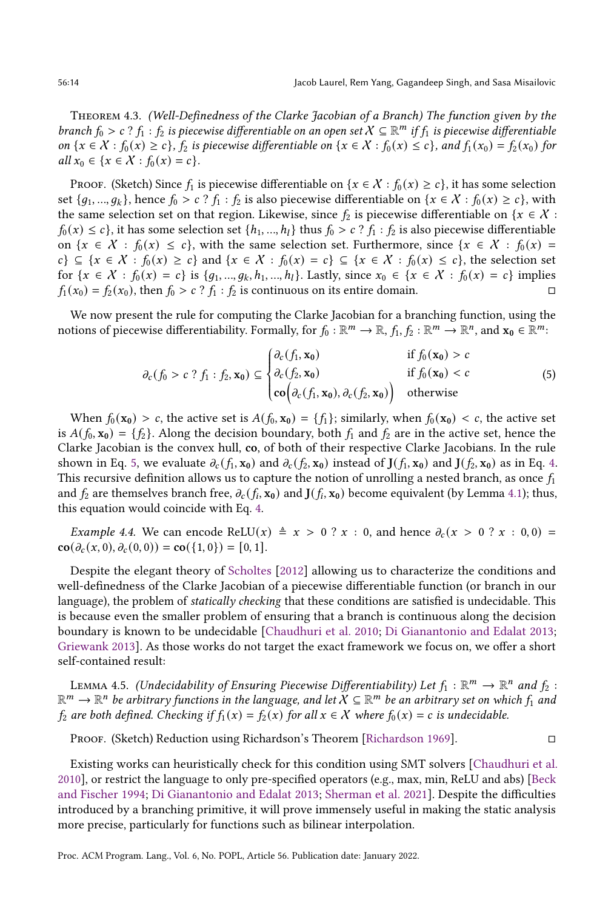Theorem 4.3. *(Well-Definedness of the Clarke Jacobian of a Branch) The function given by the branch $f_0 > c \ ?\ f_1 : f_2$ is piecewise differentiable on an open set $\mathcal{X} \subseteq \mathbb{R}^m$ if $f_1$ is piecewise differentiable on $\{x \in \mathcal{X} : f_0(x) \geq c\}$, $f_2$ is piecewise differentiable on $\{x \in \mathcal{X} : f_0(x) \leq c\}$, and $f_1(x_0) = f_2(x_0)$ for all $x_0 \in \{x \in \mathcal{X} : f_0(x) = c\}$.*

Proof. (Sketch) Since $f_1$ is piecewise differentiable on $\{x \in \mathcal{X} : f_0(x) \geq c\}$, it has some selection set $\{g_1, ..., g_k\}$, hence $f_0 > c \ ?\ f_1 : f_2$ is also piecewise differentiable on $\{x \in \mathcal{X} : f_0(x) \geq c\}$, with the same selection set on that region. Likewise, since $f_2$ is piecewise differentiable on $\{x \in \mathcal{X} : f_0(x) \leq c\}$, it has some selection set $\{h_1, ..., h_l\}$ thus $f_0 > c \ ?\ f_1 : f_2$ is also piecewise differentiable on $\{x \in \mathcal{X} : f_0(x) \leq c\}$, with the same selection set. Furthermore, since $\{x \in \mathcal{X} : f_0(x) = c\} \subseteq \{x \in \mathcal{X} : f_0(x) \geq c\}$ and $\{x \in \mathcal{X} : f_0(x) = c\} \subseteq \{x \in \mathcal{X} : f_0(x) \leq c\}$, the selection set for $\{x \in \mathcal{X} : f_0(x) = c\}$ is $\{g_1, ..., g_k, h_1, ..., h_l\}$. Lastly, since $x_0 \in \{x \in \mathcal{X} : f_0(x) = c\}$ implies $f_1(x_0) = f_2(x_0)$, then $f_0 > c \ ?\ f_1 : f_2$ is continuous on its entire domain. ◻

We now present the rule for computing the Clarke Jacobian for a branching function, using the notions of piecewise differentiability. Formally, for $f_0 : \mathbb{R}^m \to \mathbb{R}$, $f_1, f_2 : \mathbb{R}^m \to \mathbb{R}^n$, and $\mathbf{x_0} \in \mathbb{R}^m$:

$$\partial_c(f_0 > c \ ?\ f_1 : f_2, \mathbf{x_0}) \subseteq \begin{cases} \partial_c(f_1, \mathbf{x_0}) & \text{if } f_0(\mathbf{x_0}) > c \\ \partial_c(f_2, \mathbf{x_0}) & \text{if } f_0(\mathbf{x_0}) < c \\ \mathbf{co}\Big(\partial_c(f_1, \mathbf{x_0}), \partial_c(f_2, \mathbf{x_0})\Big) & \text{otherwise} \end{cases} \tag{5}$$

When $f_0(\mathbf{x_0}) > c$, the active set is $A(f_0, \mathbf{x_0}) = \{f_1\}$; similarly, when $f_0(\mathbf{x_0}) < c$, the active set is $A(f_0, \mathbf{x_0}) = \{f_2\}$. Along the decision boundary, both $f_1$ and $f_2$ are in the active set, hence the Clarke Jacobian is the convex hull, **co**, of both of their respective Clarke Jacobians. In the rule shown in Eq. 5, we evaluate $\partial_c(f_1, \mathbf{x_0})$ and $\partial_c(f_2, \mathbf{x_0})$ instead of $\mathbf{J}(f_1, \mathbf{x_0})$ and $\mathbf{J}(f_2, \mathbf{x_0})$ as in Eq. 4. This recursive definition allows us to capture the notion of unrolling a nested branch, as once $f_1$ and $f_2$ are themselves branch free, $\partial_c(f_i, \mathbf{x_0})$ and $\mathbf{J}(f_i, \mathbf{x_0})$ become equivalent (by Lemma 4.1); thus, this equation would coincide with Eq. 4.

*Example 4.4.* We can encode $\text{ReLU}(x) \triangleq x > 0 \ ?\ x : 0$, and hence $\partial_c(x > 0 \ ?\ x : 0, 0) = \mathbf{co}(\partial_c(x, 0), \partial_c(0, 0)) = \mathbf{co}(\{1, 0\}) = [0, 1]$.

Despite the elegant theory of Scholtes [2012] allowing us to characterize the conditions and well-definedness of the Clarke Jacobian of a piecewise differentiable function (or branch in our language), the problem of *statically checking* that these conditions are satisfied is undecidable. This is because even the smaller problem of ensuring that a branch is continuous along the decision boundary is known to be undecidable [Chaudhuri et al. 2010; Di Gianantonio and Edalat 2013; Griewank 2013]. As those works do not target the exact framework we focus on, we offer a short self-contained result:

Lemma 4.5. *(Undecidability of Ensuring Piecewise Differentiability) Let $f_1 : \mathbb{R}^m \to \mathbb{R}^n$ and $f_2 : \mathbb{R}^m \to \mathbb{R}^n$ be arbitrary functions in the language, and let $\mathcal{X} \subseteq \mathbb{R}^m$ be an arbitrary set on which $f_1$ and $f_2$ are both defined. Checking if $f_1(x) = f_2(x)$ for all $x \in \mathcal{X}$ where $f_0(x) = c$ is undecidable.*

Proof. (Sketch) Reduction using Richardson's Theorem [Richardson 1969]. ◻

Existing works can heuristically check for this condition using SMT solvers [Chaudhuri et al. 2010], or restrict the language to only pre-specified operators (e.g., max, min, ReLU and abs) [Beck and Fischer 1994; Di Gianantonio and Edalat 2013; Sherman et al. 2021]. Despite the difficulties introduced by a branching primitive, it will prove immensely useful in making the static analysis more precise, particularly for functions such as bilinear interpolation.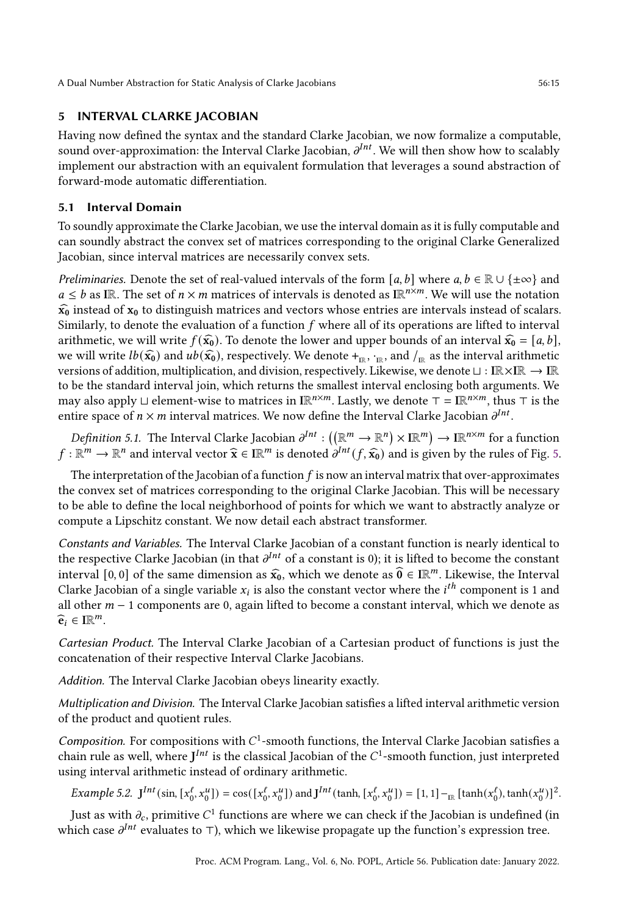## 5 INTERVAL CLARKE JACOBIAN

Having now defined the syntax and the standard Clarke Jacobian, we now formalize a computable, sound over-approximation: the Interval Clarke Jacobian, $\partial^{Int}$. We will then show how to scalably implement our abstraction with an equivalent formulation that leverages a sound abstraction of forward-mode automatic differentiation.

### 5.1 Interval Domain

To soundly approximate the Clarke Jacobian, we use the interval domain as it is fully computable and can soundly abstract the convex set of matrices corresponding to the original Clarke Generalized Jacobian, since interval matrices are necessarily convex sets.

*Preliminaries.* Denote the set of real-valued intervals of the form $[a, b]$ where $a, b \in \mathbb{R} \cup \{\pm\infty\}$ and $a \leq b$ as $\mathbb{IR}$. The set of $n \times m$ matrices of intervals is denoted as $\mathbb{IR}^{n\times m}$. We will use the notation $\widehat{\mathbf{x_0}}$ instead of $\mathbf{x_0}$ to distinguish matrices and vectors whose entries are intervals instead of scalars. Similarly, to denote the evaluation of a function $f$ where all of its operations are lifted to interval arithmetic, we will write $f(\widehat{\mathbf{x_0}})$. To denote the lower and upper bounds of an interval $\widehat{\mathbf{x_0}} = [a, b]$, we will write $lb(\widehat{\mathbf{x_0}})$ and $ub(\widehat{\mathbf{x_0}})$, respectively. We denote $+_{\mathbb{IR}}$, $\cdot_{\mathbb{IR}}$, and $/_{\mathbb{IR}}$ as the interval arithmetic versions of addition, multiplication, and division, respectively. Likewise, we denote $\sqcup : \mathbb{IR}\times\mathbb{IR} \to \mathbb{IR}$ to be the standard interval join, which returns the smallest interval enclosing both arguments. We may also apply $\sqcup$ element-wise to matrices in $\mathbb{IR}^{n\times m}$. Lastly, we denote $\top = \mathbb{IR}^{n\times m}$, thus $\top$ is the entire space of $n \times m$ interval matrices. We now define the Interval Clarke Jacobian $\partial^{Int}$.

*Definition 5.1.* The Interval Clarke Jacobian $\partial^{Int} : \left(\left(\mathbb{R}^m \to \mathbb{R}^n\right) \times \mathbb{IR}^m\right) \to \mathbb{IR}^{n\times m}$ for a function $f : \mathbb{R}^m \to \mathbb{R}^n$ and interval vector $\widehat{\mathbf{x}} \in \mathbb{IR}^m$ is denoted $\partial^{Int}(f, \widehat{\mathbf{x_0}})$ and is given by the rules of Fig. 5.

The interpretation of the Jacobian of a function $f$ is now an interval matrix that over-approximates the convex set of matrices corresponding to the original Clarke Jacobian. This will be necessary to be able to define the local neighborhood of points for which we want to abstractly analyze or compute a Lipschitz constant. We now detail each abstract transformer.

*Constants and Variables.* The Interval Clarke Jacobian of a constant function is nearly identical to the respective Clarke Jacobian (in that $\partial^{Int}$ of a constant is 0); it is lifted to become the constant interval $[0, 0]$ of the same dimension as $\widehat{\mathbf{x_0}}$, which we denote as $\widehat{\mathbf{0}} \in \mathbb{IR}^m$. Likewise, the Interval Clarke Jacobian of a single variable $x_i$ is also the constant vector where the $i^{th}$ component is 1 and all other $m - 1$ components are 0, again lifted to become a constant interval, which we denote as $\widehat{\mathbf{e}}_i \in \mathbb{IR}^m$.

*Cartesian Product.* The Interval Clarke Jacobian of a Cartesian product of functions is just the concatenation of their respective Interval Clarke Jacobians.

*Addition.* The Interval Clarke Jacobian obeys linearity exactly.

*Multiplication and Division.* The Interval Clarke Jacobian satisfies a lifted interval arithmetic version of the product and quotient rules.

*Composition.* For compositions with $C^1$-smooth functions, the Interval Clarke Jacobian satisfies a chain rule as well, where $\mathbf{J}^{Int}$ is the classical Jacobian of the $C^1$-smooth function, just interpreted using interval arithmetic instead of ordinary arithmetic.

*Example 5.2.* $\mathbf{J}^{Int}(\sin, [x_0^\ell, x_0^u]) = \cos([x_0^\ell, x_0^u])$ and $\mathbf{J}^{Int}(\tanh, [x_0^\ell, x_0^u]) = [1, 1] -_{\mathbb{IR}} [\tanh(x_0^\ell), \tanh(x_0^u)]^2$.

Just as with $\partial_c$, primitive $C^1$ functions are where we can check if the Jacobian is undefined (in which case $\partial^{Int}$ evaluates to $\top$), which we likewise propagate up the function's expression tree.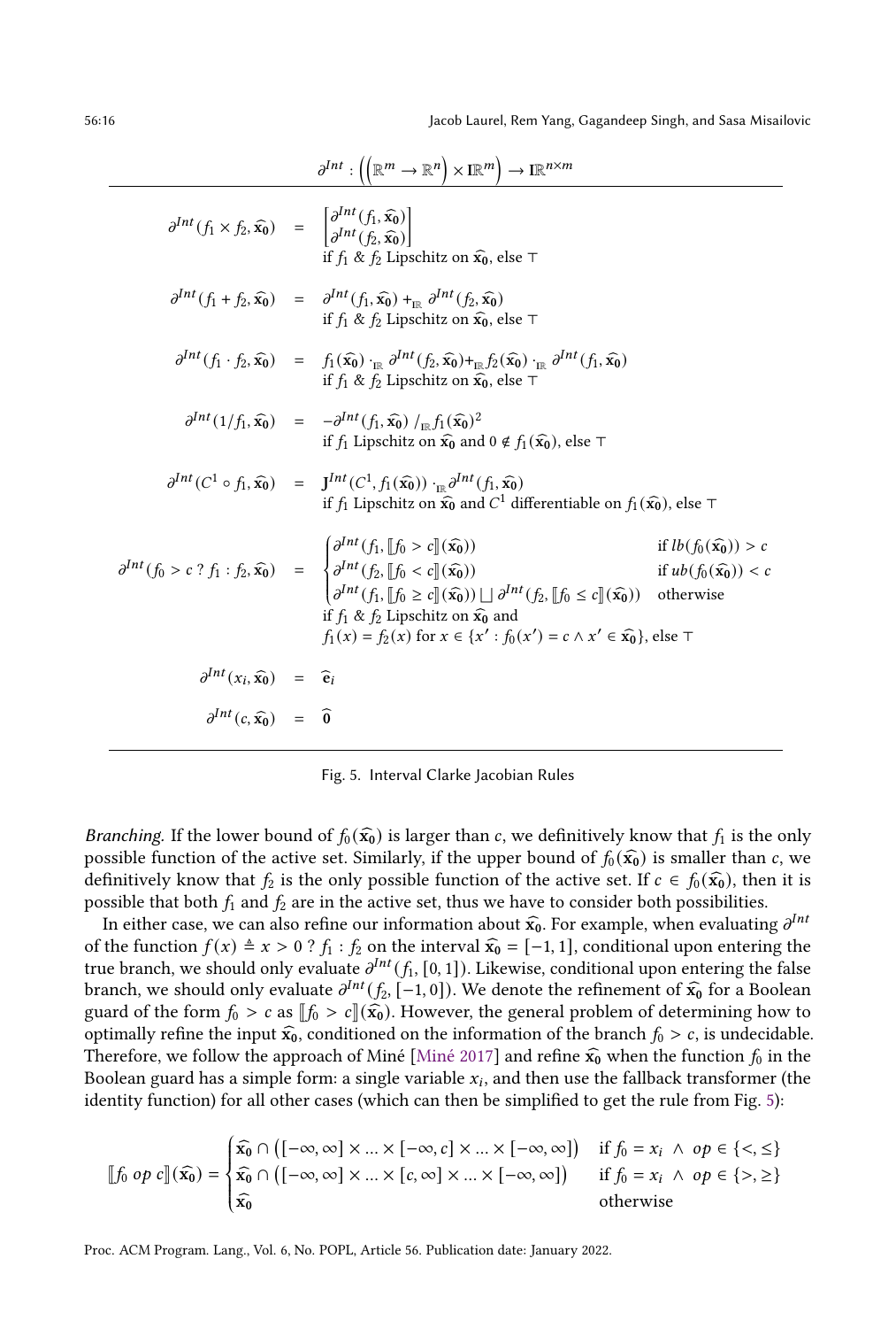$$\partial^{Int} : \left(\left(\mathbb{R}^m \to \mathbb{R}^n\right) \times \mathbb{IR}^m\right) \to \mathbb{IR}^{n \times m}$$

$$\partial^{Int}(f_1 \times f_2, \widehat{\mathbf{x_0}}) = \begin{bmatrix} \partial^{Int}(f_1, \widehat{\mathbf{x_0}}) \\ \partial^{Int}(f_2, \widehat{\mathbf{x_0}}) \end{bmatrix} \text{ if } f_1 \text{ \& } f_2 \text{ Lipschitz on } \widehat{\mathbf{x_0}}, \text{ else } \top$$

$$\partial^{Int}(f_1 + f_2, \widehat{\mathbf{x_0}}) = \partial^{Int}(f_1, \widehat{\mathbf{x_0}}) +_{\mathbb{IR}} \partial^{Int}(f_2, \widehat{\mathbf{x_0}}) \text{ if } f_1 \text{ \& } f_2 \text{ Lipschitz on } \widehat{\mathbf{x_0}}, \text{ else } \top$$

$$\partial^{Int}(f_1 \cdot f_2, \widehat{\mathbf{x_0}}) = f_1(\widehat{\mathbf{x_0}}) \cdot_{\mathbb{IR}} \partial^{Int}(f_2, \widehat{\mathbf{x_0}}) +_{\mathbb{IR}} f_2(\widehat{\mathbf{x_0}}) \cdot_{\mathbb{IR}} \partial^{Int}(f_1, \widehat{\mathbf{x_0}}) \text{ if } f_1 \text{ \& } f_2 \text{ Lipschitz on } \widehat{\mathbf{x_0}}, \text{ else } \top$$

$$\partial^{Int}(1/f_1, \widehat{\mathbf{x_0}}) = -\partial^{Int}(f_1, \widehat{\mathbf{x_0}}) /_{\mathbb{IR}} f_1(\widehat{\mathbf{x_0}})^2 \text{ if } f_1 \text{ Lipschitz on } \widehat{\mathbf{x_0}} \text{ and } 0 \notin f_1(\widehat{\mathbf{x_0}}), \text{ else } \top$$

$$\partial^{Int}(C^1 \circ f_1, \widehat{\mathbf{x_0}}) = \mathbf{J}^{Int}(C^1, f_1(\widehat{\mathbf{x_0}})) \cdot_{\mathbb{IR}} \partial^{Int}(f_1, \widehat{\mathbf{x_0}}) \text{ if } f_1 \text{ Lipschitz on } \widehat{\mathbf{x_0}} \text{ and } C^1 \text{ differentiable on } f_1(\widehat{\mathbf{x_0}}), \text{ else } \top$$

$$\partial^{Int}(f_0 > c \; ? \; f_1 : f_2, \widehat{\mathbf{x_0}}) = \begin{cases} \partial^{Int}(f_1, [\![f_0 > c]\!](\widehat{\mathbf{x_0}})) & \text{if } lb(f_0(\widehat{\mathbf{x_0}})) > c \\ \partial^{Int}(f_2, [\![f_0 < c]\!](\widehat{\mathbf{x_0}})) & \text{if } ub(f_0(\widehat{\mathbf{x_0}})) < c \\ \partial^{Int}(f_1, [\![f_0 \geq c]\!](\widehat{\mathbf{x_0}})) \bigsqcup \partial^{Int}(f_2, [\![f_0 \leq c]\!](\widehat{\mathbf{x_0}})) & \text{otherwise} \end{cases}$$
$$\text{if } f_1 \text{ \& } f_2 \text{ Lipschitz on } \widehat{\mathbf{x_0}} \text{ and } f_1(x) = f_2(x) \text{ for } x \in \{x' : f_0(x') = c \wedge x' \in \widehat{\mathbf{x_0}}\}, \text{ else } \top$$

$$\partial^{Int}(x_i, \widehat{\mathbf{x_0}}) = \widehat{\mathbf{e}}_i$$

$$\partial^{Int}(c, \widehat{\mathbf{x_0}}) = \widehat{\mathbf{0}}$$

Fig. 5. Interval Clarke Jacobian Rules

*Branching.* If the lower bound of $f_0(\widehat{\mathbf{x_0}})$ is larger than $c$, we definitively know that $f_1$ is the only possible function of the active set. Similarly, if the upper bound of $f_0(\widehat{\mathbf{x_0}})$ is smaller than $c$, we definitively know that $f_2$ is the only possible function of the active set. If $c \in f_0(\widehat{\mathbf{x_0}})$, then it is possible that both $f_1$ and $f_2$ are in the active set, thus we have to consider both possibilities.

In either case, we can also refine our information about $\widehat{\mathbf{x_0}}$. For example, when evaluating $\partial^{Int}$ of the function $f(x) \triangleq x > 0 \; ? \; f_1 : f_2$ on the interval $\widehat{\mathbf{x_0}} = [-1, 1]$, conditional upon entering the true branch, we should only evaluate $\partial^{Int}(f_1, [0, 1])$. Likewise, conditional upon entering the false branch, we should only evaluate $\partial^{Int}(f_2, [-1, 0])$. We denote the refinement of $\widehat{\mathbf{x_0}}$ for a Boolean guard of the form $f_0 > c$ as $[\![f_0 > c]\!](\widehat{\mathbf{x_0}})$. However, the general problem of determining how to optimally refine the input $\widehat{\mathbf{x_0}}$, conditioned on the information of the branch $f_0 > c$, is undecidable. Therefore, we follow the approach of Miné [Miné 2017] and refine $\widehat{\mathbf{x_0}}$ when the function $f_0$ in the Boolean guard has a simple form: a single variable $x_i$, and then use the fallback transformer (the identity function) for all other cases (which can then be simplified to get the rule from Fig. 5):

$$[\![f_0 \; op \; c]\!](\widehat{\mathbf{x_0}}) = \begin{cases} \widehat{\mathbf{x_0}} \cap \left([-\infty, \infty] \times ... \times [-\infty, c] \times ... \times [-\infty, \infty]\right) & \text{if } f_0 = x_i \;\wedge\; op \in \{<, \leq\} \\ \widehat{\mathbf{x_0}} \cap \left([-\infty, \infty] \times ... \times [c, \infty] \times ... \times [-\infty, \infty]\right) & \text{if } f_0 = x_i \;\wedge\; op \in \{>, \geq\} \\ \widehat{\mathbf{x_0}} & \text{otherwise} \end{cases}$$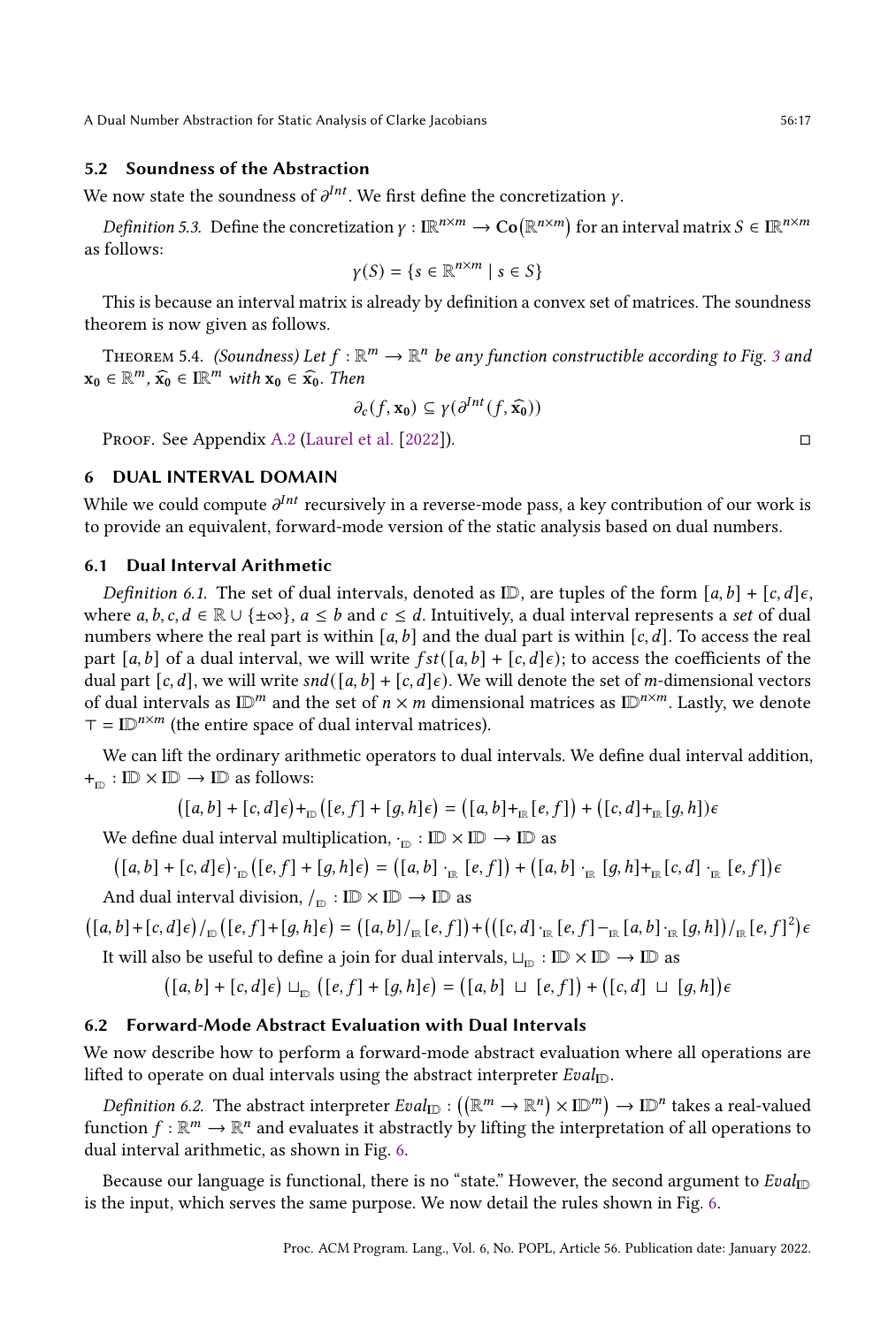### 5.2 Soundness of the Abstraction

We now state the soundness of $\partial^{Int}$. We first define the concretization $\gamma$.

*Definition 5.3.* Define the concretization $\gamma : \mathbb{IR}^{n\times m} \rightarrow \mathbf{Co}(\mathbb{R}^{n\times m})$ for an interval matrix $S \in \mathbb{IR}^{n\times m}$ as follows:

$$\gamma(S) = \{s \in \mathbb{R}^{n\times m} \mid s \in S\}$$

This is because an interval matrix is already by definition a convex set of matrices. The soundness theorem is now given as follows.

Theorem 5.4. *(Soundness) Let $f : \mathbb{R}^m \rightarrow \mathbb{R}^n$ be any function constructible according to Fig. 3 and $\mathbf{x_0} \in \mathbb{R}^m$, $\widehat{\mathbf{x_0}} \in \mathbb{IR}^m$ with $\mathbf{x_0} \in \widehat{\mathbf{x_0}}$. Then*

$$\partial_c(f, \mathbf{x_0}) \subseteq \gamma(\partial^{Int}(f, \widehat{\mathbf{x_0}}))$$

Proof. See Appendix A.2 (Laurel et al. [2022]). □

## 6 DUAL INTERVAL DOMAIN

While we could compute $\partial^{Int}$ recursively in a reverse-mode pass, a key contribution of our work is to provide an equivalent, forward-mode version of the static analysis based on dual numbers.

### 6.1 Dual Interval Arithmetic

*Definition 6.1.* The set of dual intervals, denoted as $\mathbb{ID}$, are tuples of the form $[a, b] + [c, d]\epsilon$, where $a, b, c, d \in \mathbb{R} \cup \{\pm\infty\}$, $a \leq b$ and $c \leq d$. Intuitively, a dual interval represents a *set* of dual numbers where the real part is within $[a, b]$ and the dual part is within $[c, d]$. To access the real part $[a, b]$ of a dual interval, we will write $fst([a, b] + [c, d]\epsilon)$; to access the coefficients of the dual part $[c, d]$, we will write $snd([a, b] + [c, d]\epsilon)$. We will denote the set of $m$-dimensional vectors of dual intervals as $\mathbb{ID}^m$ and the set of $n \times m$ dimensional matrices as $\mathbb{ID}^{n\times m}$. Lastly, we denote $\top = \mathbb{ID}^{n\times m}$ (the entire space of dual interval matrices).

We can lift the ordinary arithmetic operators to dual intervals. We define dual interval addition, $+_{\mathbb{ID}} : \mathbb{ID} \times \mathbb{ID} \rightarrow \mathbb{ID}$ as follows:

$$\big([a, b] + [c, d]\epsilon\big) +_{\mathbb{ID}} \big([e, f] + [g, h]\epsilon\big) = \big([a, b] +_{\mathbb{IR}} [e, f]\big) + \big([c, d] +_{\mathbb{IR}} [g, h]\big)\epsilon$$

We define dual interval multiplication, $\cdot_{\mathbb{ID}} : \mathbb{ID} \times \mathbb{ID} \rightarrow \mathbb{ID}$ as

$$\big([a, b] + [c, d]\epsilon\big) \cdot_{\mathbb{ID}} \big([e, f] + [g, h]\epsilon\big) = \big([a, b] \cdot_{\mathbb{IR}} [e, f]\big) + \big([a, b] \cdot_{\mathbb{IR}} [g, h] +_{\mathbb{IR}} [c, d] \cdot_{\mathbb{IR}} [e, f]\big)\epsilon$$

And dual interval division, $/_{\mathbb{ID}} : \mathbb{ID} \times \mathbb{ID} \rightarrow \mathbb{ID}$ as

$$\big([a, b] + [c, d]\epsilon\big) /_{\mathbb{ID}} \big([e, f] + [g, h]\epsilon\big) = \big([a, b] /_{\mathbb{IR}} [e, f]\big) + \Big(\big([c, d] \cdot_{\mathbb{IR}} [e, f] -_{\mathbb{IR}} [a, b] \cdot_{\mathbb{IR}} [g, h]\big) /_{\mathbb{IR}} [e, f]^2\Big)\epsilon$$

It will also be useful to define a join for dual intervals, $\sqcup_{\mathbb{ID}} : \mathbb{ID} \times \mathbb{ID} \rightarrow \mathbb{ID}$ as

$$\big([a, b] + [c, d]\epsilon\big) \sqcup_{\mathbb{ID}} \big([e, f] + [g, h]\epsilon\big) = \big([a, b] \sqcup [e, f]\big) + \big([c, d] \sqcup [g, h]\big)\epsilon$$

### 6.2 Forward-Mode Abstract Evaluation with Dual Intervals

We now describe how to perform a forward-mode abstract evaluation where all operations are lifted to operate on dual intervals using the abstract interpreter $Eval_{\mathbb{ID}}$.

*Definition 6.2.* The abstract interpreter $Eval_{\mathbb{ID}} : \big((\mathbb{R}^m \rightarrow \mathbb{R}^n) \times \mathbb{ID}^m\big) \rightarrow \mathbb{ID}^n$ takes a real-valued function $f : \mathbb{R}^m \rightarrow \mathbb{R}^n$ and evaluates it abstractly by lifting the interpretation of all operations to dual interval arithmetic, as shown in Fig. 6.

Because our language is functional, there is no "state." However, the second argument to $Eval_{\mathbb{ID}}$ is the input, which serves the same purpose. We now detail the rules shown in Fig. 6.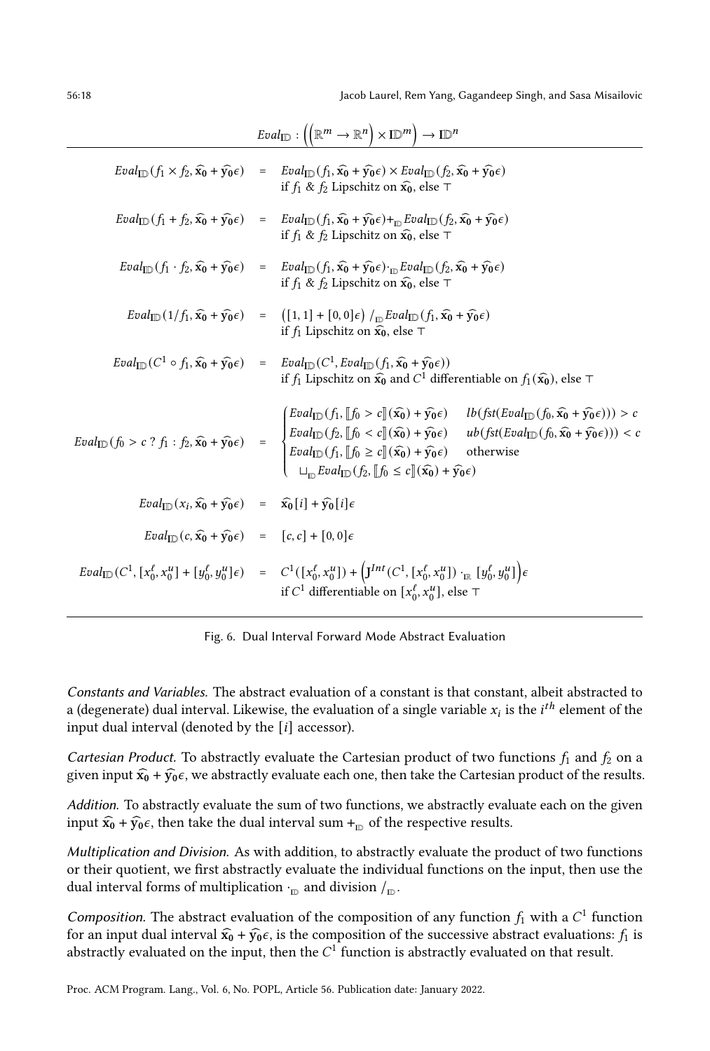$$Eval_{\mathbb{ID}} : \left(\left(\mathbb{R}^m \to \mathbb{R}^n\right) \times \mathbb{ID}^m\right) \to \mathbb{ID}^n$$

$$Eval_{\mathbb{ID}}(f_1 \times f_2, \widehat{\mathbf{x_0}} + \widehat{\mathbf{y_0}}\epsilon) = Eval_{\mathbb{ID}}(f_1, \widehat{\mathbf{x_0}} + \widehat{\mathbf{y_0}}\epsilon) \times Eval_{\mathbb{ID}}(f_2, \widehat{\mathbf{x_0}} + \widehat{\mathbf{y_0}}\epsilon) \quad \text{if } f_1 \,\&\, f_2 \text{ Lipschitz on } \widehat{\mathbf{x_0}}, \text{ else } \top$$

$$Eval_{\mathbb{ID}}(f_1 + f_2, \widehat{\mathbf{x_0}} + \widehat{\mathbf{y_0}}\epsilon) = Eval_{\mathbb{ID}}(f_1, \widehat{\mathbf{x_0}} + \widehat{\mathbf{y_0}}\epsilon) +_{\mathbb{ID}} Eval_{\mathbb{ID}}(f_2, \widehat{\mathbf{x_0}} + \widehat{\mathbf{y_0}}\epsilon) \quad \text{if } f_1 \,\&\, f_2 \text{ Lipschitz on } \widehat{\mathbf{x_0}}, \text{ else } \top$$

$$Eval_{\mathbb{ID}}(f_1 \cdot f_2, \widehat{\mathbf{x_0}} + \widehat{\mathbf{y_0}}\epsilon) = Eval_{\mathbb{ID}}(f_1, \widehat{\mathbf{x_0}} + \widehat{\mathbf{y_0}}\epsilon) \cdot_{\mathbb{ID}} Eval_{\mathbb{ID}}(f_2, \widehat{\mathbf{x_0}} + \widehat{\mathbf{y_0}}\epsilon) \quad \text{if } f_1 \,\&\, f_2 \text{ Lipschitz on } \widehat{\mathbf{x_0}}, \text{ else } \top$$

$$Eval_{\mathbb{ID}}(1/f_1, \widehat{\mathbf{x_0}} + \widehat{\mathbf{y_0}}\epsilon) = \left([1,1] + [0,0]\epsilon\right) /_{\mathbb{ID}} Eval_{\mathbb{ID}}(f_1, \widehat{\mathbf{x_0}} + \widehat{\mathbf{y_0}}\epsilon) \quad \text{if } f_1 \text{ Lipschitz on } \widehat{\mathbf{x_0}}, \text{ else } \top$$

$$Eval_{\mathbb{ID}}(C^1 \circ f_1, \widehat{\mathbf{x_0}} + \widehat{\mathbf{y_0}}\epsilon) = Eval_{\mathbb{ID}}(C^1, Eval_{\mathbb{ID}}(f_1, \widehat{\mathbf{x_0}} + \widehat{\mathbf{y_0}}\epsilon)) \quad \text{if } f_1 \text{ Lipschitz on } \widehat{\mathbf{x_0}} \text{ and } C^1 \text{ differentiable on } f_1(\widehat{\mathbf{x_0}}), \text{ else } \top$$

$$Eval_{\mathbb{ID}}(f_0 > c \;?\; f_1 : f_2, \widehat{\mathbf{x_0}} + \widehat{\mathbf{y_0}}\epsilon) = \begin{cases} Eval_{\mathbb{ID}}(f_1, [\![f_0 > c]\!](\widehat{\mathbf{x_0}}) + \widehat{\mathbf{y_0}}\epsilon) & lb(fst(Eval_{\mathbb{ID}}(f_0, \widehat{\mathbf{x_0}} + \widehat{\mathbf{y_0}}\epsilon))) > c \\ Eval_{\mathbb{ID}}(f_2, [\![f_0 < c]\!](\widehat{\mathbf{x_0}}) + \widehat{\mathbf{y_0}}\epsilon) & ub(fst(Eval_{\mathbb{ID}}(f_0, \widehat{\mathbf{x_0}} + \widehat{\mathbf{y_0}}\epsilon))) < c \\ Eval_{\mathbb{ID}}(f_1, [\![f_0 \geq c]\!](\widehat{\mathbf{x_0}}) + \widehat{\mathbf{y_0}}\epsilon) & \text{otherwise} \\ \quad \sqcup_{\mathbb{ID}} Eval_{\mathbb{ID}}(f_2, [\![f_0 \leq c]\!](\widehat{\mathbf{x_0}}) + \widehat{\mathbf{y_0}}\epsilon) & \end{cases}$$

$$Eval_{\mathbb{ID}}(x_i, \widehat{\mathbf{x_0}} + \widehat{\mathbf{y_0}}\epsilon) = \widehat{\mathbf{x_0}}[i] + \widehat{\mathbf{y_0}}[i]\epsilon$$

$$Eval_{\mathbb{ID}}(c, \widehat{\mathbf{x_0}} + \widehat{\mathbf{y_0}}\epsilon) = [c,c] + [0,0]\epsilon$$

$$Eval_{\mathbb{ID}}(C^1, [x_0^\ell, x_0^u] + [y_0^\ell, y_0^u]\epsilon) = C^1([x_0^\ell, x_0^u]) + \left(\mathbf{J}^{Int}(C^1, [x_0^\ell, x_0^u]) \cdot_{\mathbb{IR}} [y_0^\ell, y_0^u]\right)\epsilon \quad \text{if } C^1 \text{ differentiable on } [x_0^\ell, x_0^u], \text{ else } \top$$

Fig. 6. Dual Interval Forward Mode Abstract Evaluation

*Constants and Variables.* The abstract evaluation of a constant is that constant, albeit abstracted to a (degenerate) dual interval. Likewise, the evaluation of a single variable $x_i$ is the $i^{th}$ element of the input dual interval (denoted by the $[i]$ accessor).

*Cartesian Product.* To abstractly evaluate the Cartesian product of two functions $f_1$ and $f_2$ on a given input $\widehat{\mathbf{x_0}} + \widehat{\mathbf{y_0}}\epsilon$, we abstractly evaluate each one, then take the Cartesian product of the results.

*Addition.* To abstractly evaluate the sum of two functions, we abstractly evaluate each on the given input $\widehat{\mathbf{x_0}} + \widehat{\mathbf{y_0}}\epsilon$, then take the dual interval sum $+_{\mathbb{ID}}$ of the respective results.

*Multiplication and Division.* As with addition, to abstractly evaluate the product of two functions or their quotient, we first abstractly evaluate the individual functions on the input, then use the dual interval forms of multiplication $\cdot_{\mathbb{ID}}$ and division $/_{\mathbb{ID}}$.

*Composition.* The abstract evaluation of the composition of any function $f_1$ with a $C^1$ function for an input dual interval $\widehat{\mathbf{x_0}} + \widehat{\mathbf{y_0}}\epsilon$, is the composition of the successive abstract evaluations: $f_1$ is abstractly evaluated on the input, then the $C^1$ function is abstractly evaluated on that result.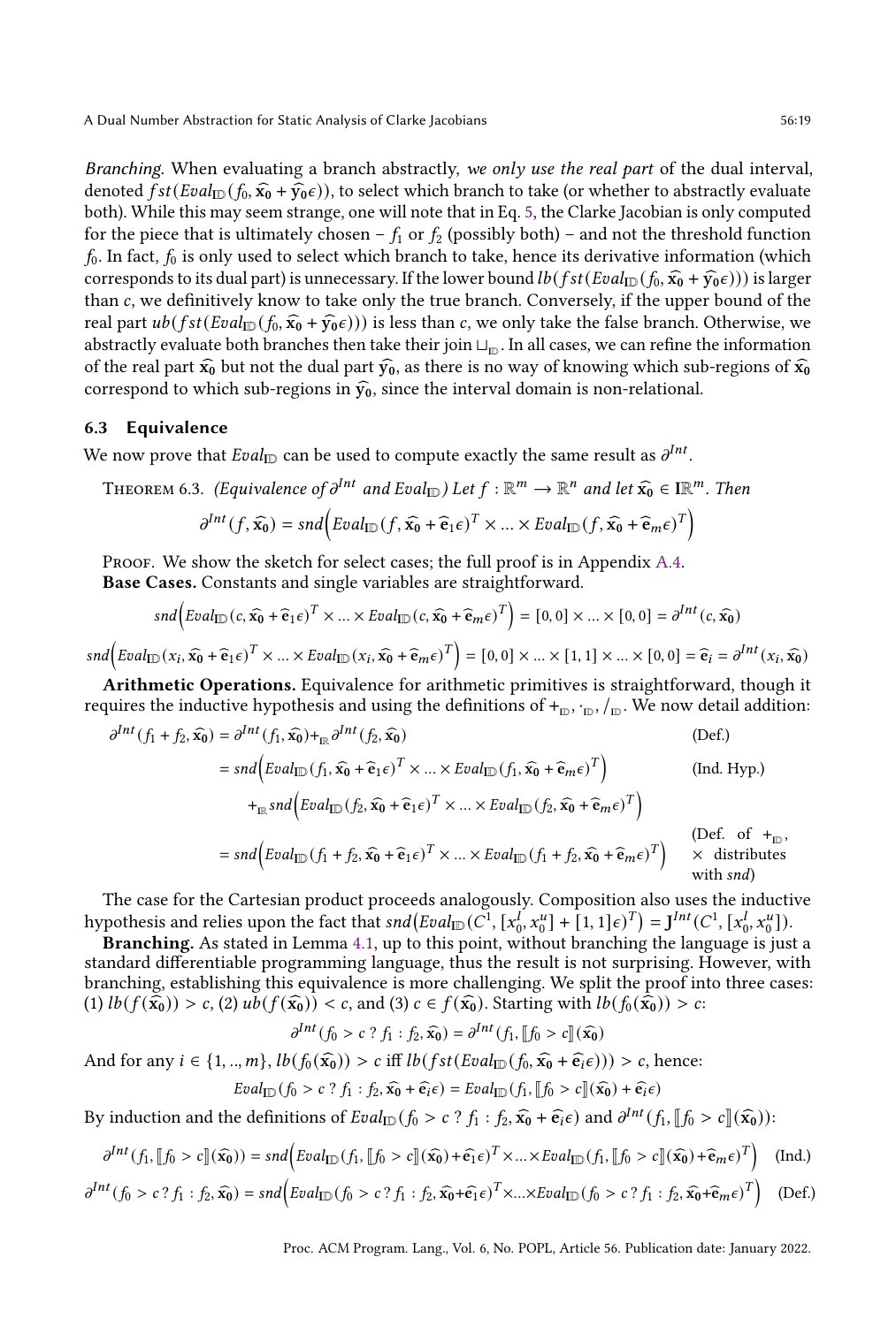*Branching.* When evaluating a branch abstractly, *we only use the real part* of the dual interval, denoted $fst(Eval_{\mathbb{ID}}(f_0, \widehat{\mathbf{x_0}} + \widehat{\mathbf{y_0}}\epsilon))$, to select which branch to take (or whether to abstractly evaluate both). While this may seem strange, one will note that in Eq. 5, the Clarke Jacobian is only computed for the piece that is ultimately chosen – $f_1$ or $f_2$ (possibly both) – and not the threshold function $f_0$. In fact, $f_0$ is only used to select which branch to take, hence its derivative information (which corresponds to its dual part) is unnecessary. If the lower bound $lb(fst(Eval_{\mathbb{ID}}(f_0, \widehat{\mathbf{x_0}} + \widehat{\mathbf{y_0}}\epsilon)))$ is larger than $c$, we definitively know to take only the true branch. Conversely, if the upper bound of the real part $ub(fst(Eval_{\mathbb{ID}}(f_0, \widehat{\mathbf{x_0}} + \widehat{\mathbf{y_0}}\epsilon)))$ is less than $c$, we only take the false branch. Otherwise, we abstractly evaluate both branches then take their join $\sqcup_{\mathbb{ID}}$. In all cases, we can refine the information of the real part $\widehat{\mathbf{x_0}}$ but not the dual part $\widehat{\mathbf{y_0}}$, as there is no way of knowing which sub-regions of $\widehat{\mathbf{x_0}}$ correspond to which sub-regions in $\widehat{\mathbf{y_0}}$, since the interval domain is non-relational.

### 6.3 Equivalence

We now prove that $Eval_{\mathbb{ID}}$ can be used to compute exactly the same result as $\partial^{Int}$.

**Theorem 6.3.** *(Equivalence of $\partial^{Int}$ and $Eval_{\mathbb{ID}}$) Let $f : \mathbb{R}^m \to \mathbb{R}^n$ and let $\widehat{\mathbf{x_0}} \in \mathbb{IR}^m$. Then*

$$\partial^{Int}(f, \widehat{\mathbf{x_0}}) = snd\Big(Eval_{\mathbb{ID}}(f, \widehat{\mathbf{x_0}} + \widehat{\mathbf{e}}_1\epsilon)^T \times ... \times Eval_{\mathbb{ID}}(f, \widehat{\mathbf{x_0}} + \widehat{\mathbf{e}}_m\epsilon)^T\Big)$$

Proof. We show the sketch for select cases; the full proof is in Appendix A.4.

**Base Cases.** Constants and single variables are straightforward.

$$snd\Big(Eval_{\mathbb{ID}}(c, \widehat{\mathbf{x_0}} + \widehat{\mathbf{e}}_1\epsilon)^T \times ... \times Eval_{\mathbb{ID}}(c, \widehat{\mathbf{x_0}} + \widehat{\mathbf{e}}_m\epsilon)^T\Big) = [0,0] \times ... \times [0,0] = \partial^{Int}(c, \widehat{\mathbf{x_0}})$$

$$snd\Big(Eval_{\mathbb{ID}}(x_i, \widehat{\mathbf{x_0}} + \widehat{\mathbf{e}}_1\epsilon)^T \times ... \times Eval_{\mathbb{ID}}(x_i, \widehat{\mathbf{x_0}} + \widehat{\mathbf{e}}_m\epsilon)^T\Big) = [0,0] \times ... \times [1,1] \times ... \times [0,0] = \widehat{\mathbf{e}}_i = \partial^{Int}(x_i, \widehat{\mathbf{x_0}})$$

**Arithmetic Operations.** Equivalence for arithmetic primitives is straightforward, though it requires the inductive hypothesis and using the definitions of $+_{\mathbb{ID}}, \cdot_{\mathbb{ID}}, /_{\mathbb{ID}}$. We now detail addition:

$$\begin{aligned}
\partial^{Int}(f_1 + f_2, \widehat{\mathbf{x_0}}) &= \partial^{Int}(f_1, \widehat{\mathbf{x_0}}) +_{\mathbb{IR}} \partial^{Int}(f_2, \widehat{\mathbf{x_0}}) && \text{(Def.)} \\
&= snd\Big(Eval_{\mathbb{ID}}(f_1, \widehat{\mathbf{x_0}} + \widehat{\mathbf{e}}_1\epsilon)^T \times ... \times Eval_{\mathbb{ID}}(f_1, \widehat{\mathbf{x_0}} + \widehat{\mathbf{e}}_m\epsilon)^T\Big) && \text{(Ind. Hyp.)} \\
&\quad +_{\mathbb{IR}} snd\Big(Eval_{\mathbb{ID}}(f_2, \widehat{\mathbf{x_0}} + \widehat{\mathbf{e}}_1\epsilon)^T \times ... \times Eval_{\mathbb{ID}}(f_2, \widehat{\mathbf{x_0}} + \widehat{\mathbf{e}}_m\epsilon)^T\Big) \\
&= snd\Big(Eval_{\mathbb{ID}}(f_1 + f_2, \widehat{\mathbf{x_0}} + \widehat{\mathbf{e}}_1\epsilon)^T \times ... \times Eval_{\mathbb{ID}}(f_1 + f_2, \widehat{\mathbf{x_0}} + \widehat{\mathbf{e}}_m\epsilon)^T\Big) && \text{(Def. of } +_{\mathbb{ID}}, \times \text{ distributes with } snd)
\end{aligned}$$

The case for the Cartesian product proceeds analogously. Composition also uses the inductive hypothesis and relies upon the fact that $snd\big(Eval_{\mathbb{ID}}(C^1, [x_0^l, x_0^u] + [1,1]\epsilon)^T\big) = \mathbf{J}^{Int}(C^1, [x_0^l, x_0^u])$.

**Branching.** As stated in Lemma 4.1, up to this point, without branching the language is just a standard differentiable programming language, thus the result is not surprising. However, with branching, establishing this equivalence is more challenging. We split the proof into three cases: (1) $lb(f(\widehat{\mathbf{x_0}})) > c$, (2) $ub(f(\widehat{\mathbf{x_0}})) < c$, and (3) $c \in f(\widehat{\mathbf{x_0}})$. Starting with $lb(f_0(\widehat{\mathbf{x_0}})) > c$:

$$\partial^{Int}(f_0 > c \; ? \; f_1 : f_2, \widehat{\mathbf{x_0}}) = \partial^{Int}(f_1, [\![f_0 > c]\!](\widehat{\mathbf{x_0}}))$$

And for any $i \in \{1, .., m\}$, $lb(f_0(\widehat{\mathbf{x_0}})) > c$ iff $lb(fst(Eval_{\mathbb{ID}}(f_0, \widehat{\mathbf{x_0}} + \widehat{\mathbf{e}}_i\epsilon))) > c$, hence:

$$Eval_{\mathbb{ID}}(f_0 > c \; ? \; f_1 : f_2, \widehat{\mathbf{x_0}} + \widehat{\mathbf{e}}_i\epsilon) = Eval_{\mathbb{ID}}(f_1, [\![f_0 > c]\!](\widehat{\mathbf{x_0}}) + \widehat{\mathbf{e}}_i\epsilon)$$

By induction and the definitions of $Eval_{\mathbb{ID}}(f_0 > c \; ? \; f_1 : f_2, \widehat{\mathbf{x_0}} + \widehat{\mathbf{e}}_i\epsilon)$ and $\partial^{Int}(f_1, [\![f_0 > c]\!](\widehat{\mathbf{x_0}}))$:

$$\partial^{Int}(f_1, [\![f_0 > c]\!](\widehat{\mathbf{x_0}})) = snd\Big(Eval_{\mathbb{ID}}(f_1, [\![f_0 > c]\!](\widehat{\mathbf{x_0}}) + \widehat{\mathbf{e}}_1\epsilon)^T \times ... \times Eval_{\mathbb{ID}}(f_1, [\![f_0 > c]\!](\widehat{\mathbf{x_0}}) + \widehat{\mathbf{e}}_m\epsilon)^T\Big) \quad \text{(Ind.)}$$

$$\partial^{Int}(f_0 > c \; ? \; f_1 : f_2, \widehat{\mathbf{x_0}}) = snd\Big(Eval_{\mathbb{ID}}(f_0 > c \; ? \; f_1 : f_2, \widehat{\mathbf{x_0}} + \widehat{\mathbf{e}}_1\epsilon)^T \times ... \times Eval_{\mathbb{ID}}(f_0 > c \; ? \; f_1 : f_2, \widehat{\mathbf{x_0}} + \widehat{\mathbf{e}}_m\epsilon)^T\Big) \quad \text{(Def.)}$$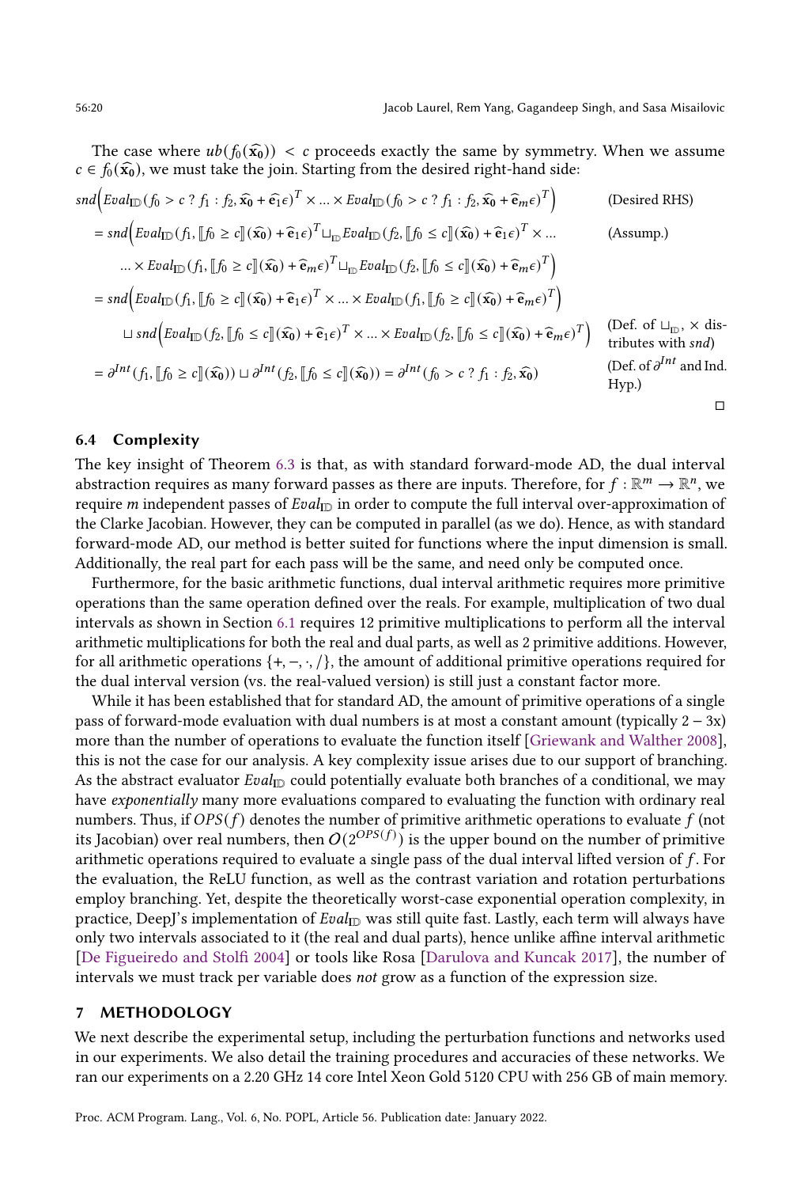The case where $ub(f_0(\widehat{\mathbf{x_0}})) < c$ proceeds exactly the same by symmetry. When we assume $c \in f_0(\widehat{\mathbf{x_0}})$, we must take the join. Starting from the desired right-hand side:

$$
\begin{aligned}
& snd\Big(Eval_{\mathbb{ID}}(f_0 > c \; ? \; f_1 : f_2, \widehat{\mathbf{x_0}} + \widehat{\mathbf{e}}_1\epsilon)^T \times \ldots \times Eval_{\mathbb{ID}}(f_0 > c \; ? \; f_1 : f_2, \widehat{\mathbf{x_0}} + \widehat{\mathbf{e}}_m\epsilon)^T\Big) && \text{(Desired RHS)} \\
&= snd\Big(Eval_{\mathbb{ID}}(f_1, [\![f_0 \geq c]\!](\widehat{\mathbf{x_0}}) + \widehat{\mathbf{e}}_1\epsilon)^T \sqcup_{\mathbb{ID}} Eval_{\mathbb{ID}}(f_2, [\![f_0 \leq c]\!](\widehat{\mathbf{x_0}}) + \widehat{\mathbf{e}}_1\epsilon)^T \times \ldots && \text{(Assump.)} \\
&\quad \ldots \times Eval_{\mathbb{ID}}(f_1, [\![f_0 \geq c]\!](\widehat{\mathbf{x_0}}) + \widehat{\mathbf{e}}_m\epsilon)^T \sqcup_{\mathbb{ID}} Eval_{\mathbb{ID}}(f_2, [\![f_0 \leq c]\!](\widehat{\mathbf{x_0}}) + \widehat{\mathbf{e}}_m\epsilon)^T\Big) \\
&= snd\Big(Eval_{\mathbb{ID}}(f_1, [\![f_0 \geq c]\!](\widehat{\mathbf{x_0}}) + \widehat{\mathbf{e}}_1\epsilon)^T \times \ldots \times Eval_{\mathbb{ID}}(f_1, [\![f_0 \geq c]\!](\widehat{\mathbf{x_0}}) + \widehat{\mathbf{e}}_m\epsilon)^T\Big) \\
&\quad \sqcup snd\Big(Eval_{\mathbb{ID}}(f_2, [\![f_0 \leq c]\!](\widehat{\mathbf{x_0}}) + \widehat{\mathbf{e}}_1\epsilon)^T \times \ldots \times Eval_{\mathbb{ID}}(f_2, [\![f_0 \leq c]\!](\widehat{\mathbf{x_0}}) + \widehat{\mathbf{e}}_m\epsilon)^T\Big) && \text{(Def. of } \sqcup_{\mathbb{ID}}, \times \text{ distributes with } snd\text{)} \\
&= \partial^{Int}(f_1, [\![f_0 \geq c]\!](\widehat{\mathbf{x_0}})) \sqcup \partial^{Int}(f_2, [\![f_0 \leq c]\!](\widehat{\mathbf{x_0}})) = \partial^{Int}(f_0 > c \; ? \; f_1 : f_2, \widehat{\mathbf{x_0}}) && \text{(Def. of } \partial^{Int} \text{ and Ind. Hyp.)}
\end{aligned}
$$

□

### 6.4 Complexity

The key insight of Theorem 6.3 is that, as with standard forward-mode AD, the dual interval abstraction requires as many forward passes as there are inputs. Therefore, for $f : \mathbb{R}^m \to \mathbb{R}^n$, we require $m$ independent passes of $Eval_{\mathbb{ID}}$ in order to compute the full interval over-approximation of the Clarke Jacobian. However, they can be computed in parallel (as we do). Hence, as with standard forward-mode AD, our method is better suited for functions where the input dimension is small. Additionally, the real part for each pass will be the same, and need only be computed once.

Furthermore, for the basic arithmetic functions, dual interval arithmetic requires more primitive operations than the same operation defined over the reals. For example, multiplication of two dual intervals as shown in Section 6.1 requires 12 primitive multiplications to perform all the interval arithmetic multiplications for both the real and dual parts, as well as 2 primitive additions. However, for all arithmetic operations $\{+, -, \cdot, /\}$, the amount of additional primitive operations required for the dual interval version (vs. the real-valued version) is still just a constant factor more.

While it has been established that for standard AD, the amount of primitive operations of a single pass of forward-mode evaluation with dual numbers is at most a constant amount (typically $2-3$x) more than the number of operations to evaluate the function itself [Griewank and Walther 2008], this is not the case for our analysis. A key complexity issue arises due to our support of branching. As the abstract evaluator $Eval_{\mathbb{ID}}$ could potentially evaluate both branches of a conditional, we may have *exponentially* many more evaluations compared to evaluating the function with ordinary real numbers. Thus, if $OPS(f)$ denotes the number of primitive arithmetic operations to evaluate $f$ (not its Jacobian) over real numbers, then $O(2^{OPS(f)})$ is the upper bound on the number of primitive arithmetic operations required to evaluate a single pass of the dual interval lifted version of $f$. For the evaluation, the ReLU function, as well as the contrast variation and rotation perturbations employ branching. Yet, despite the theoretically worst-case exponential operation complexity, in practice, DeepJ's implementation of $Eval_{\mathbb{ID}}$ was still quite fast. Lastly, each term will always have only two intervals associated to it (the real and dual parts), hence unlike affine interval arithmetic [De Figueiredo and Stolfi 2004] or tools like Rosa [Darulova and Kuncak 2017], the number of intervals we must track per variable does *not* grow as a function of the expression size.

## 7 METHODOLOGY

We next describe the experimental setup, including the perturbation functions and networks used in our experiments. We also detail the training procedures and accuracies of these networks. We ran our experiments on a 2.20 GHz 14 core Intel Xeon Gold 5120 CPU with 256 GB of main memory.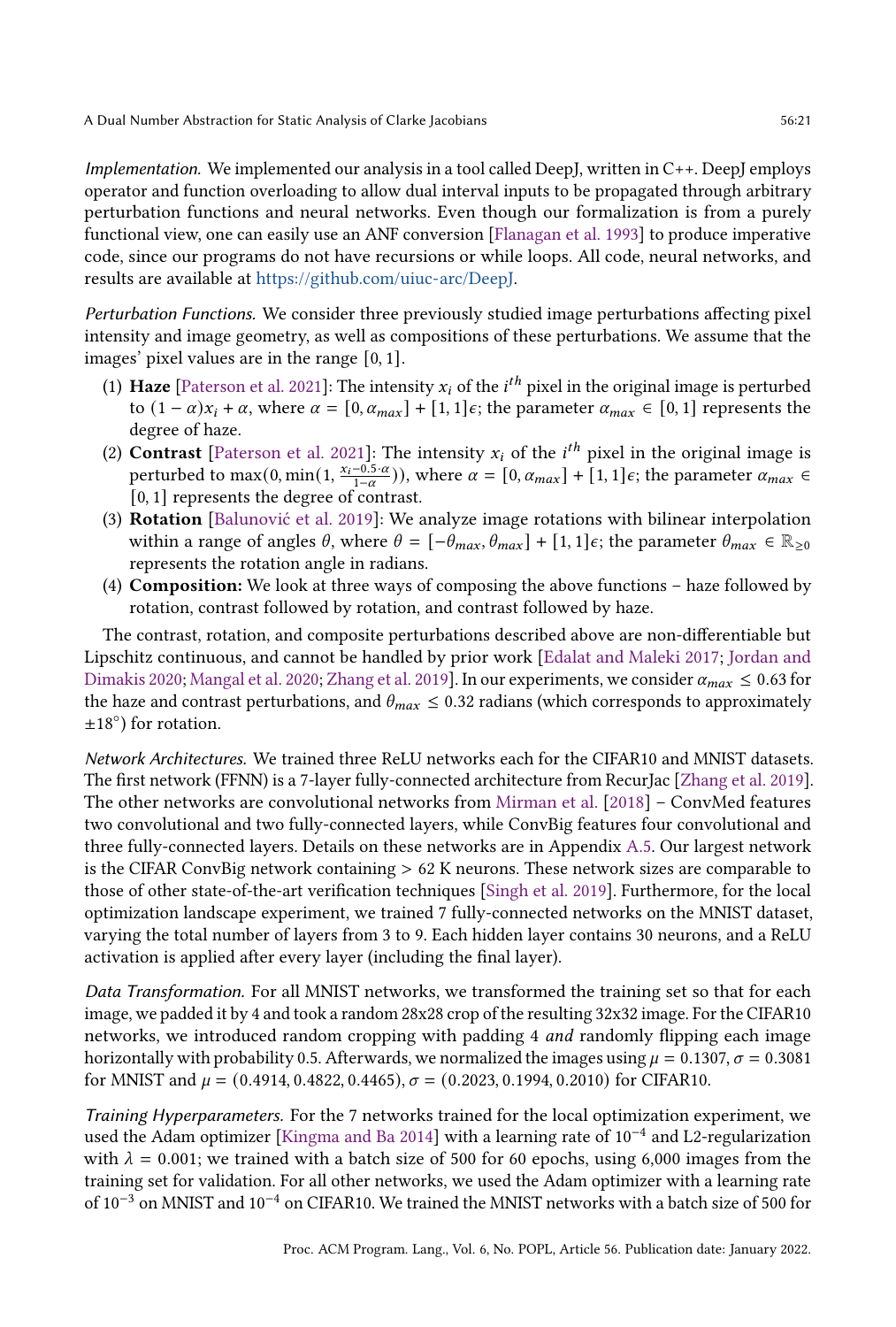*Implementation.* We implemented our analysis in a tool called DeepJ, written in C++. DeepJ employs operator and function overloading to allow dual interval inputs to be propagated through arbitrary perturbation functions and neural networks. Even though our formalization is from a purely functional view, one can easily use an ANF conversion [Flanagan et al. 1993] to produce imperative code, since our programs do not have recursions or while loops. All code, neural networks, and results are available at https://github.com/uiuc-arc/DeepJ.

*Perturbation Functions.* We consider three previously studied image perturbations affecting pixel intensity and image geometry, as well as compositions of these perturbations. We assume that the images' pixel values are in the range $[0, 1]$.

(1) **Haze** [Paterson et al. 2021]: The intensity $x_i$ of the $i^{th}$ pixel in the original image is perturbed to $(1 - \alpha)x_i + \alpha$, where $\alpha = [0, \alpha_{max}] + [1, 1]\epsilon$; the parameter $\alpha_{max} \in [0, 1]$ represents the degree of haze.
(2) **Contrast** [Paterson et al. 2021]: The intensity $x_i$ of the $i^{th}$ pixel in the original image is perturbed to $\max(0, \min(1, \frac{x_i - 0.5 \cdot \alpha}{1 - \alpha}))$, where $\alpha = [0, \alpha_{max}] + [1, 1]\epsilon$; the parameter $\alpha_{max} \in [0, 1]$ represents the degree of contrast.
(3) **Rotation** [Balunović et al. 2019]: We analyze image rotations with bilinear interpolation within a range of angles $\theta$, where $\theta = [-\theta_{max}, \theta_{max}] + [1, 1]\epsilon$; the parameter $\theta_{max} \in \mathbb{R}_{\geq 0}$ represents the rotation angle in radians.
(4) **Composition:** We look at three ways of composing the above functions – haze followed by rotation, contrast followed by rotation, and contrast followed by haze.

The contrast, rotation, and composite perturbations described above are non-differentiable but Lipschitz continuous, and cannot be handled by prior work [Edalat and Maleki 2017; Jordan and Dimakis 2020; Mangal et al. 2020; Zhang et al. 2019]. In our experiments, we consider $\alpha_{max} \leq 0.63$ for the haze and contrast perturbations, and $\theta_{max} \leq 0.32$ radians (which corresponds to approximately $\pm 18^{\circ}$) for rotation.

*Network Architectures.* We trained three ReLU networks each for the CIFAR10 and MNIST datasets. The first network (FFNN) is a 7-layer fully-connected architecture from RecurJac [Zhang et al. 2019]. The other networks are convolutional networks from Mirman et al. [2018] – ConvMed features two convolutional and two fully-connected layers, while ConvBig features four convolutional and three fully-connected layers. Details on these networks are in Appendix A.5. Our largest network is the CIFAR ConvBig network containing > 62 K neurons. These network sizes are comparable to those of other state-of-the-art verification techniques [Singh et al. 2019]. Furthermore, for the local optimization landscape experiment, we trained 7 fully-connected networks on the MNIST dataset, varying the total number of layers from 3 to 9. Each hidden layer contains 30 neurons, and a ReLU activation is applied after every layer (including the final layer).

*Data Transformation.* For all MNIST networks, we transformed the training set so that for each image, we padded it by 4 and took a random 28x28 crop of the resulting 32x32 image. For the CIFAR10 networks, we introduced random cropping with padding 4 *and* randomly flipping each image horizontally with probability 0.5. Afterwards, we normalized the images using $\mu = 0.1307, \sigma = 0.3081$ for MNIST and $\mu = (0.4914, 0.4822, 0.4465), \sigma = (0.2023, 0.1994, 0.2010)$ for CIFAR10.

*Training Hyperparameters.* For the 7 networks trained for the local optimization experiment, we used the Adam optimizer [Kingma and Ba 2014] with a learning rate of $10^{-4}$ and L2-regularization with $\lambda = 0.001$; we trained with a batch size of 500 for 60 epochs, using 6,000 images from the training set for validation. For all other networks, we used the Adam optimizer with a learning rate of $10^{-3}$ on MNIST and $10^{-4}$ on CIFAR10. We trained the MNIST networks with a batch size of 500 for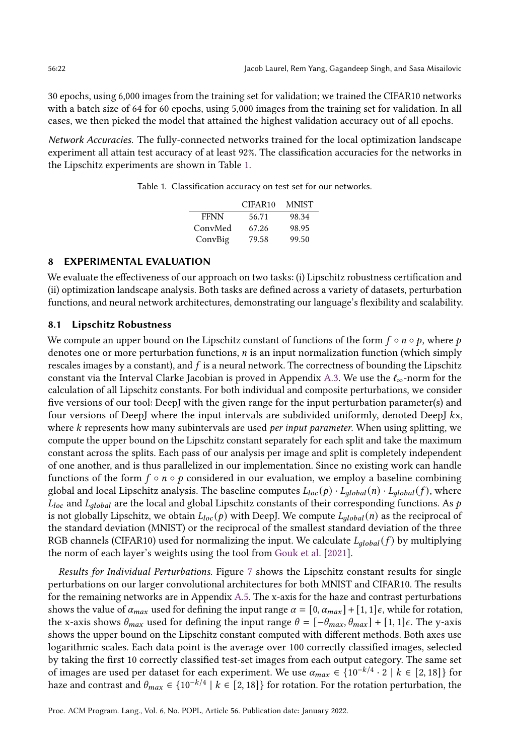30 epochs, using 6,000 images from the training set for validation; we trained the CIFAR10 networks with a batch size of 64 for 60 epochs, using 5,000 images from the training set for validation. In all cases, we then picked the model that attained the highest validation accuracy out of all epochs.

*Network Accuracies.* The fully-connected networks trained for the local optimization landscape experiment all attain test accuracy of at least 92%. The classification accuracies for the networks in the Lipschitz experiments are shown in Table 1.

Table 1. Classification accuracy on test set for our networks.

| | CIFAR10 | MNIST |
|---|---|---|
| FFNN | 56.71 | 98.34 |
| ConvMed | 67.26 | 98.95 |
| ConvBig | 79.58 | 99.50 |

## 8 EXPERIMENTAL EVALUATION

We evaluate the effectiveness of our approach on two tasks: (i) Lipschitz robustness certification and (ii) optimization landscape analysis. Both tasks are defined across a variety of datasets, perturbation functions, and neural network architectures, demonstrating our language's flexibility and scalability.

### 8.1 Lipschitz Robustness

We compute an upper bound on the Lipschitz constant of functions of the form $f \circ n \circ p$, where $p$ denotes one or more perturbation functions, $n$ is an input normalization function (which simply rescales images by a constant), and $f$ is a neural network. The correctness of bounding the Lipschitz constant via the Interval Clarke Jacobian is proved in Appendix A.3. We use the $\ell_\infty$-norm for the calculation of all Lipschitz constants. For both individual and composite perturbations, we consider five versions of our tool: DeepJ with the given range for the input perturbation parameter(s) and four versions of DeepJ where the input intervals are subdivided uniformly, denoted DeepJ $k$x, where $k$ represents how many subintervals are used *per input parameter*. When using splitting, we compute the upper bound on the Lipschitz constant separately for each split and take the maximum constant across the splits. Each pass of our analysis per image and split is completely independent of one another, and is thus parallelized in our implementation. Since no existing work can handle functions of the form $f \circ n \circ p$ considered in our evaluation, we employ a baseline combining global and local Lipschitz analysis. The baseline computes $L_{loc}(p) \cdot L_{global}(n) \cdot L_{global}(f)$, where $L_{loc}$ and $L_{global}$ are the local and global Lipschitz constants of their corresponding functions. As $p$ is not globally Lipschitz, we obtain $L_{loc}(p)$ with DeepJ. We compute $L_{global}(n)$ as the reciprocal of the standard deviation (MNIST) or the reciprocal of the smallest standard deviation of the three RGB channels (CIFAR10) used for normalizing the input. We calculate $L_{global}(f)$ by multiplying the norm of each layer's weights using the tool from Gouk et al. [2021].

*Results for Individual Perturbations.* Figure 7 shows the Lipschitz constant results for single perturbations on our larger convolutional architectures for both MNIST and CIFAR10. The results for the remaining networks are in Appendix A.5. The x-axis for the haze and contrast perturbations shows the value of $\alpha_{max}$ used for defining the input range $\alpha = [0, \alpha_{max}] + [1, 1]\epsilon$, while for rotation, the x-axis shows $\theta_{max}$ used for defining the input range $\theta = [-\theta_{max}, \theta_{max}] + [1, 1]\epsilon$. The y-axis shows the upper bound on the Lipschitz constant computed with different methods. Both axes use logarithmic scales. Each data point is the average over 100 correctly classified images, selected by taking the first 10 correctly classified test-set images from each output category. The same set of images are used per dataset for each experiment. We use $\alpha_{max} \in \{10^{-k/4} \cdot 2 \mid k \in [2, 18]\}$ for haze and contrast and $\theta_{max} \in \{10^{-k/4} \mid k \in [2, 18]\}$ for rotation. For the rotation perturbation, the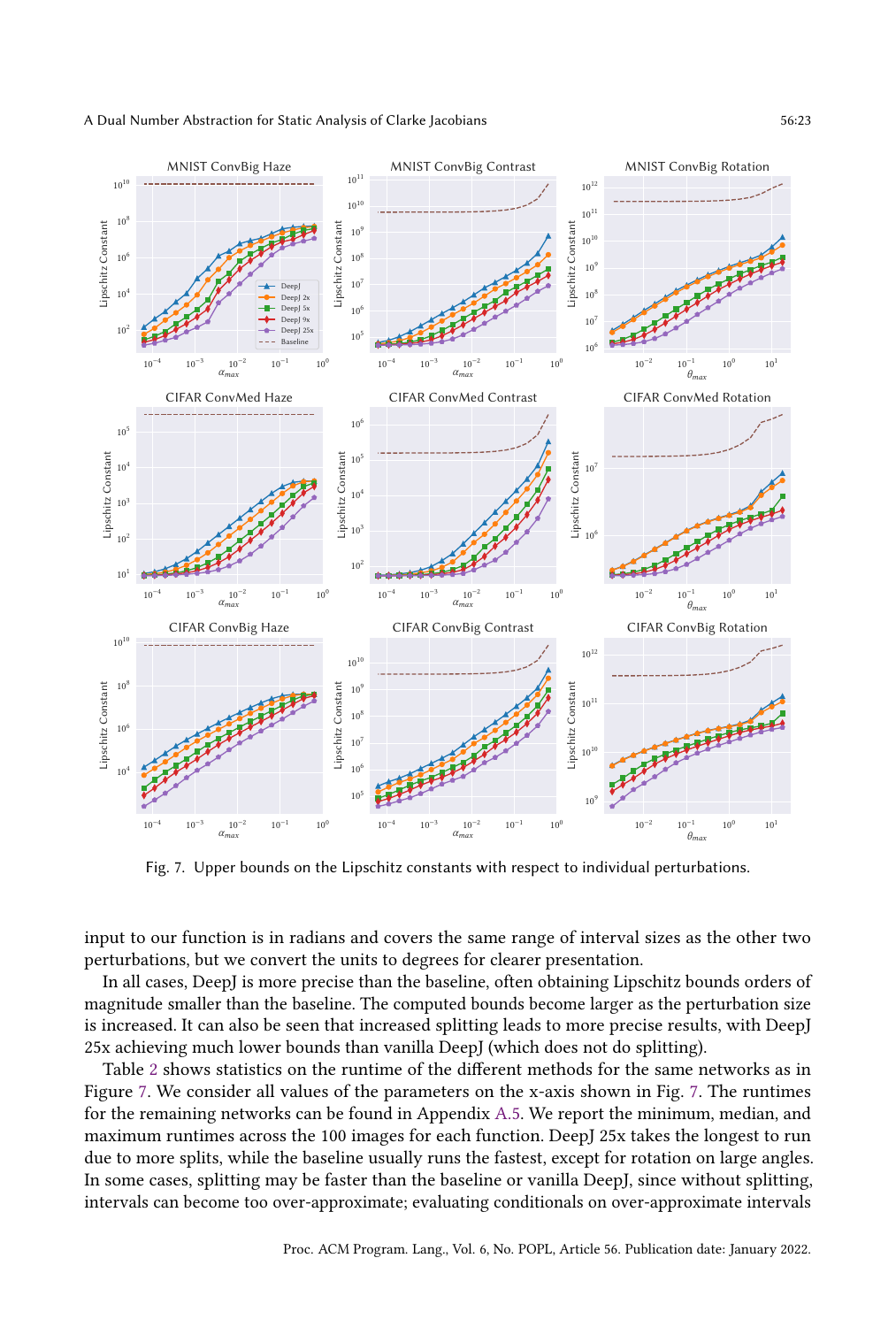Fig. 7. Upper bounds on the Lipschitz constants with respect to individual perturbations.

input to our function is in radians and covers the same range of interval sizes as the other two perturbations, but we convert the units to degrees for clearer presentation.

In all cases, DeepJ is more precise than the baseline, often obtaining Lipschitz bounds orders of magnitude smaller than the baseline. The computed bounds become larger as the perturbation size is increased. It can also be seen that increased splitting leads to more precise results, with DeepJ 25x achieving much lower bounds than vanilla DeepJ (which does not do splitting).

Table 2 shows statistics on the runtime of the different methods for the same networks as in Figure 7. We consider all values of the parameters on the x-axis shown in Fig. 7. The runtimes for the remaining networks can be found in Appendix A.5. We report the minimum, median, and maximum runtimes across the 100 images for each function. DeepJ 25x takes the longest to run due to more splits, while the baseline usually runs the fastest, except for rotation on large angles. In some cases, splitting may be faster than the baseline or vanilla DeepJ, since without splitting, intervals can become too over-approximate; evaluating conditionals on over-approximate intervals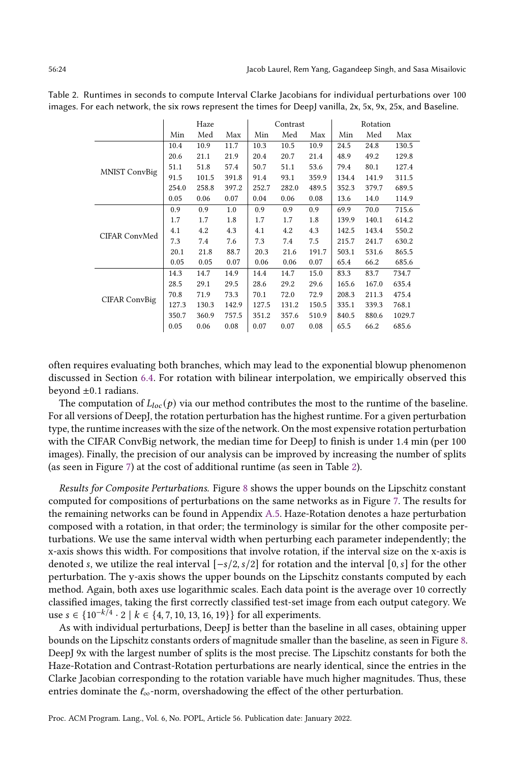Table 2. Runtimes in seconds to compute Interval Clarke Jacobians for individual perturbations over 100 images. For each network, the six rows represent the times for DeepJ vanilla, 2x, 5x, 9x, 25x, and Baseline.

| | Haze | | | Contrast | | | Rotation | | |
|---|---|---|---|---|---|---|---|---|---|
| | Min | Med | Max | Min | Med | Max | Min | Med | Max |
| MNIST ConvBig | 10.4 | 10.9 | 11.7 | 10.3 | 10.5 | 10.9 | 24.5 | 24.8 | 130.5 |
| | 20.6 | 21.1 | 21.9 | 20.4 | 20.7 | 21.4 | 48.9 | 49.2 | 129.8 |
| | 51.1 | 51.8 | 57.4 | 50.7 | 51.1 | 53.6 | 79.4 | 80.1 | 127.4 |
| | 91.5 | 101.5 | 391.8 | 91.4 | 93.1 | 359.9 | 134.4 | 141.9 | 311.5 |
| | 254.0 | 258.8 | 397.2 | 252.7 | 282.0 | 489.5 | 352.3 | 379.7 | 689.5 |
| | 0.05 | 0.06 | 0.07 | 0.04 | 0.06 | 0.08 | 13.6 | 14.0 | 114.9 |
| CIFAR ConvMed | 0.9 | 0.9 | 1.0 | 0.9 | 0.9 | 0.9 | 69.9 | 70.0 | 715.6 |
| | 1.7 | 1.7 | 1.8 | 1.7 | 1.7 | 1.8 | 139.9 | 140.1 | 614.2 |
| | 4.1 | 4.2 | 4.3 | 4.1 | 4.2 | 4.3 | 142.5 | 143.4 | 550.2 |
| | 7.3 | 7.4 | 7.6 | 7.3 | 7.4 | 7.5 | 215.7 | 241.7 | 630.2 |
| | 20.1 | 21.8 | 88.7 | 20.3 | 21.6 | 191.7 | 503.1 | 531.6 | 865.5 |
| | 0.05 | 0.05 | 0.07 | 0.06 | 0.06 | 0.07 | 65.4 | 66.2 | 685.6 |
| CIFAR ConvBig | 14.3 | 14.7 | 14.9 | 14.4 | 14.7 | 15.0 | 83.3 | 83.7 | 734.7 |
| | 28.5 | 29.1 | 29.5 | 28.6 | 29.2 | 29.6 | 165.6 | 167.0 | 635.4 |
| | 70.8 | 71.9 | 73.3 | 70.1 | 72.0 | 72.9 | 208.3 | 211.3 | 475.4 |
| | 127.3 | 130.3 | 142.9 | 127.5 | 131.2 | 150.5 | 335.1 | 339.3 | 768.1 |
| | 350.7 | 360.9 | 757.5 | 351.2 | 357.6 | 510.9 | 840.5 | 880.6 | 1029.7 |
| | 0.05 | 0.06 | 0.08 | 0.07 | 0.07 | 0.08 | 65.5 | 66.2 | 685.6 |

often requires evaluating both branches, which may lead to the exponential blowup phenomenon discussed in Section 6.4. For rotation with bilinear interpolation, we empirically observed this beyond ±0.1 radians.

The computation of $L_{loc}(p)$ via our method contributes the most to the runtime of the baseline. For all versions of DeepJ, the rotation perturbation has the highest runtime. For a given perturbation type, the runtime increases with the size of the network. On the most expensive rotation perturbation with the CIFAR ConvBig network, the median time for DeepJ to finish is under 1.4 min (per 100 images). Finally, the precision of our analysis can be improved by increasing the number of splits (as seen in Figure 7) at the cost of additional runtime (as seen in Table 2).

*Results for Composite Perturbations.* Figure 8 shows the upper bounds on the Lipschitz constant computed for compositions of perturbations on the same networks as in Figure 7. The results for the remaining networks can be found in Appendix A.5. Haze-Rotation denotes a haze perturbation composed with a rotation, in that order; the terminology is similar for the other composite perturbations. We use the same interval width when perturbing each parameter independently; the x-axis shows this width. For compositions that involve rotation, if the interval size on the x-axis is denoted $s$, we utilize the real interval $[-s/2, s/2]$ for rotation and the interval $[0, s]$ for the other perturbation. The y-axis shows the upper bounds on the Lipschitz constants computed by each method. Again, both axes use logarithmic scales. Each data point is the average over 10 correctly classified images, taking the first correctly classified test-set image from each output category. We use $s \in \{10^{-k/4} \cdot 2 \mid k \in \{4, 7, 10, 13, 16, 19\}\}$ for all experiments.

As with individual perturbations, DeepJ is better than the baseline in all cases, obtaining upper bounds on the Lipschitz constants orders of magnitude smaller than the baseline, as seen in Figure 8. DeepJ 9x with the largest number of splits is the most precise. The Lipschitz constants for both the Haze-Rotation and Contrast-Rotation perturbations are nearly identical, since the entries in the Clarke Jacobian corresponding to the rotation variable have much higher magnitudes. Thus, these entries dominate the $\ell_\infty$-norm, overshadowing the effect of the other perturbation.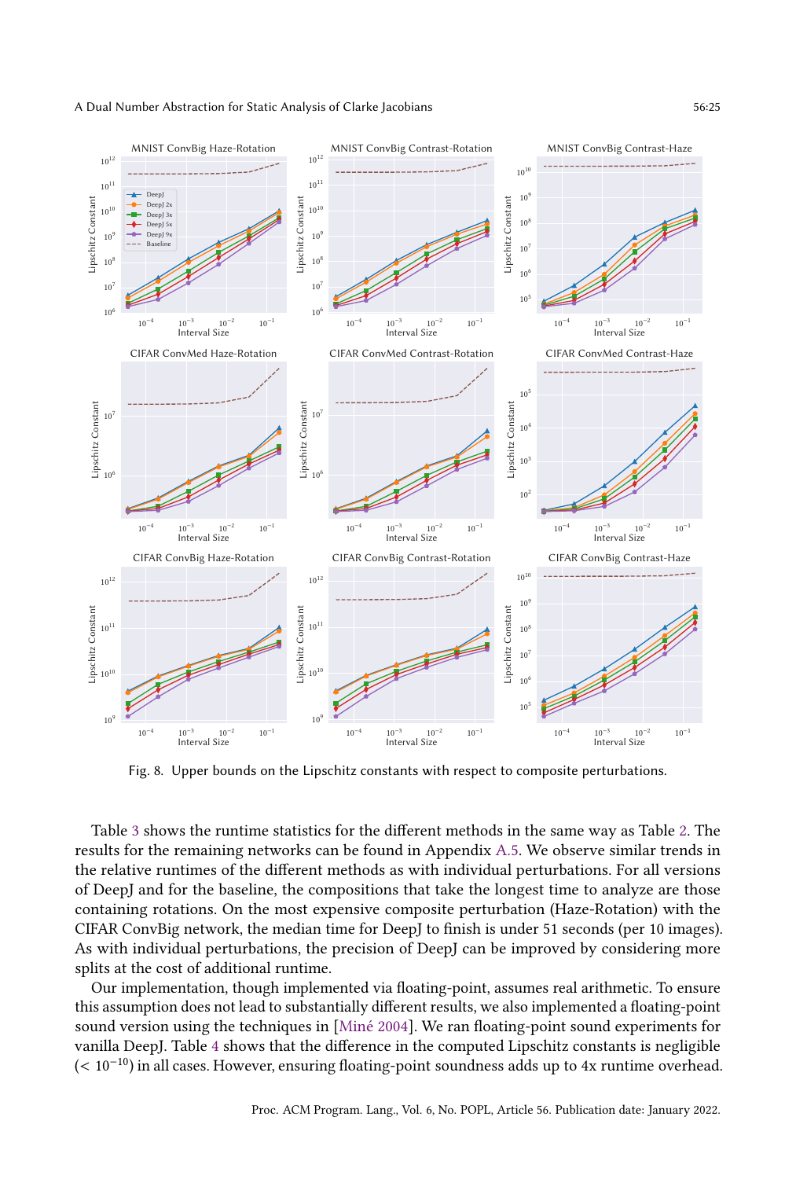Fig. 8. Upper bounds on the Lipschitz constants with respect to composite perturbations.

Table 3 shows the runtime statistics for the different methods in the same way as Table 2. The results for the remaining networks can be found in Appendix A.5. We observe similar trends in the relative runtimes of the different methods as with individual perturbations. For all versions of DeepJ and for the baseline, the compositions that take the longest time to analyze are those containing rotations. On the most expensive composite perturbation (Haze-Rotation) with the CIFAR ConvBig network, the median time for DeepJ to finish is under 51 seconds (per 10 images). As with individual perturbations, the precision of DeepJ can be improved by considering more splits at the cost of additional runtime.

Our implementation, though implemented via floating-point, assumes real arithmetic. To ensure this assumption does not lead to substantially different results, we also implemented a floating-point sound version using the techniques in [Miné 2004]. We ran floating-point sound experiments for vanilla DeepJ. Table 4 shows that the difference in the computed Lipschitz constants is negligible ($< 10^{-10}$) in all cases. However, ensuring floating-point soundness adds up to 4x runtime overhead.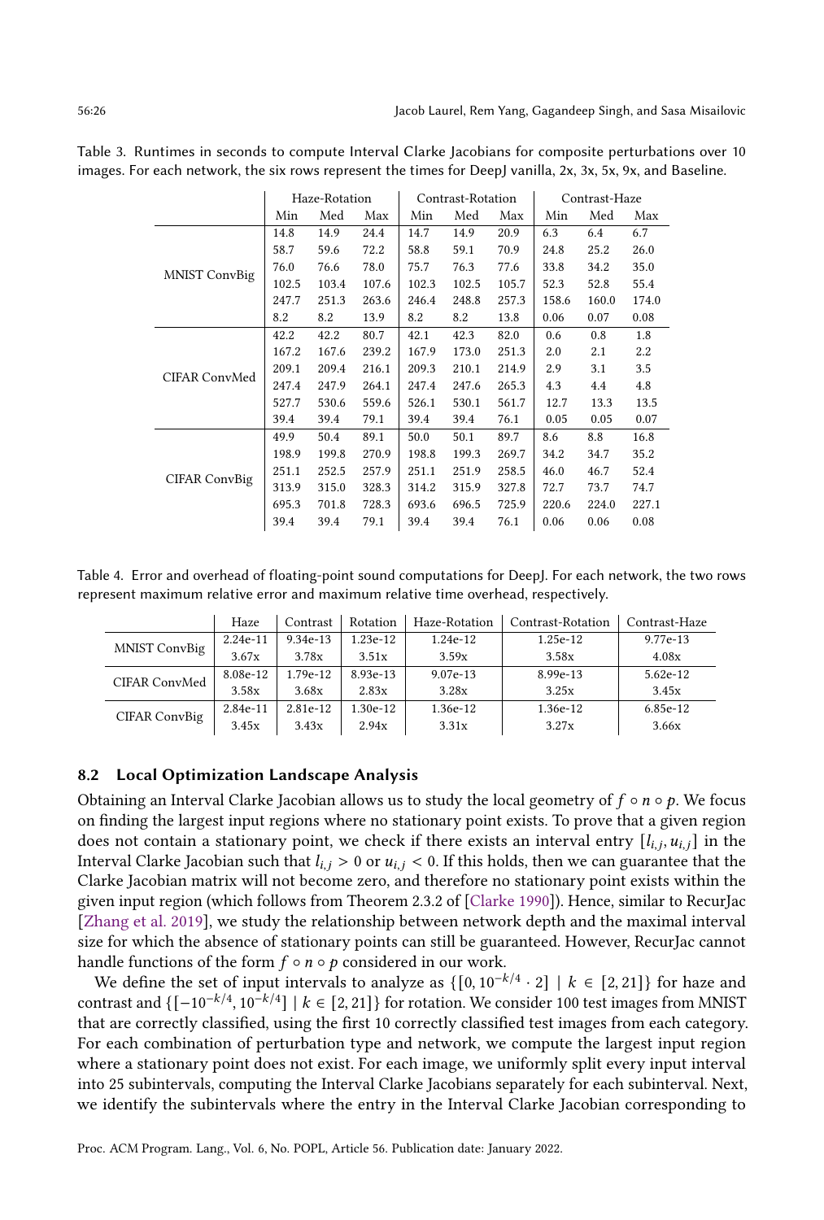Table 3. Runtimes in seconds to compute Interval Clarke Jacobians for composite perturbations over 10 images. For each network, the six rows represent the times for DeepJ vanilla, 2x, 3x, 5x, 9x, and Baseline.

| | Haze-Rotation | | | Contrast-Rotation | | | Contrast-Haze | | |
|---|---|---|---|---|---|---|---|---|---|
| | Min | Med | Max | Min | Med | Max | Min | Med | Max |
| MNIST ConvBig | 14.8 | 14.9 | 24.4 | 14.7 | 14.9 | 20.9 | 6.3 | 6.4 | 6.7 |
| | 58.7 | 59.6 | 72.2 | 58.8 | 59.1 | 70.9 | 24.8 | 25.2 | 26.0 |
| | 76.0 | 76.6 | 78.0 | 75.7 | 76.3 | 77.6 | 33.8 | 34.2 | 35.0 |
| | 102.5 | 103.4 | 107.6 | 102.3 | 102.5 | 105.7 | 52.3 | 52.8 | 55.4 |
| | 247.7 | 251.3 | 263.6 | 246.4 | 248.8 | 257.3 | 158.6 | 160.0 | 174.0 |
| | 8.2 | 8.2 | 13.9 | 8.2 | 8.2 | 13.8 | 0.06 | 0.07 | 0.08 |
| CIFAR ConvMed | 42.2 | 42.2 | 80.7 | 42.1 | 42.3 | 82.0 | 0.6 | 0.8 | 1.8 |
| | 167.2 | 167.6 | 239.2 | 167.9 | 173.0 | 251.3 | 2.0 | 2.1 | 2.2 |
| | 209.1 | 209.4 | 216.1 | 209.3 | 210.1 | 214.9 | 2.9 | 3.1 | 3.5 |
| | 247.4 | 247.9 | 264.1 | 247.4 | 247.6 | 265.3 | 4.3 | 4.4 | 4.8 |
| | 527.7 | 530.6 | 559.6 | 526.1 | 530.1 | 561.7 | 12.7 | 13.3 | 13.5 |
| | 39.4 | 39.4 | 79.1 | 39.4 | 39.4 | 76.1 | 0.05 | 0.05 | 0.07 |
| CIFAR ConvBig | 49.9 | 50.4 | 89.1 | 50.0 | 50.1 | 89.7 | 8.6 | 8.8 | 16.8 |
| | 198.9 | 199.8 | 270.9 | 198.8 | 199.3 | 269.7 | 34.2 | 34.7 | 35.2 |
| | 251.1 | 252.5 | 257.9 | 251.1 | 251.9 | 258.5 | 46.0 | 46.7 | 52.4 |
| | 313.9 | 315.0 | 328.3 | 314.2 | 315.9 | 327.8 | 72.7 | 73.7 | 74.7 |
| | 695.3 | 701.8 | 728.3 | 693.6 | 696.5 | 725.9 | 220.6 | 224.0 | 227.1 |
| | 39.4 | 39.4 | 79.1 | 39.4 | 39.4 | 76.1 | 0.06 | 0.06 | 0.08 |

Table 4. Error and overhead of floating-point sound computations for DeepJ. For each network, the two rows represent maximum relative error and maximum relative time overhead, respectively.

| | Haze | Contrast | Rotation | Haze-Rotation | Contrast-Rotation | Contrast-Haze |
|---|---|---|---|---|---|---|
| MNIST ConvBig | 2.24e-11 | 9.34e-13 | 1.23e-12 | 1.24e-12 | 1.25e-12 | 9.77e-13 |
| | 3.67x | 3.78x | 3.51x | 3.59x | 3.58x | 4.08x |
| CIFAR ConvMed | 8.08e-12 | 1.79e-12 | 8.93e-13 | 9.07e-13 | 8.99e-13 | 5.62e-12 |
| | 3.58x | 3.68x | 2.83x | 3.28x | 3.25x | 3.45x |
| CIFAR ConvBig | 2.84e-11 | 2.81e-12 | 1.30e-12 | 1.36e-12 | 1.36e-12 | 6.85e-12 |
| | 3.45x | 3.43x | 2.94x | 3.31x | 3.27x | 3.66x |

## 8.2 Local Optimization Landscape Analysis

Obtaining an Interval Clarke Jacobian allows us to study the local geometry of $f \circ n \circ p$. We focus on finding the largest input regions where no stationary point exists. To prove that a given region does not contain a stationary point, we check if there exists an interval entry $[l_{i,j}, u_{i,j}]$ in the Interval Clarke Jacobian such that $l_{i,j} > 0$ or $u_{i,j} < 0$. If this holds, then we can guarantee that the Clarke Jacobian matrix will not become zero, and therefore no stationary point exists within the given input region (which follows from Theorem 2.3.2 of [Clarke 1990]). Hence, similar to RecurJac [Zhang et al. 2019], we study the relationship between network depth and the maximal interval size for which the absence of stationary points can still be guaranteed. However, RecurJac cannot handle functions of the form $f \circ n \circ p$ considered in our work.

We define the set of input intervals to analyze as $\{[0, 10^{-k/4} \cdot 2] \mid k \in [2, 21]\}$ for haze and contrast and $\{[-10^{-k/4}, 10^{-k/4}] \mid k \in [2, 21]\}$ for rotation. We consider 100 test images from MNIST that are correctly classified, using the first 10 correctly classified test images from each category. For each combination of perturbation type and network, we compute the largest input region where a stationary point does not exist. For each image, we uniformly split every input interval into 25 subintervals, computing the Interval Clarke Jacobians separately for each subinterval. Next, we identify the subintervals where the entry in the Interval Clarke Jacobian corresponding to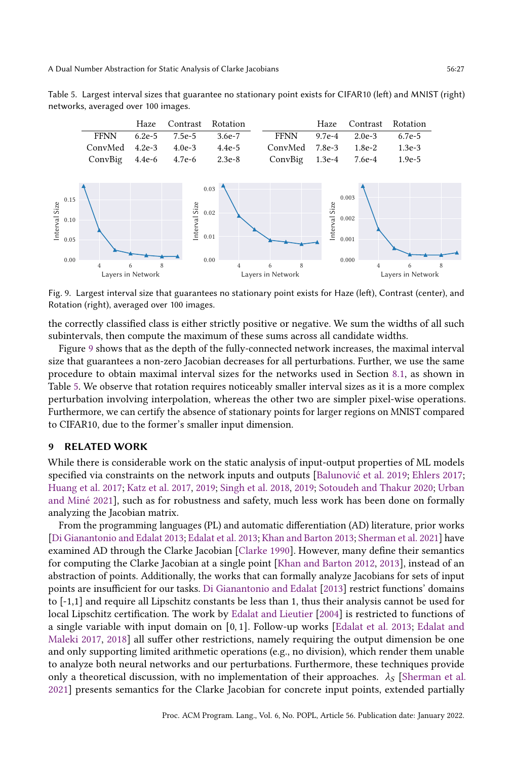Table 5. Largest interval sizes that guarantee no stationary point exists for CIFAR10 (left) and MNIST (right) networks, averaged over 100 images.

| | Haze | Contrast | Rotation |
|---|---|---|---|
| FFNN | 6.2e-5 | 7.5e-5 | 3.6e-7 |
| ConvMed | 4.2e-3 | 4.0e-3 | 4.4e-5 |
| ConvBig | 4.4e-6 | 4.7e-6 | 2.3e-8 |

| | Haze | Contrast | Rotation |
|---|---|---|---|
| FFNN | 9.7e-4 | 2.0e-3 | 6.7e-5 |
| ConvMed | 7.8e-3 | 1.8e-2 | 1.3e-3 |
| ConvBig | 1.3e-4 | 7.6e-4 | 1.9e-5 |

Fig. 9. Largest interval size that guarantees no stationary point exists for Haze (left), Contrast (center), and Rotation (right), averaged over 100 images.

the correctly classified class is either strictly positive or negative. We sum the widths of all such subintervals, then compute the maximum of these sums across all candidate widths.

Figure 9 shows that as the depth of the fully-connected network increases, the maximal interval size that guarantees a non-zero Jacobian decreases for all perturbations. Further, we use the same procedure to obtain maximal interval sizes for the networks used in Section 8.1, as shown in Table 5. We observe that rotation requires noticeably smaller interval sizes as it is a more complex perturbation involving interpolation, whereas the other two are simpler pixel-wise operations. Furthermore, we can certify the absence of stationary points for larger regions on MNIST compared to CIFAR10, due to the former's smaller input dimension.

## 9 RELATED WORK

While there is considerable work on the static analysis of input-output properties of ML models specified via constraints on the network inputs and outputs [Balunović et al. 2019; Ehlers 2017; Huang et al. 2017; Katz et al. 2017, 2019; Singh et al. 2018, 2019; Sotoudeh and Thakur 2020; Urban and Miné 2021], such as for robustness and safety, much less work has been done on formally analyzing the Jacobian matrix.

From the programming languages (PL) and automatic differentiation (AD) literature, prior works [Di Gianantonio and Edalat 2013; Edalat et al. 2013; Khan and Barton 2013; Sherman et al. 2021] have examined AD through the Clarke Jacobian [Clarke 1990]. However, many define their semantics for computing the Clarke Jacobian at a single point [Khan and Barton 2012, 2013], instead of an abstraction of points. Additionally, the works that can formally analyze Jacobians for sets of input points are insufficient for our tasks. Di Gianantonio and Edalat [2013] restrict functions' domains to [-1,1] and require all Lipschitz constants be less than 1, thus their analysis cannot be used for local Lipschitz certification. The work by Edalat and Lieutier [2004] is restricted to functions of a single variable with input domain on $[0, 1]$. Follow-up works [Edalat et al. 2013; Edalat and Maleki 2017, 2018] all suffer other restrictions, namely requiring the output dimension be one and only supporting limited arithmetic operations (e.g., no division), which render them unable to analyze both neural networks and our perturbations. Furthermore, these techniques provide only a theoretical discussion, with no implementation of their approaches. $\lambda_S$ [Sherman et al. 2021] presents semantics for the Clarke Jacobian for concrete input points, extended partially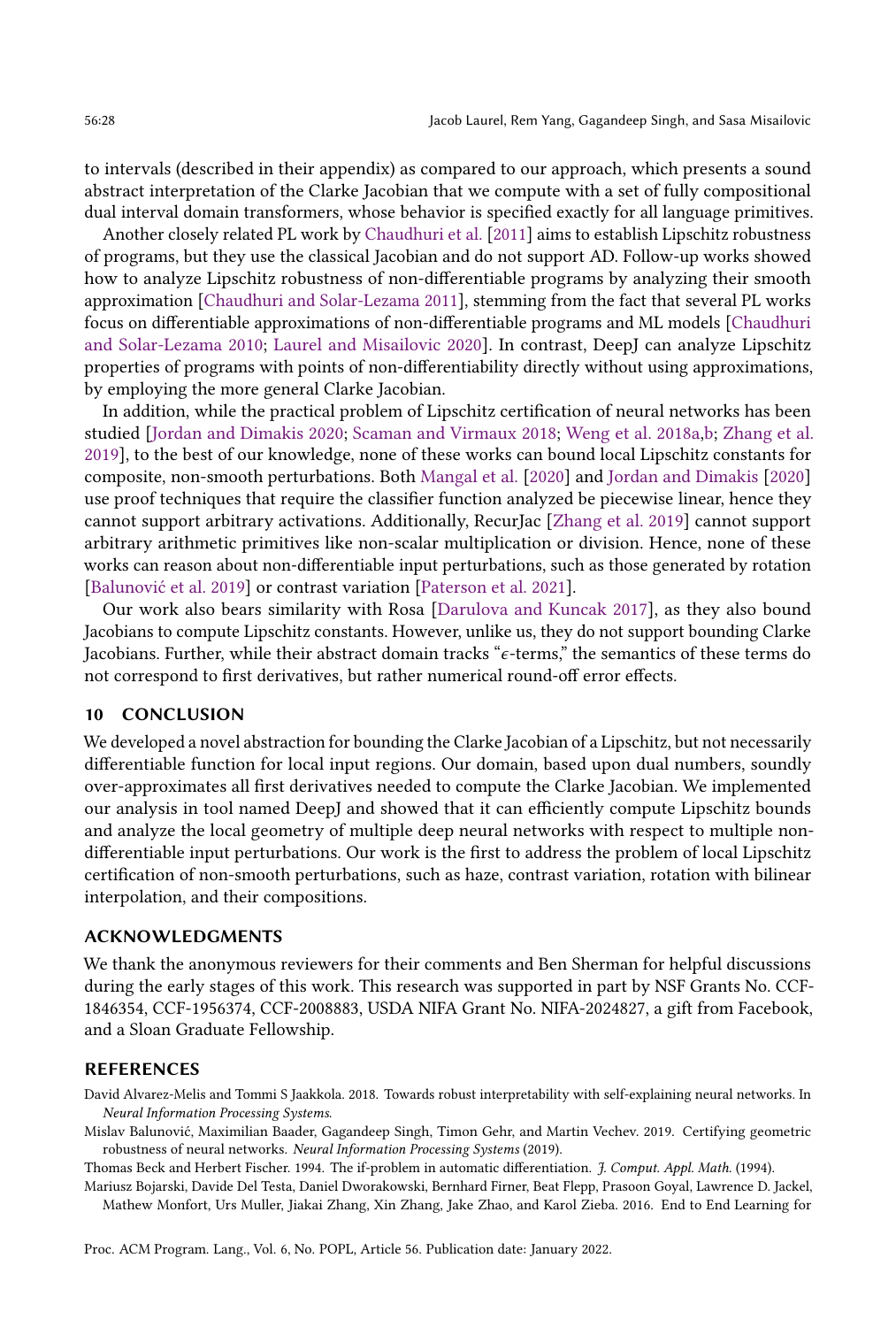to intervals (described in their appendix) as compared to our approach, which presents a sound abstract interpretation of the Clarke Jacobian that we compute with a set of fully compositional dual interval domain transformers, whose behavior is specified exactly for all language primitives.

Another closely related PL work by Chaudhuri et al. [2011] aims to establish Lipschitz robustness of programs, but they use the classical Jacobian and do not support AD. Follow-up works showed how to analyze Lipschitz robustness of non-differentiable programs by analyzing their smooth approximation [Chaudhuri and Solar-Lezama 2011], stemming from the fact that several PL works focus on differentiable approximations of non-differentiable programs and ML models [Chaudhuri and Solar-Lezama 2010; Laurel and Misailovic 2020]. In contrast, DeepJ can analyze Lipschitz properties of programs with points of non-differentiability directly without using approximations, by employing the more general Clarke Jacobian.

In addition, while the practical problem of Lipschitz certification of neural networks has been studied [Jordan and Dimakis 2020; Scaman and Virmaux 2018; Weng et al. 2018a,b; Zhang et al. 2019], to the best of our knowledge, none of these works can bound local Lipschitz constants for composite, non-smooth perturbations. Both Mangal et al. [2020] and Jordan and Dimakis [2020] use proof techniques that require the classifier function analyzed be piecewise linear, hence they cannot support arbitrary activations. Additionally, RecurJac [Zhang et al. 2019] cannot support arbitrary arithmetic primitives like non-scalar multiplication or division. Hence, none of these works can reason about non-differentiable input perturbations, such as those generated by rotation [Balunović et al. 2019] or contrast variation [Paterson et al. 2021].

Our work also bears similarity with Rosa [Darulova and Kuncak 2017], as they also bound Jacobians to compute Lipschitz constants. However, unlike us, they do not support bounding Clarke Jacobians. Further, while their abstract domain tracks "$\epsilon$-terms," the semantics of these terms do not correspond to first derivatives, but rather numerical round-off error effects.

## 10 CONCLUSION

We developed a novel abstraction for bounding the Clarke Jacobian of a Lipschitz, but not necessarily differentiable function for local input regions. Our domain, based upon dual numbers, soundly over-approximates all first derivatives needed to compute the Clarke Jacobian. We implemented our analysis in tool named DeepJ and showed that it can efficiently compute Lipschitz bounds and analyze the local geometry of multiple deep neural networks with respect to multiple non-differentiable input perturbations. Our work is the first to address the problem of local Lipschitz certification of non-smooth perturbations, such as haze, contrast variation, rotation with bilinear interpolation, and their compositions.

## ACKNOWLEDGMENTS

We thank the anonymous reviewers for their comments and Ben Sherman for helpful discussions during the early stages of this work. This research was supported in part by NSF Grants No. CCF-1846354, CCF-1956374, CCF-2008883, USDA NIFA Grant No. NIFA-2024827, a gift from Facebook, and a Sloan Graduate Fellowship.

## REFERENCES

David Alvarez-Melis and Tommi S Jaakkola. 2018. Towards robust interpretability with self-explaining neural networks. In *Neural Information Processing Systems*.

Mislav Balunović, Maximilian Baader, Gagandeep Singh, Timon Gehr, and Martin Vechev. 2019. Certifying geometric robustness of neural networks. *Neural Information Processing Systems* (2019).

Thomas Beck and Herbert Fischer. 1994. The if-problem in automatic differentiation. *J. Comput. Appl. Math.* (1994).

Mariusz Bojarski, Davide Del Testa, Daniel Dworakowski, Bernhard Firner, Beat Flepp, Prasoon Goyal, Lawrence D. Jackel, Mathew Monfort, Urs Muller, Jiakai Zhang, Xin Zhang, Jake Zhao, and Karol Zieba. 2016. End to End Learning for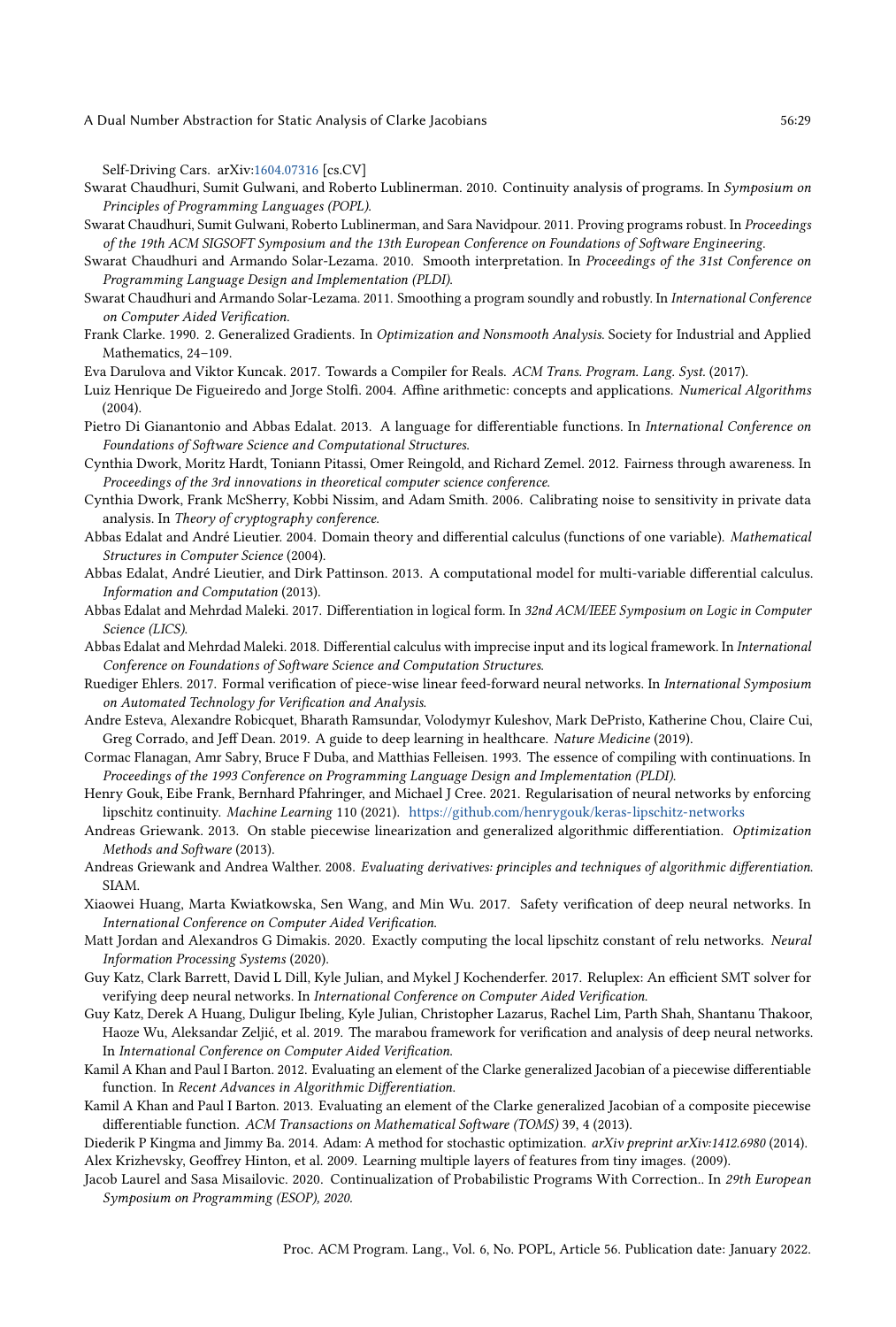Self-Driving Cars. arXiv:1604.07316 [cs.CV]

Swarat Chaudhuri, Sumit Gulwani, and Roberto Lublinerman. 2010. Continuity analysis of programs. In *Symposium on Principles of Programming Languages (POPL)*.

Swarat Chaudhuri, Sumit Gulwani, Roberto Lublinerman, and Sara Navidpour. 2011. Proving programs robust. In *Proceedings of the 19th ACM SIGSOFT Symposium and the 13th European Conference on Foundations of Software Engineering*.

Swarat Chaudhuri and Armando Solar-Lezama. 2010. Smooth interpretation. In *Proceedings of the 31st Conference on Programming Language Design and Implementation (PLDI)*.

Swarat Chaudhuri and Armando Solar-Lezama. 2011. Smoothing a program soundly and robustly. In *International Conference on Computer Aided Verification*.

Frank Clarke. 1990. 2. Generalized Gradients. In *Optimization and Nonsmooth Analysis*. Society for Industrial and Applied Mathematics, 24–109.

Eva Darulova and Viktor Kuncak. 2017. Towards a Compiler for Reals. *ACM Trans. Program. Lang. Syst.* (2017).

Luiz Henrique De Figueiredo and Jorge Stolfi. 2004. Affine arithmetic: concepts and applications. *Numerical Algorithms* (2004).

Pietro Di Gianantonio and Abbas Edalat. 2013. A language for differentiable functions. In *International Conference on Foundations of Software Science and Computational Structures*.

Cynthia Dwork, Moritz Hardt, Toniann Pitassi, Omer Reingold, and Richard Zemel. 2012. Fairness through awareness. In *Proceedings of the 3rd innovations in theoretical computer science conference*.

Cynthia Dwork, Frank McSherry, Kobbi Nissim, and Adam Smith. 2006. Calibrating noise to sensitivity in private data analysis. In *Theory of cryptography conference*.

Abbas Edalat and André Lieutier. 2004. Domain theory and differential calculus (functions of one variable). *Mathematical Structures in Computer Science* (2004).

Abbas Edalat, André Lieutier, and Dirk Pattinson. 2013. A computational model for multi-variable differential calculus. *Information and Computation* (2013).

Abbas Edalat and Mehrdad Maleki. 2017. Differentiation in logical form. In *32nd ACM/IEEE Symposium on Logic in Computer Science (LICS)*.

Abbas Edalat and Mehrdad Maleki. 2018. Differential calculus with imprecise input and its logical framework. In *International Conference on Foundations of Software Science and Computation Structures*.

Ruediger Ehlers. 2017. Formal verification of piece-wise linear feed-forward neural networks. In *International Symposium on Automated Technology for Verification and Analysis*.

Andre Esteva, Alexandre Robicquet, Bharath Ramsundar, Volodymyr Kuleshov, Mark DePristo, Katherine Chou, Claire Cui, Greg Corrado, and Jeff Dean. 2019. A guide to deep learning in healthcare. *Nature Medicine* (2019).

Cormac Flanagan, Amr Sabry, Bruce F Duba, and Matthias Felleisen. 1993. The essence of compiling with continuations. In *Proceedings of the 1993 Conference on Programming Language Design and Implementation (PLDI)*.

Henry Gouk, Eibe Frank, Bernhard Pfahringer, and Michael J Cree. 2021. Regularisation of neural networks by enforcing lipschitz continuity. *Machine Learning* 110 (2021). https://github.com/henrygouk/keras-lipschitz-networks

Andreas Griewank. 2013. On stable piecewise linearization and generalized algorithmic differentiation. *Optimization Methods and Software* (2013).

Andreas Griewank and Andrea Walther. 2008. *Evaluating derivatives: principles and techniques of algorithmic differentiation*. SIAM.

Xiaowei Huang, Marta Kwiatkowska, Sen Wang, and Min Wu. 2017. Safety verification of deep neural networks. In *International Conference on Computer Aided Verification*.

Matt Jordan and Alexandros G Dimakis. 2020. Exactly computing the local lipschitz constant of relu networks. *Neural Information Processing Systems* (2020).

Guy Katz, Clark Barrett, David L Dill, Kyle Julian, and Mykel J Kochenderfer. 2017. Reluplex: An efficient SMT solver for verifying deep neural networks. In *International Conference on Computer Aided Verification*.

Guy Katz, Derek A Huang, Duligur Ibeling, Kyle Julian, Christopher Lazarus, Rachel Lim, Parth Shah, Shantanu Thakoor, Haoze Wu, Aleksandar Zeljić, et al. 2019. The marabou framework for verification and analysis of deep neural networks. In *International Conference on Computer Aided Verification*.

Kamil A Khan and Paul I Barton. 2012. Evaluating an element of the Clarke generalized Jacobian of a piecewise differentiable function. In *Recent Advances in Algorithmic Differentiation*.

Kamil A Khan and Paul I Barton. 2013. Evaluating an element of the Clarke generalized Jacobian of a composite piecewise differentiable function. *ACM Transactions on Mathematical Software (TOMS)* 39, 4 (2013).

Diederik P Kingma and Jimmy Ba. 2014. Adam: A method for stochastic optimization. *arXiv preprint arXiv:1412.6980* (2014).

Alex Krizhevsky, Geoffrey Hinton, et al. 2009. Learning multiple layers of features from tiny images. (2009).

Jacob Laurel and Sasa Misailovic. 2020. Continualization of Probabilistic Programs With Correction.. In *29th European Symposium on Programming (ESOP), 2020.*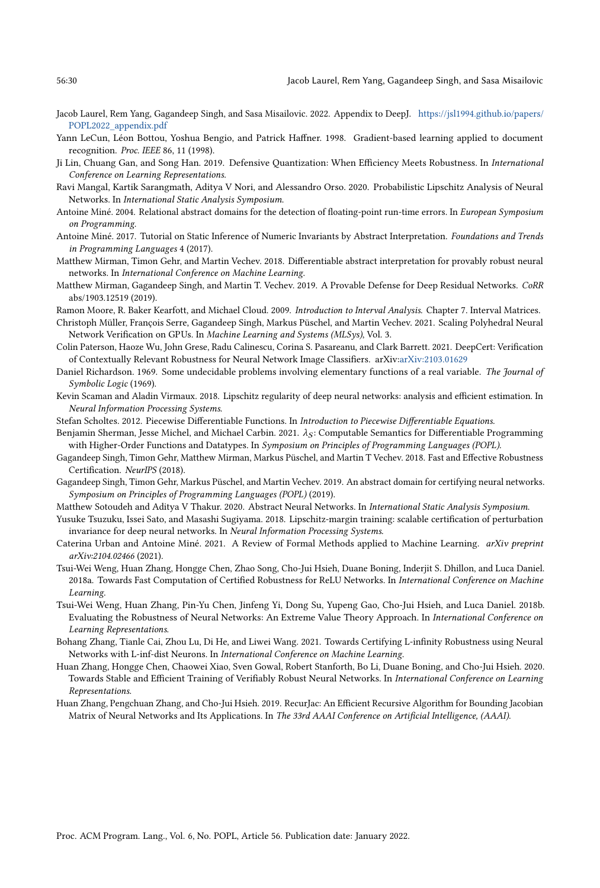Jacob Laurel, Rem Yang, Gagandeep Singh, and Sasa Misailovic. 2022. Appendix to DeepJ. https://jsl1994.github.io/papers/POPL2022_appendix.pdf

Yann LeCun, Léon Bottou, Yoshua Bengio, and Patrick Haffner. 1998. Gradient-based learning applied to document recognition. *Proc. IEEE* 86, 11 (1998).

Ji Lin, Chuang Gan, and Song Han. 2019. Defensive Quantization: When Efficiency Meets Robustness. In *International Conference on Learning Representations*.

Ravi Mangal, Kartik Sarangmath, Aditya V Nori, and Alessandro Orso. 2020. Probabilistic Lipschitz Analysis of Neural Networks. In *International Static Analysis Symposium*.

Antoine Miné. 2004. Relational abstract domains for the detection of floating-point run-time errors. In *European Symposium on Programming*.

Antoine Miné. 2017. Tutorial on Static Inference of Numeric Invariants by Abstract Interpretation. *Foundations and Trends in Programming Languages* 4 (2017).

Matthew Mirman, Timon Gehr, and Martin Vechev. 2018. Differentiable abstract interpretation for provably robust neural networks. In *International Conference on Machine Learning*.

Matthew Mirman, Gagandeep Singh, and Martin T. Vechev. 2019. A Provable Defense for Deep Residual Networks. *CoRR* abs/1903.12519 (2019).

Ramon Moore, R. Baker Kearfott, and Michael Cloud. 2009. *Introduction to Interval Analysis*. Chapter 7. Interval Matrices.

Christoph Müller, François Serre, Gagandeep Singh, Markus Püschel, and Martin Vechev. 2021. Scaling Polyhedral Neural Network Verification on GPUs. In *Machine Learning and Systems (MLSys)*, Vol. 3.

Colin Paterson, Haoze Wu, John Grese, Radu Calinescu, Corina S. Pasareanu, and Clark Barrett. 2021. DeepCert: Verification of Contextually Relevant Robustness for Neural Network Image Classifiers. arXiv:arXiv:2103.01629

Daniel Richardson. 1969. Some undecidable problems involving elementary functions of a real variable. *The Journal of Symbolic Logic* (1969).

Kevin Scaman and Aladin Virmaux. 2018. Lipschitz regularity of deep neural networks: analysis and efficient estimation. In *Neural Information Processing Systems*.

Stefan Scholtes. 2012. Piecewise Differentiable Functions. In *Introduction to Piecewise Differentiable Equations*.

Benjamin Sherman, Jesse Michel, and Michael Carbin. 2021. $\lambda_S$: Computable Semantics for Differentiable Programming with Higher-Order Functions and Datatypes. In *Symposium on Principles of Programming Languages (POPL)*.

Gagandeep Singh, Timon Gehr, Matthew Mirman, Markus Püschel, and Martin T Vechev. 2018. Fast and Effective Robustness Certification. *NeurIPS* (2018).

Gagandeep Singh, Timon Gehr, Markus Püschel, and Martin Vechev. 2019. An abstract domain for certifying neural networks. *Symposium on Principles of Programming Languages (POPL)* (2019).

Matthew Sotoudeh and Aditya V Thakur. 2020. Abstract Neural Networks. In *International Static Analysis Symposium*.

Yusuke Tsuzuku, Issei Sato, and Masashi Sugiyama. 2018. Lipschitz-margin training: scalable certification of perturbation invariance for deep neural networks. In *Neural Information Processing Systems*.

Caterina Urban and Antoine Miné. 2021. A Review of Formal Methods applied to Machine Learning. *arXiv preprint arXiv:2104.02466* (2021).

Tsui-Wei Weng, Huan Zhang, Hongge Chen, Zhao Song, Cho-Jui Hsieh, Duane Boning, Inderjit S. Dhillon, and Luca Daniel. 2018a. Towards Fast Computation of Certified Robustness for ReLU Networks. In *International Conference on Machine Learning*.

Tsui-Wei Weng, Huan Zhang, Pin-Yu Chen, Jinfeng Yi, Dong Su, Yupeng Gao, Cho-Jui Hsieh, and Luca Daniel. 2018b. Evaluating the Robustness of Neural Networks: An Extreme Value Theory Approach. In *International Conference on Learning Representations*.

Bohang Zhang, Tianle Cai, Zhou Lu, Di He, and Liwei Wang. 2021. Towards Certifying L-infinity Robustness using Neural Networks with L-inf-dist Neurons. In *International Conference on Machine Learning*.

Huan Zhang, Hongge Chen, Chaowei Xiao, Sven Gowal, Robert Stanforth, Bo Li, Duane Boning, and Cho-Jui Hsieh. 2020. Towards Stable and Efficient Training of Verifiably Robust Neural Networks. In *International Conference on Learning Representations*.

Huan Zhang, Pengchuan Zhang, and Cho-Jui Hsieh. 2019. RecurJac: An Efficient Recursive Algorithm for Bounding Jacobian Matrix of Neural Networks and Its Applications. In *The 33rd AAAI Conference on Artificial Intelligence, (AAAI)*.